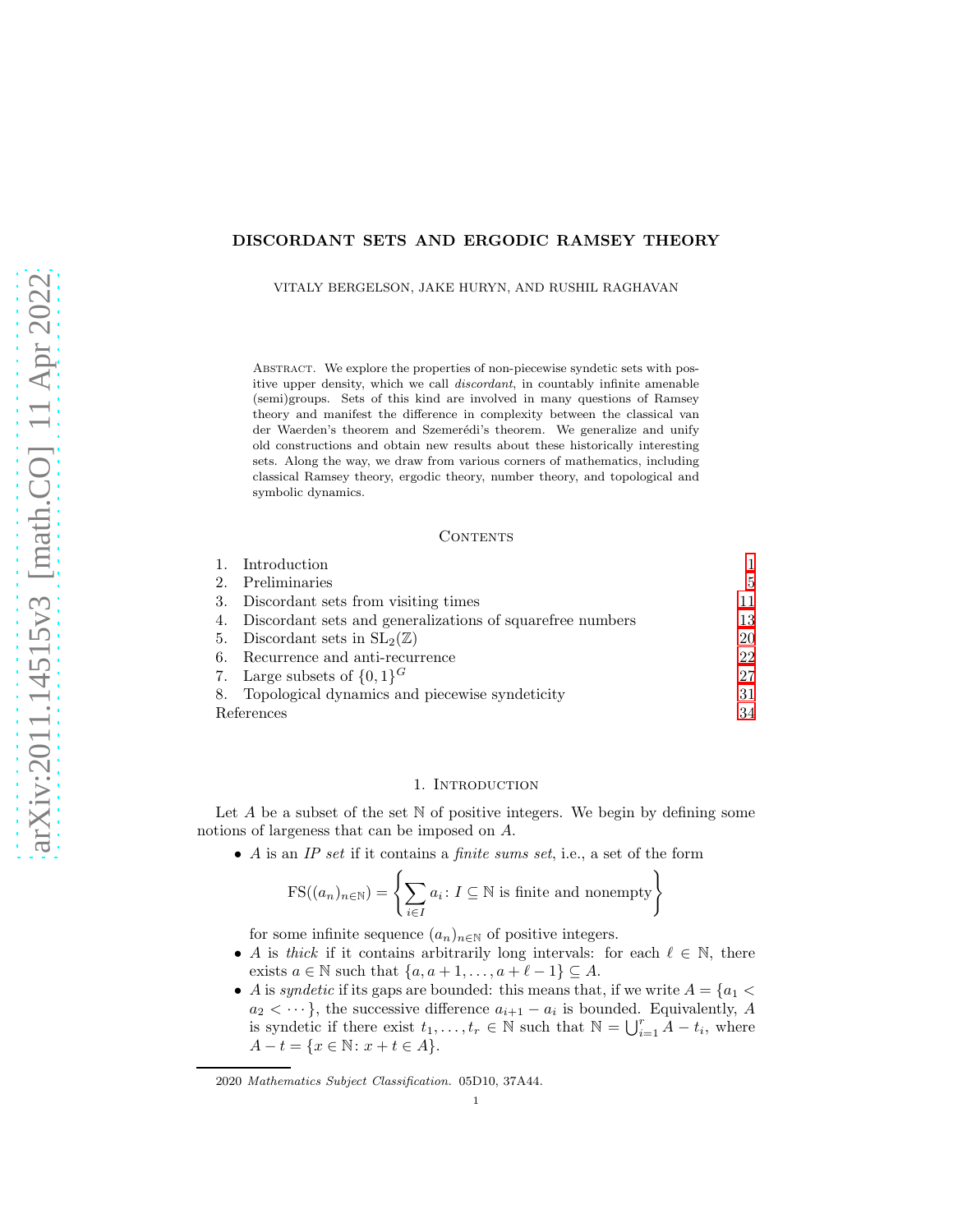# DISCORDANT SETS AND ERGODIC RAMSEY THEORY

VITALY BERGELSON, JAKE HURYN, AND RUSHIL RAGHAVAN

Abstract. We explore the properties of non-piecewise syndetic sets with positive upper density, which we call *discordant*, in countably infinite amenable (semi)groups. Sets of this kind are involved in many questions of Ramsey theory and manifest the difference in complexity between the classical van der Waerden's theorem and Szemerédi's theorem. We generalize and unify old constructions and obtain new results about these historically interesting sets. Along the way, we draw from various corners of mathematics, including classical Ramsey theory, ergodic theory, number theory, and topological and symbolic dynamics.

## Contents

1. Introduction 1
2. Preliminaries 5
3. Discordant sets from visiting times 11
4. Discordant sets and generalizations of squarefree numbers 13
5. Discordant sets in $\mathrm{SL}_2(\mathbb{Z})$ 20
6. Recurrence and anti-recurrence 22
7. Large subsets of $\{0,1\}^G$ 27
8. Topological dynamics and piecewise syndeticity 31

References 34

## 1. Introduction

Let $A$ be a subset of the set $\mathbb{N}$ of positive integers. We begin by defining some notions of largeness that can be imposed on $A$.

- $A$ is an *IP set* if it contains a *finite sums set*, i.e., a set of the form
$$\mathrm{FS}((a_n)_{n\in\mathbb{N}}) = \left\{\sum_{i\in I} a_i \colon I \subseteq \mathbb{N} \text{ is finite and nonempty}\right\}$$
for some infinite sequence $(a_n)_{n\in\mathbb{N}}$ of positive integers.
- $A$ is *thick* if it contains arbitrarily long intervals: for each $\ell \in \mathbb{N}$, there exists $a \in \mathbb{N}$ such that $\{a, a+1, \ldots, a+\ell-1\} \subseteq A$.
- $A$ is *syndetic* if its gaps are bounded: this means that, if we write $A = \{a_1 < a_2 < \cdots\}$, the successive difference $a_{i+1} - a_i$ is bounded. Equivalently, $A$ is syndetic if there exist $t_1, \ldots, t_r \in \mathbb{N}$ such that $\mathbb{N} = \bigcup_{i=1}^{r} A - t_i$, where $A - t = \{x \in \mathbb{N} \colon x + t \in A\}$.

2020 *Mathematics Subject Classification.* 05D10, 37A44.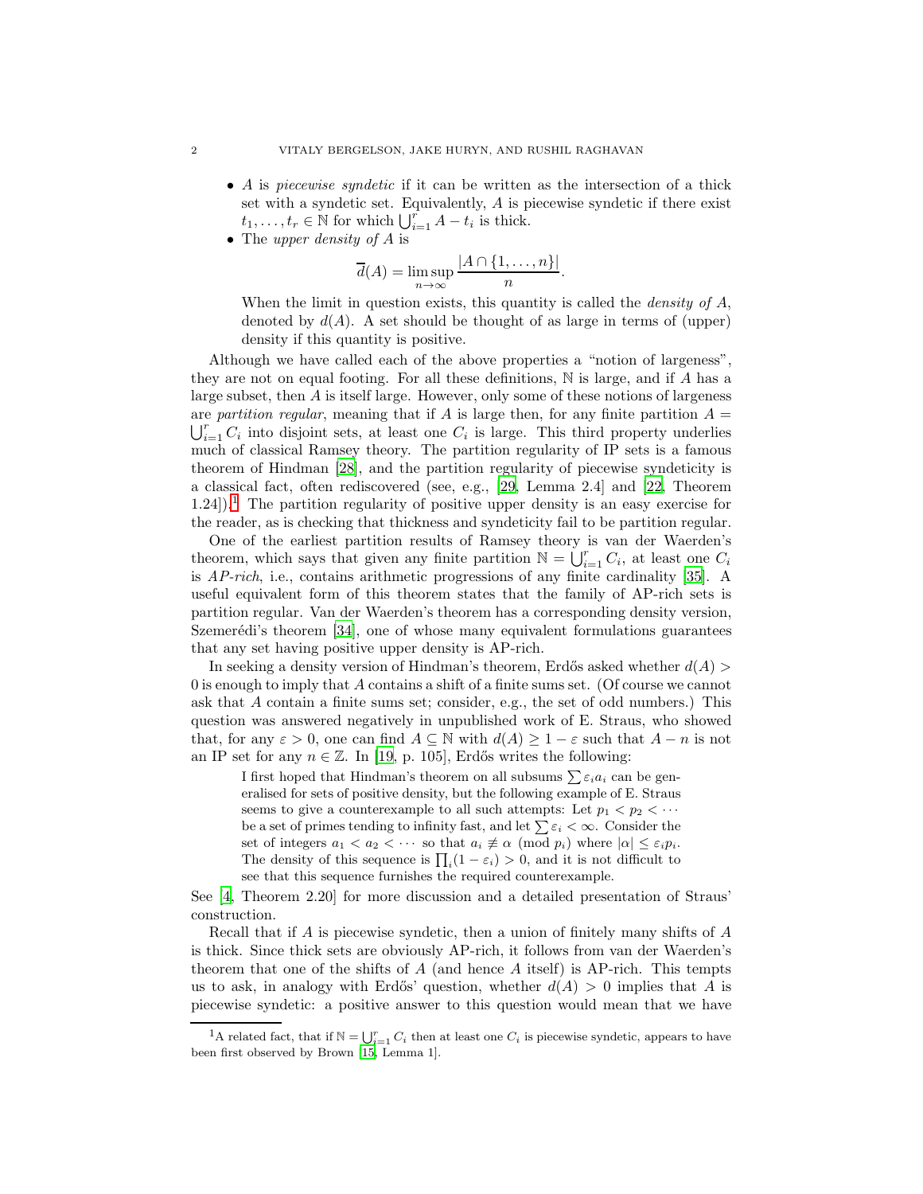- $A$ is *piecewise syndetic* if it can be written as the intersection of a thick set with a syndetic set. Equivalently, $A$ is piecewise syndetic if there exist $t_1, \ldots, t_r \in \mathbb{N}$ for which $\bigcup_{i=1}^{r} A - t_i$ is thick.
- The *upper density of* $A$ is

$$\overline{d}(A) = \limsup_{n\to\infty} \frac{|A \cap \{1, \ldots, n\}|}{n}.$$

When the limit in question exists, this quantity is called the *density of* $A$, denoted by $d(A)$. A set should be thought of as large in terms of (upper) density if this quantity is positive.

Although we have called each of the above properties a "notion of largeness", they are not on equal footing. For all these definitions, $\mathbb{N}$ is large, and if $A$ has a large subset, then $A$ is itself large. However, only some of these notions of largeness are *partition regular*, meaning that if $A$ is large then, for any finite partition $A = \bigcup_{i=1}^{r} C_i$ into disjoint sets, at least one $C_i$ is large. This third property underlies much of classical Ramsey theory. The partition regularity of IP sets is a famous theorem of Hindman [28], and the partition regularity of piecewise syndeticity is a classical fact, often rediscovered (see, e.g., [29, Lemma 2.4] and [22, Theorem 1.24]).[1] The partition regularity of positive upper density is an easy exercise for the reader, as is checking that thickness and syndeticity fail to be partition regular.

One of the earliest partition results of Ramsey theory is van der Waerden's theorem, which says that given any finite partition $\mathbb{N} = \bigcup_{i=1}^{r} C_i$, at least one $C_i$ is *AP-rich*, i.e., contains arithmetic progressions of any finite cardinality [35]. A useful equivalent form of this theorem states that the family of AP-rich sets is partition regular. Van der Waerden's theorem has a corresponding density version, Szemerédi's theorem [34], one of whose many equivalent formulations guarantees that any set having positive upper density is AP-rich.

In seeking a density version of Hindman's theorem, Erdős asked whether $d(A) > 0$ is enough to imply that $A$ contains a shift of a finite sums set. (Of course we cannot ask that $A$ contain a finite sums set; consider, e.g., the set of odd numbers.) This question was answered negatively in unpublished work of E. Straus, who showed that, for any $\varepsilon > 0$, one can find $A \subseteq \mathbb{N}$ with $d(A) \geq 1 - \varepsilon$ such that $A - n$ is not an IP set for any $n \in \mathbb{Z}$. In [19, p. 105], Erdős writes the following:

> I first hoped that Hindman's theorem on all subsums $\sum \varepsilon_i a_i$ can be generalised for sets of positive density, but the following example of E. Straus seems to give a counterexample to all such attempts: Let $p_1 < p_2 < \cdots$ be a set of primes tending to infinity fast, and let $\sum \varepsilon_i < \infty$. Consider the set of integers $a_1 < a_2 < \cdots$ so that $a_i \not\equiv \alpha \pmod{p_i}$ where $|\alpha| \leq \varepsilon_i p_i$. The density of this sequence is $\prod_i (1 - \varepsilon_i) > 0$, and it is not difficult to see that this sequence furnishes the required counterexample.

See [4, Theorem 2.20] for more discussion and a detailed presentation of Straus' construction.

Recall that if $A$ is piecewise syndetic, then a union of finitely many shifts of $A$ is thick. Since thick sets are obviously AP-rich, it follows from van der Waerden's theorem that one of the shifts of $A$ (and hence $A$ itself) is AP-rich. This tempts us to ask, in analogy with Erdős' question, whether $d(A) > 0$ implies that $A$ is piecewise syndetic: a positive answer to this question would mean that we have

[1] A related fact, that if $\mathbb{N} = \bigcup_{i=1}^{r} C_i$ then at least one $C_i$ is piecewise syndetic, appears to have been first observed by Brown [15, Lemma 1].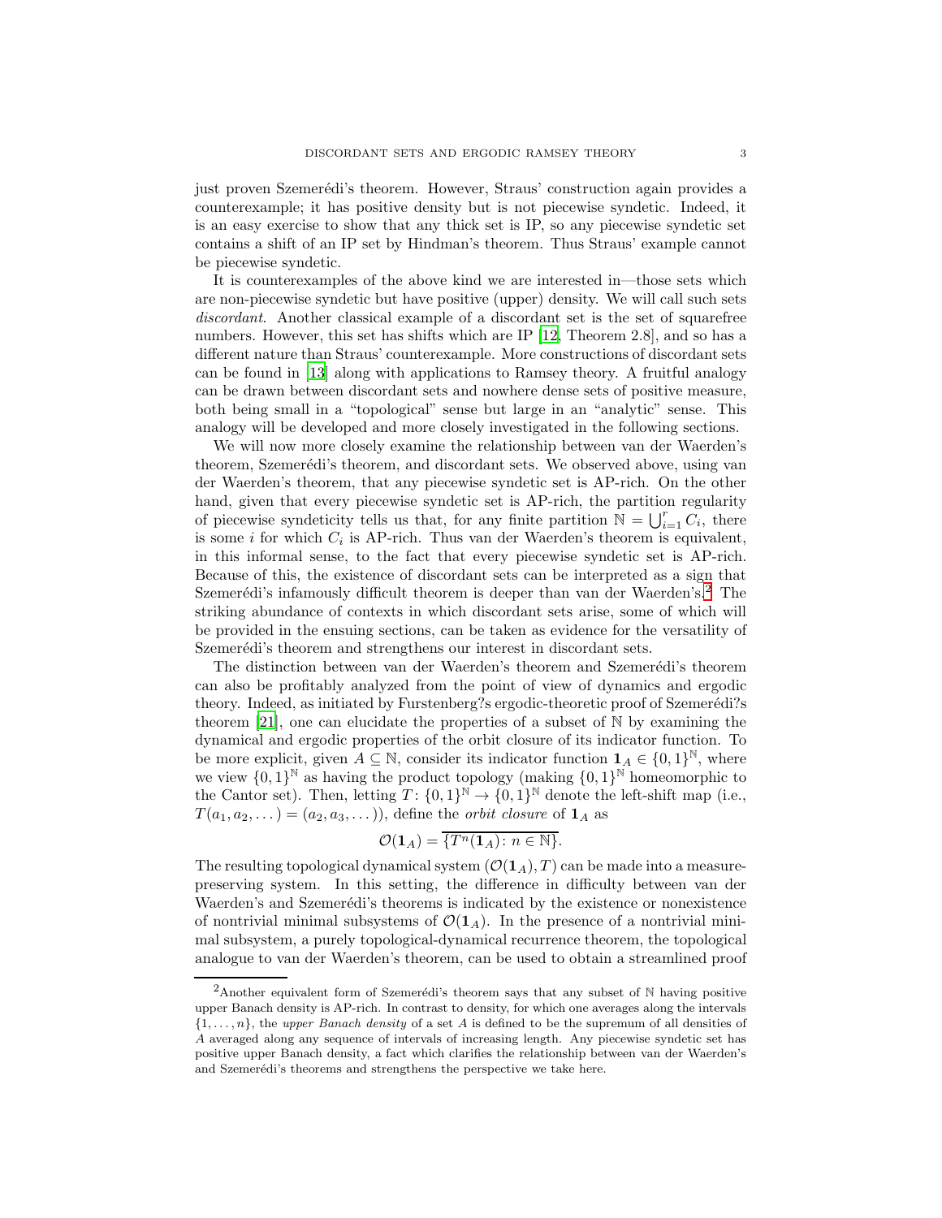just proven Szemerédi's theorem. However, Straus' construction again provides a counterexample; it has positive density but is not piecewise syndetic. Indeed, it is an easy exercise to show that any thick set is IP, so any piecewise syndetic set contains a shift of an IP set by Hindman's theorem. Thus Straus' example cannot be piecewise syndetic.

It is counterexamples of the above kind we are interested in—those sets which are non-piecewise syndetic but have positive (upper) density. We will call such sets *discordant*. Another classical example of a discordant set is the set of squarefree numbers. However, this set has shifts which are IP [12, Theorem 2.8], and so has a different nature than Straus' counterexample. More constructions of discordant sets can be found in [13] along with applications to Ramsey theory. A fruitful analogy can be drawn between discordant sets and nowhere dense sets of positive measure, both being small in a "topological" sense but large in an "analytic" sense. This analogy will be developed and more closely investigated in the following sections.

We will now more closely examine the relationship between van der Waerden's theorem, Szemerédi's theorem, and discordant sets. We observed above, using van der Waerden's theorem, that any piecewise syndetic set is AP-rich. On the other hand, given that every piecewise syndetic set is AP-rich, the partition regularity of piecewise syndeticity tells us that, for any finite partition $\mathbb{N} = \bigcup_{i=1}^{r} C_i$, there is some $i$ for which $C_i$ is AP-rich. Thus van der Waerden's theorem is equivalent, in this informal sense, to the fact that every piecewise syndetic set is AP-rich. Because of this, the existence of discordant sets can be interpreted as a sign that Szemerédi's infamously difficult theorem is deeper than van der Waerden's.[2] The striking abundance of contexts in which discordant sets arise, some of which will be provided in the ensuing sections, can be taken as evidence for the versatility of Szemerédi's theorem and strengthens our interest in discordant sets.

The distinction between van der Waerden's theorem and Szemerédi's theorem can also be profitably analyzed from the point of view of dynamics and ergodic theory. Indeed, as initiated by Furstenberg?s ergodic-theoretic proof of Szemerédi?s theorem [21], one can elucidate the properties of a subset of $\mathbb{N}$ by examining the dynamical and ergodic properties of the orbit closure of its indicator function. To be more explicit, given $A \subseteq \mathbb{N}$, consider its indicator function $\mathbf{1}_A \in \{0,1\}^{\mathbb{N}}$, where we view $\{0,1\}^{\mathbb{N}}$ as having the product topology (making $\{0,1\}^{\mathbb{N}}$ homeomorphic to the Cantor set). Then, letting $T\colon \{0,1\}^{\mathbb{N}} \to \{0,1\}^{\mathbb{N}}$ denote the left-shift map (i.e., $T(a_1, a_2, \dots) = (a_2, a_3, \dots)$), define the *orbit closure* of $\mathbf{1}_A$ as

$$\mathcal{O}(\mathbf{1}_A) = \overline{\{T^n(\mathbf{1}_A) \colon n \in \mathbb{N}\}}.$$

The resulting topological dynamical system $(\mathcal{O}(\mathbf{1}_A), T)$ can be made into a measure-preserving system. In this setting, the difference in difficulty between van der Waerden's and Szemerédi's theorems is indicated by the existence or nonexistence of nontrivial minimal subsystems of $\mathcal{O}(\mathbf{1}_A)$. In the presence of a nontrivial minimal subsystem, a purely topological-dynamical recurrence theorem, the topological analogue to van der Waerden's theorem, can be used to obtain a streamlined proof

[2] Another equivalent form of Szemerédi's theorem says that any subset of $\mathbb{N}$ having positive upper Banach density is AP-rich. In contrast to density, for which one averages along the intervals $\{1, \dots, n\}$, the *upper Banach density* of a set $A$ is defined to be the supremum of all densities of $A$ averaged along any sequence of intervals of increasing length. Any piecewise syndetic set has positive upper Banach density, a fact which clarifies the relationship between van der Waerden's and Szemerédi's theorems and strengthens the perspective we take here.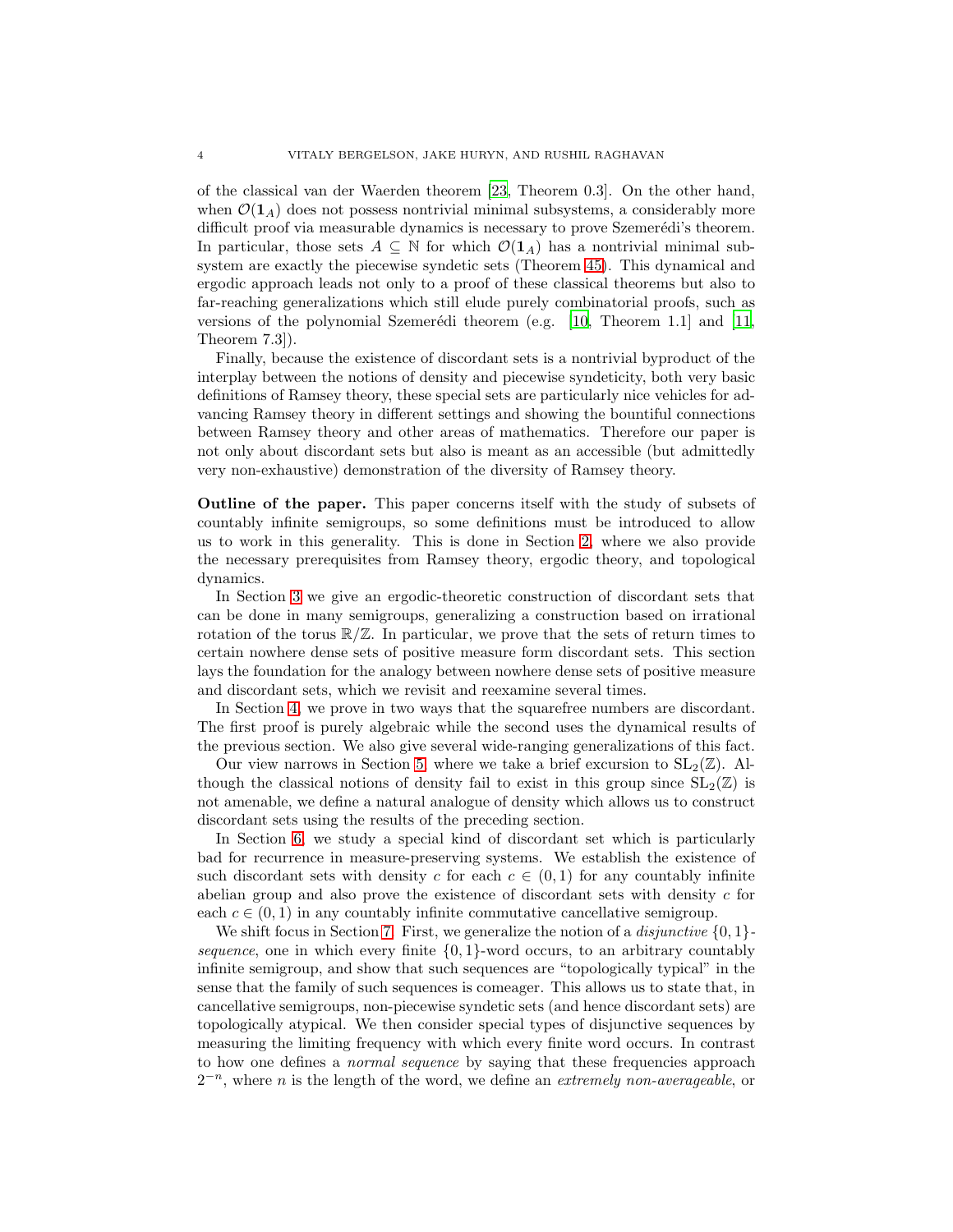of the classical van der Waerden theorem [23, Theorem 0.3]. On the other hand, when $\mathcal{O}(\mathbf{1}_A)$ does not possess nontrivial minimal subsystems, a considerably more difficult proof via measurable dynamics is necessary to prove Szemerédi's theorem. In particular, those sets $A \subseteq \mathbb{N}$ for which $\mathcal{O}(\mathbf{1}_A)$ has a nontrivial minimal subsystem are exactly the piecewise syndetic sets (Theorem 45). This dynamical and ergodic approach leads not only to a proof of these classical theorems but also to far-reaching generalizations which still elude purely combinatorial proofs, such as versions of the polynomial Szemerédi theorem (e.g. [10, Theorem 1.1] and [11, Theorem 7.3]).

Finally, because the existence of discordant sets is a nontrivial byproduct of the interplay between the notions of density and piecewise syndeticity, both very basic definitions of Ramsey theory, these special sets are particularly nice vehicles for advancing Ramsey theory in different settings and showing the bountiful connections between Ramsey theory and other areas of mathematics. Therefore our paper is not only about discordant sets but also is meant as an accessible (but admittedly very non-exhaustive) demonstration of the diversity of Ramsey theory.

**Outline of the paper.** This paper concerns itself with the study of subsets of countably infinite semigroups, so some definitions must be introduced to allow us to work in this generality. This is done in Section 2, where we also provide the necessary prerequisites from Ramsey theory, ergodic theory, and topological dynamics.

In Section 3 we give an ergodic-theoretic construction of discordant sets that can be done in many semigroups, generalizing a construction based on irrational rotation of the torus $\mathbb{R}/\mathbb{Z}$. In particular, we prove that the sets of return times to certain nowhere dense sets of positive measure form discordant sets. This section lays the foundation for the analogy between nowhere dense sets of positive measure and discordant sets, which we revisit and reexamine several times.

In Section 4, we prove in two ways that the squarefree numbers are discordant. The first proof is purely algebraic while the second uses the dynamical results of the previous section. We also give several wide-ranging generalizations of this fact.

Our view narrows in Section 5, where we take a brief excursion to $\mathrm{SL}_2(\mathbb{Z})$. Although the classical notions of density fail to exist in this group since $\mathrm{SL}_2(\mathbb{Z})$ is not amenable, we define a natural analogue of density which allows us to construct discordant sets using the results of the preceding section.

In Section 6, we study a special kind of discordant set which is particularly bad for recurrence in measure-preserving systems. We establish the existence of such discordant sets with density $c$ for each $c \in (0, 1)$ for any countably infinite abelian group and also prove the existence of discordant sets with density $c$ for each $c \in (0, 1)$ in any countably infinite commutative cancellative semigroup.

We shift focus in Section 7. First, we generalize the notion of a *disjunctive* $\{0, 1\}$-*sequence*, one in which every finite $\{0, 1\}$-word occurs, to an arbitrary countably infinite semigroup, and show that such sequences are "topologically typical" in the sense that the family of such sequences is comeager. This allows us to state that, in cancellative semigroups, non-piecewise syndetic sets (and hence discordant sets) are topologically atypical. We then consider special types of disjunctive sequences by measuring the limiting frequency with which every finite word occurs. In contrast to how one defines a *normal sequence* by saying that these frequencies approach $2^{-n}$, where $n$ is the length of the word, we define an *extremely non-averageable*, or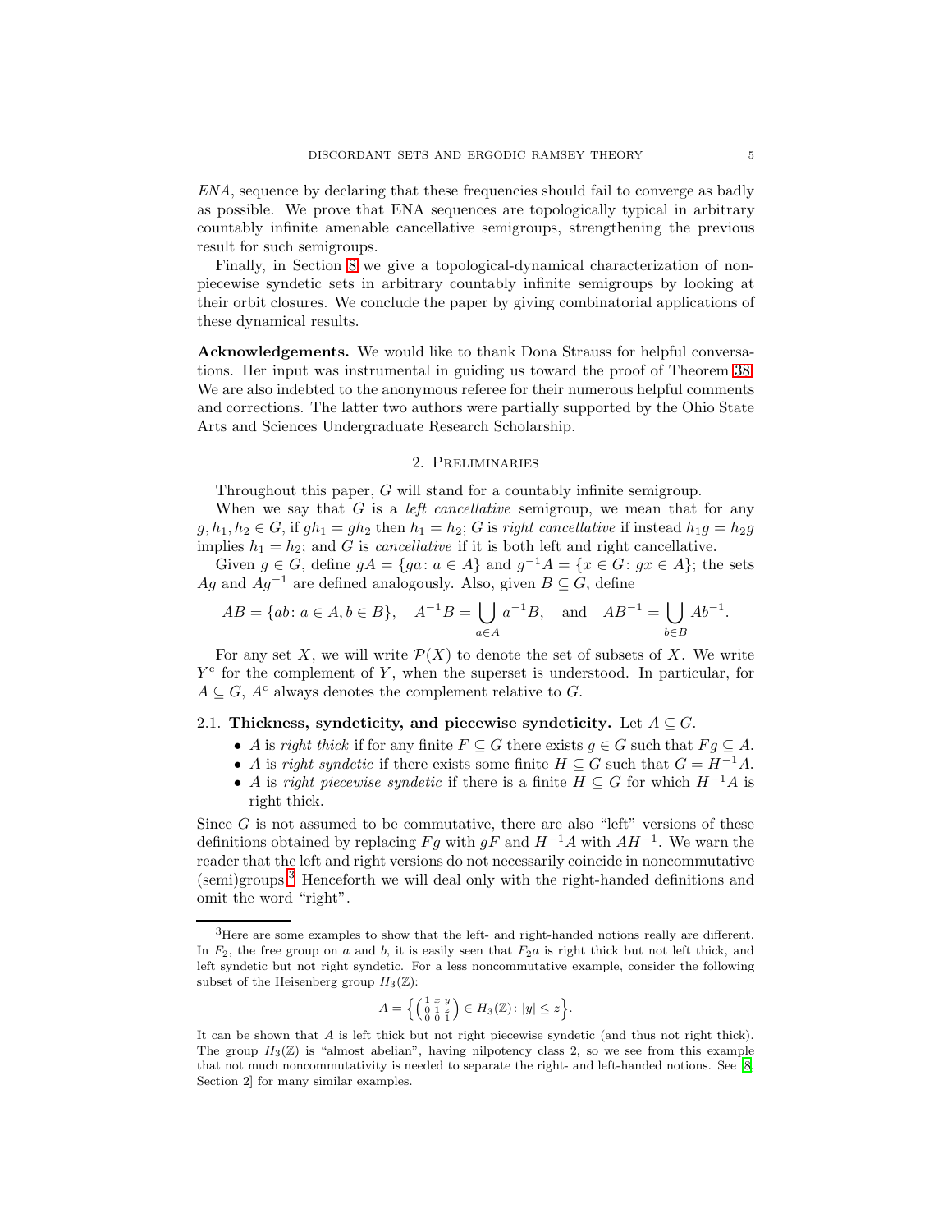*ENA*, sequence by declaring that these frequencies should fail to converge as badly as possible. We prove that ENA sequences are topologically typical in arbitrary countably infinite amenable cancellative semigroups, strengthening the previous result for such semigroups.

Finally, in Section 8 we give a topological-dynamical characterization of non-piecewise syndetic sets in arbitrary countably infinite semigroups by looking at their orbit closures. We conclude the paper by giving combinatorial applications of these dynamical results.

**Acknowledgements.** We would like to thank Dona Strauss for helpful conversations. Her input was instrumental in guiding us toward the proof of Theorem 38. We are also indebted to the anonymous referee for their numerous helpful comments and corrections. The latter two authors were partially supported by the Ohio State Arts and Sciences Undergraduate Research Scholarship.

## 2. Preliminaries

Throughout this paper, $G$ will stand for a countably infinite semigroup.

When we say that $G$ is a *left cancellative* semigroup, we mean that for any $g, h_1, h_2 \in G$, if $gh_1 = gh_2$ then $h_1 = h_2$; $G$ is *right cancellative* if instead $h_1 g = h_2 g$ implies $h_1 = h_2$; and $G$ is *cancellative* if it is both left and right cancellative.

Given $g \in G$, define $gA = \{ga : a \in A\}$ and $g^{-1}A = \{x \in G : gx \in A\}$; the sets $Ag$ and $Ag^{-1}$ are defined analogously. Also, given $B \subseteq G$, define

$$AB = \{ab : a \in A, b \in B\}, \quad A^{-1}B = \bigcup_{a \in A} a^{-1}B, \quad \text{and} \quad AB^{-1} = \bigcup_{b \in B} Ab^{-1}.$$

For any set $X$, we will write $\mathcal{P}(X)$ to denote the set of subsets of $X$. We write $Y^{c}$ for the complement of $Y$, when the superset is understood. In particular, for $A \subseteq G$, $A^{c}$ always denotes the complement relative to $G$.

### 2.1. Thickness, syndeticity, and piecewise syndeticity.

Let $A \subseteq G$.

- $A$ is *right thick* if for any finite $F \subseteq G$ there exists $g \in G$ such that $Fg \subseteq A$.
- $A$ is *right syndetic* if there exists some finite $H \subseteq G$ such that $G = H^{-1}A$.
- $A$ is *right piecewise syndetic* if there is a finite $H \subseteq G$ for which $H^{-1}A$ is right thick.

Since $G$ is not assumed to be commutative, there are also "left" versions of these definitions obtained by replacing $Fg$ with $gF$ and $H^{-1}A$ with $AH^{-1}$. We warn the reader that the left and right versions do not necessarily coincide in noncommutative (semi)groups.[3] Henceforth we will deal only with the right-handed definitions and omit the word "right".

---

[3]Here are some examples to show that the left- and right-handed notions really are different. In $F_2$, the free group on $a$ and $b$, it is easily seen that $F_2 a$ is right thick but not left thick, and left syndetic but not right syndetic. For a less noncommutative example, consider the following subset of the Heisenberg group $H_3(\mathbb{Z})$:

$$A = \left\{ \begin{pmatrix} 1 & x & y \\ 0 & 1 & z \\ 0 & 0 & 1 \end{pmatrix} \in H_3(\mathbb{Z}) : |y| \le z \right\}.$$

It can be shown that $A$ is left thick but not right piecewise syndetic (and thus not right thick). The group $H_3(\mathbb{Z})$ is "almost abelian", having nilpotency class 2, so we see from this example that not much noncommutativity is needed to separate the right- and left-handed notions. See [8, Section 2] for many similar examples.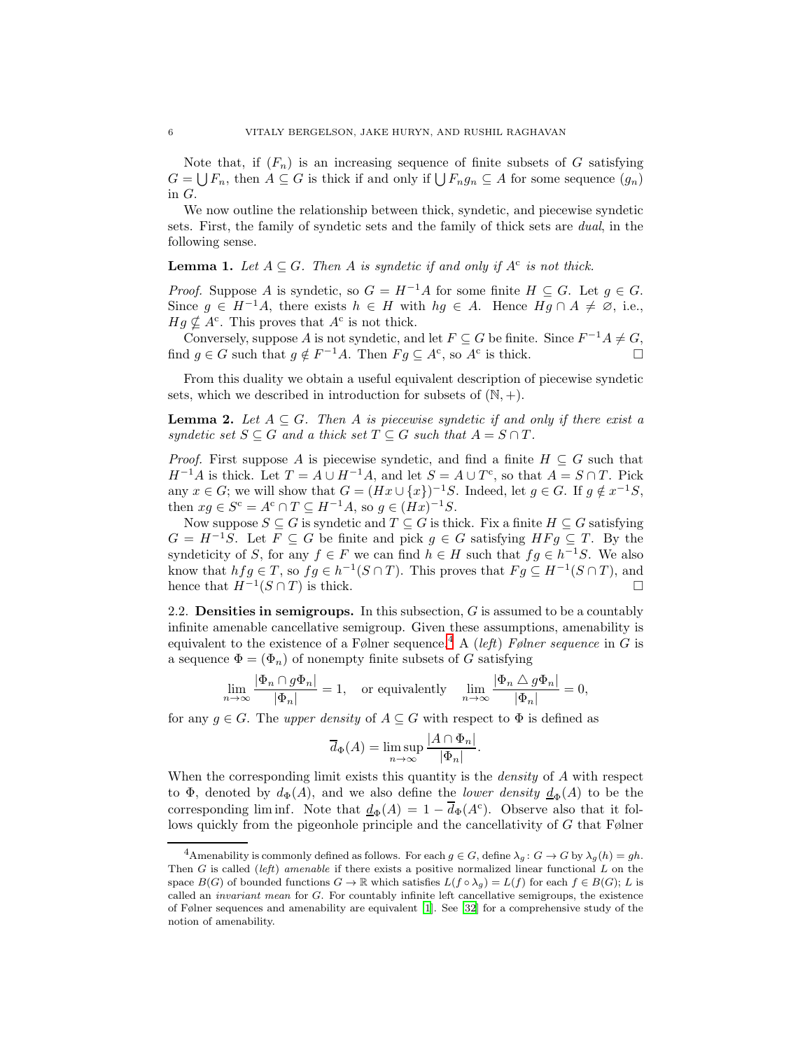Note that, if $(F_n)$ is an increasing sequence of finite subsets of $G$ satisfying $G = \bigcup F_n$, then $A \subseteq G$ is thick if and only if $\bigcup F_n g_n \subseteq A$ for some sequence $(g_n)$ in $G$.

We now outline the relationship between thick, syndetic, and piecewise syndetic sets. First, the family of syndetic sets and the family of thick sets are *dual*, in the following sense.

**Lemma 1.** *Let $A \subseteq G$. Then $A$ is syndetic if and only if $A^{\mathrm{c}}$ is not thick.*

*Proof.* Suppose $A$ is syndetic, so $G = H^{-1}A$ for some finite $H \subseteq G$. Let $g \in G$. Since $g \in H^{-1}A$, there exists $h \in H$ with $hg \in A$. Hence $Hg \cap A \neq \varnothing$, i.e., $Hg \not\subseteq A^{\mathrm{c}}$. This proves that $A^{\mathrm{c}}$ is not thick.

Conversely, suppose $A$ is not syndetic, and let $F \subseteq G$ be finite. Since $F^{-1}A \neq G$, find $g \in G$ such that $g \notin F^{-1}A$. Then $Fg \subseteq A^{\mathrm{c}}$, so $A^{\mathrm{c}}$ is thick. □

From this duality we obtain a useful equivalent description of piecewise syndetic sets, which we described in introduction for subsets of $(\mathbb{N}, +)$.

**Lemma 2.** *Let $A \subseteq G$. Then $A$ is piecewise syndetic if and only if there exist a syndetic set $S \subseteq G$ and a thick set $T \subseteq G$ such that $A = S \cap T$.*

*Proof.* First suppose $A$ is piecewise syndetic, and find a finite $H \subseteq G$ such that $H^{-1}A$ is thick. Let $T = A \cup H^{-1}A$, and let $S = A \cup T^{\mathrm{c}}$, so that $A = S \cap T$. Pick any $x \in G$; we will show that $G = (Hx \cup \{x\})^{-1}S$. Indeed, let $g \in G$. If $g \notin x^{-1}S$, then $xg \in S^{\mathrm{c}} = A^{\mathrm{c}} \cap T \subseteq H^{-1}A$, so $g \in (Hx)^{-1}S$.

Now suppose $S \subseteq G$ is syndetic and $T \subseteq G$ is thick. Fix a finite $H \subseteq G$ satisfying $G = H^{-1}S$. Let $F \subseteq G$ be finite and pick $g \in G$ satisfying $HFg \subseteq T$. By the syndeticity of $S$, for any $f \in F$ we can find $h \in H$ such that $fg \in h^{-1}S$. We also know that $hfg \in T$, so $fg \in h^{-1}(S \cap T)$. This proves that $Fg \subseteq H^{-1}(S \cap T)$, and hence that $H^{-1}(S \cap T)$ is thick. □

2.2. **Densities in semigroups.** In this subsection, $G$ is assumed to be a countably infinite amenable cancellative semigroup. Given these assumptions, amenability is equivalent to the existence of a Følner sequence.[4] A (*left*) *Følner sequence* in $G$ is a sequence $\Phi = (\Phi_n)$ of nonempty finite subsets of $G$ satisfying

$$\lim_{n\to\infty} \frac{|\Phi_n \cap g\Phi_n|}{|\Phi_n|} = 1, \quad \text{or equivalently} \quad \lim_{n\to\infty} \frac{|\Phi_n \triangle g\Phi_n|}{|\Phi_n|} = 0,$$

for any $g \in G$. The *upper density* of $A \subseteq G$ with respect to $\Phi$ is defined as

$$\overline{d}_\Phi(A) = \limsup_{n\to\infty} \frac{|A \cap \Phi_n|}{|\Phi_n|}.$$

When the corresponding limit exists this quantity is the *density* of $A$ with respect to $\Phi$, denoted by $d_\Phi(A)$, and we also define the *lower density* $\underline{d}_\Phi(A)$ to be the corresponding lim inf. Note that $\underline{d}_\Phi(A) = 1 - \overline{d}_\Phi(A^{\mathrm{c}})$. Observe also that it follows quickly from the pigeonhole principle and the cancellativity of $G$ that Følner

[4] Amenability is commonly defined as follows. For each $g \in G$, define $\lambda_g \colon G \to G$ by $\lambda_g(h) = gh$. Then $G$ is called (*left*) *amenable* if there exists a positive normalized linear functional $L$ on the space $B(G)$ of bounded functions $G \to \mathbb{R}$ which satisfies $L(f \circ \lambda_g) = L(f)$ for each $f \in B(G)$; $L$ is called an *invariant mean* for $G$. For countably infinite left cancellative semigroups, the existence of Følner sequences and amenability are equivalent [1]. See [32] for a comprehensive study of the notion of amenability.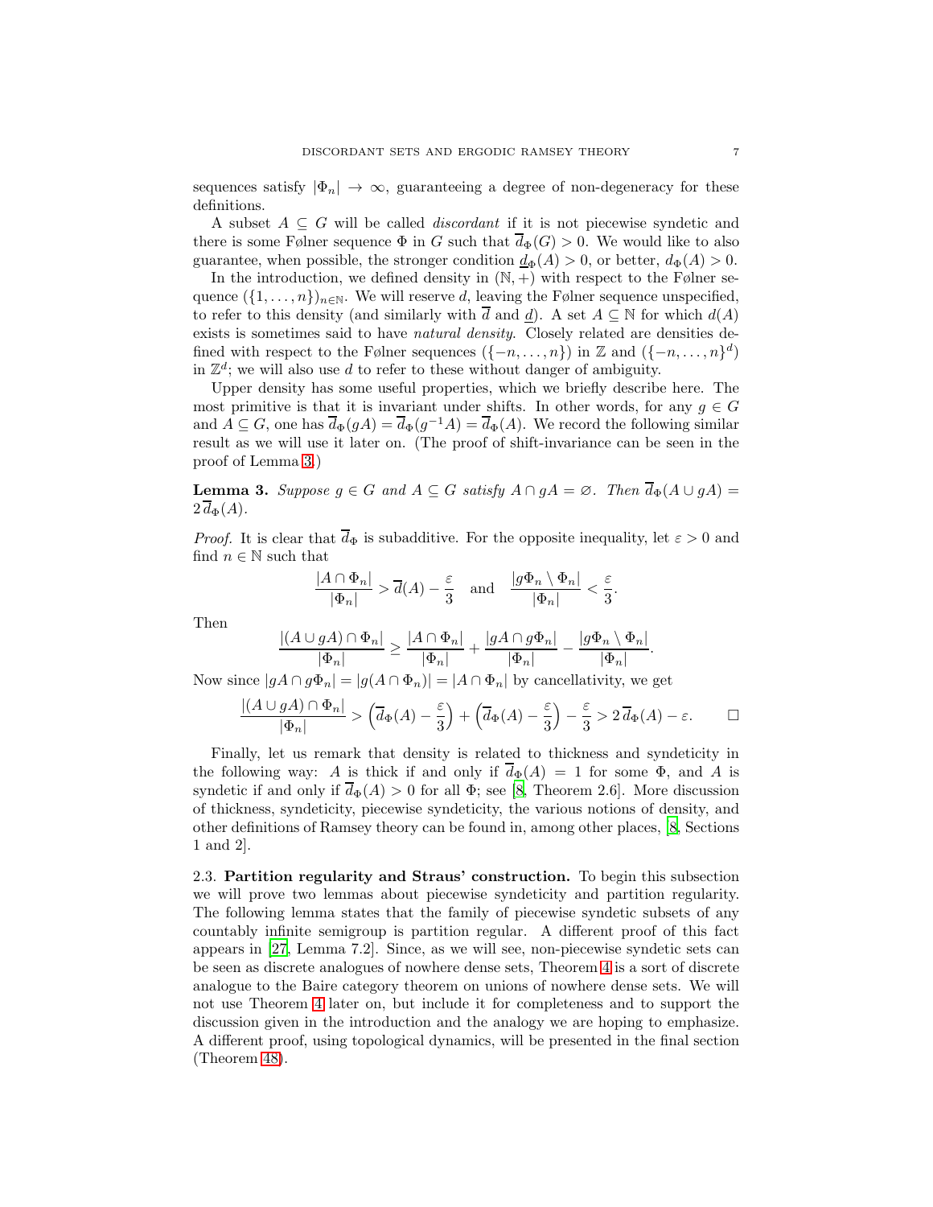sequences satisfy $|\Phi_n| \to \infty$, guaranteeing a degree of non-degeneracy for these definitions.

A subset $A \subseteq G$ will be called *discordant* if it is not piecewise syndetic and there is some Følner sequence $\Phi$ in $G$ such that $\overline{d}_\Phi(G) > 0$. We would like to also guarantee, when possible, the stronger condition $\underline{d}_\Phi(A) > 0$, or better, $d_\Phi(A) > 0$.

In the introduction, we defined density in $(\mathbb{N}, +)$ with respect to the Følner sequence $(\{1, \ldots, n\})_{n\in\mathbb{N}}$. We will reserve $d$, leaving the Følner sequence unspecified, to refer to this density (and similarly with $\overline{d}$ and $\underline{d}$). A set $A \subseteq \mathbb{N}$ for which $d(A)$ exists is sometimes said to have *natural density*. Closely related are densities defined with respect to the Følner sequences $(\{-n, \ldots, n\})$ in $\mathbb{Z}$ and $(\{-n, \ldots, n\}^d)$ in $\mathbb{Z}^d$; we will also use $d$ to refer to these without danger of ambiguity.

Upper density has some useful properties, which we briefly describe here. The most primitive is that it is invariant under shifts. In other words, for any $g \in G$ and $A \subseteq G$, one has $\overline{d}_\Phi(gA) = \overline{d}_\Phi(g^{-1}A) = \overline{d}_\Phi(A)$. We record the following similar result as we will use it later on. (The proof of shift-invariance can be seen in the proof of Lemma 3.)

**Lemma 3.** *Suppose $g \in G$ and $A \subseteq G$ satisfy $A \cap gA = \varnothing$. Then $\overline{d}_\Phi(A \cup gA) = 2\,\overline{d}_\Phi(A)$.*

*Proof.* It is clear that $\overline{d}_\Phi$ is subadditive. For the opposite inequality, let $\varepsilon > 0$ and find $n \in \mathbb{N}$ such that

$$\frac{|A \cap \Phi_n|}{|\Phi_n|} > \overline{d}(A) - \frac{\varepsilon}{3} \quad \text{and} \quad \frac{|g\Phi_n \setminus \Phi_n|}{|\Phi_n|} < \frac{\varepsilon}{3}.$$

Then

$$\frac{|(A \cup gA) \cap \Phi_n|}{|\Phi_n|} \geq \frac{|A \cap \Phi_n|}{|\Phi_n|} + \frac{|gA \cap g\Phi_n|}{|\Phi_n|} - \frac{|g\Phi_n \setminus \Phi_n|}{|\Phi_n|}.$$

Now since $|gA \cap g\Phi_n| = |g(A \cap \Phi_n)| = |A \cap \Phi_n|$ by cancellativity, we get

$$\frac{|(A \cup gA) \cap \Phi_n|}{|\Phi_n|} > \left(\overline{d}_\Phi(A) - \frac{\varepsilon}{3}\right) + \left(\overline{d}_\Phi(A) - \frac{\varepsilon}{3}\right) - \frac{\varepsilon}{3} > 2\,\overline{d}_\Phi(A) - \varepsilon. \qquad \square$$

Finally, let us remark that density is related to thickness and syndeticity in the following way: $A$ is thick if and only if $\overline{d}_\Phi(A) = 1$ for some $\Phi$, and $A$ is syndetic if and only if $\overline{d}_\Phi(A) > 0$ for all $\Phi$; see [8, Theorem 2.6]. More discussion of thickness, syndeticity, piecewise syndeticity, the various notions of density, and other definitions of Ramsey theory can be found in, among other places, [8, Sections 1 and 2].

### 2.3. Partition regularity and Straus' construction.

To begin this subsection we will prove two lemmas about piecewise syndeticity and partition regularity. The following lemma states that the family of piecewise syndetic subsets of any countably infinite semigroup is partition regular. A different proof of this fact appears in [27, Lemma 7.2]. Since, as we will see, non-piecewise syndetic sets can be seen as discrete analogues of nowhere dense sets, Theorem 4 is a sort of discrete analogue to the Baire category theorem on unions of nowhere dense sets. We will not use Theorem 4 later on, but include it for completeness and to support the discussion given in the introduction and the analogy we are hoping to emphasize. A different proof, using topological dynamics, will be presented in the final section (Theorem 48).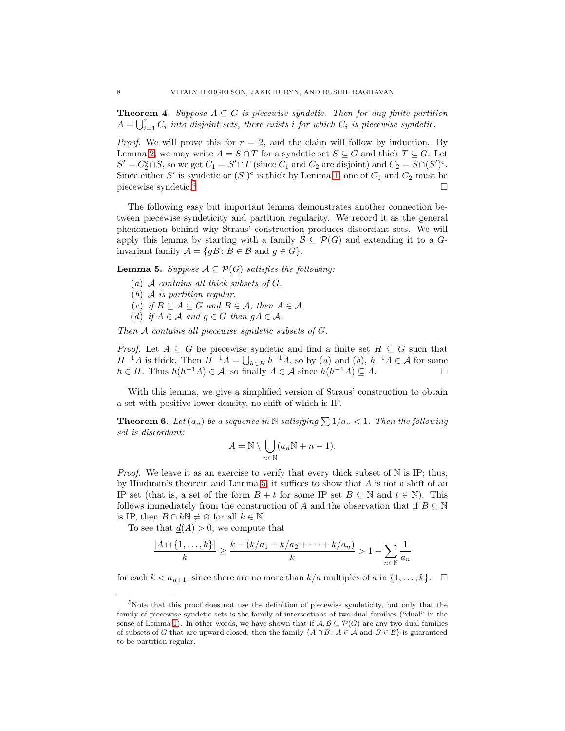**Theorem 4.** *Suppose $A \subseteq G$ is piecewise syndetic. Then for any finite partition $A = \bigcup_{i=1}^{r} C_i$ into disjoint sets, there exists $i$ for which $C_i$ is piecewise syndetic.*

*Proof.* We will prove this for $r = 2$, and the claim will follow by induction. By Lemma 2, we may write $A = S \cap T$ for a syndetic set $S \subseteq G$ and thick $T \subseteq G$. Let $S' = C_2^{\mathrm{c}} \cap S$, so we get $C_1 = S' \cap T$ (since $C_1$ and $C_2$ are disjoint) and $C_2 = S \cap (S')^{\mathrm{c}}$. Since either $S'$ is syndetic or $(S')^{\mathrm{c}}$ is thick by Lemma 1, one of $C_1$ and $C_2$ must be piecewise syndetic.[5] $\square$

The following easy but important lemma demonstrates another connection between piecewise syndeticity and partition regularity. We record it as the general phenomenon behind why Straus' construction produces discordant sets. We will apply this lemma by starting with a family $\mathcal{B} \subseteq \mathcal{P}(G)$ and extending it to a $G$-invariant family $\mathcal{A} = \{gB : B \in \mathcal{B} \text{ and } g \in G\}$.

**Lemma 5.** *Suppose $\mathcal{A} \subseteq \mathcal{P}(G)$ satisfies the following:*

- $(a)$ *$\mathcal{A}$ contains all thick subsets of $G$.*
- $(b)$ *$\mathcal{A}$ is partition regular.*
- $(c)$ *if $B \subseteq A \subseteq G$ and $B \in \mathcal{A}$, then $A \in \mathcal{A}$.*
- $(d)$ *if $A \in \mathcal{A}$ and $g \in G$ then $gA \in \mathcal{A}$.*

*Then $\mathcal{A}$ contains all piecewise syndetic subsets of $G$.*

*Proof.* Let $A \subseteq G$ be piecewise syndetic and find a finite set $H \subseteq G$ such that $H^{-1}A$ is thick. Then $H^{-1}A = \bigcup_{h \in H} h^{-1}A$, so by $(a)$ and $(b)$, $h^{-1}A \in \mathcal{A}$ for some $h \in H$. Thus $h(h^{-1}A) \in \mathcal{A}$, so finally $A \in \mathcal{A}$ since $h(h^{-1}A) \subseteq A$. $\square$

With this lemma, we give a simplified version of Straus' construction to obtain a set with positive lower density, no shift of which is IP.

**Theorem 6.** *Let $(a_n)$ be a sequence in $\mathbb{N}$ satisfying $\sum 1/a_n < 1$. Then the following set is discordant:*

$$A = \mathbb{N} \setminus \bigcup_{n \in \mathbb{N}} (a_n \mathbb{N} + n - 1).$$

*Proof.* We leave it as an exercise to verify that every thick subset of $\mathbb{N}$ is IP; thus, by Hindman's theorem and Lemma 5, it suffices to show that $A$ is not a shift of an IP set (that is, a set of the form $B + t$ for some IP set $B \subseteq \mathbb{N}$ and $t \in \mathbb{N}$). This follows immediately from the construction of $A$ and the observation that if $B \subseteq \mathbb{N}$ is IP, then $B \cap k\mathbb{N} \neq \varnothing$ for all $k \in \mathbb{N}$.

To see that $\underline{d}(A) > 0$, we compute that

$$\frac{|A \cap \{1, \ldots, k\}|}{k} \geq \frac{k - (k/a_1 + k/a_2 + \cdots + k/a_n)}{k} > 1 - \sum_{n \in \mathbb{N}} \frac{1}{a_n}$$

for each $k < a_{n+1}$, since there are no more than $k/a$ multiples of $a$ in $\{1, \ldots, k\}$. $\square$

---

[5] Note that this proof does not use the definition of piecewise syndeticity, but only that the family of piecewise syndetic sets is the family of intersections of two dual families ("dual" in the sense of Lemma 1). In other words, we have shown that if $\mathcal{A}, \mathcal{B} \subseteq \mathcal{P}(G)$ are any two dual families of subsets of $G$ that are upward closed, then the family $\{A \cap B : A \in \mathcal{A} \text{ and } B \in \mathcal{B}\}$ is guaranteed to be partition regular.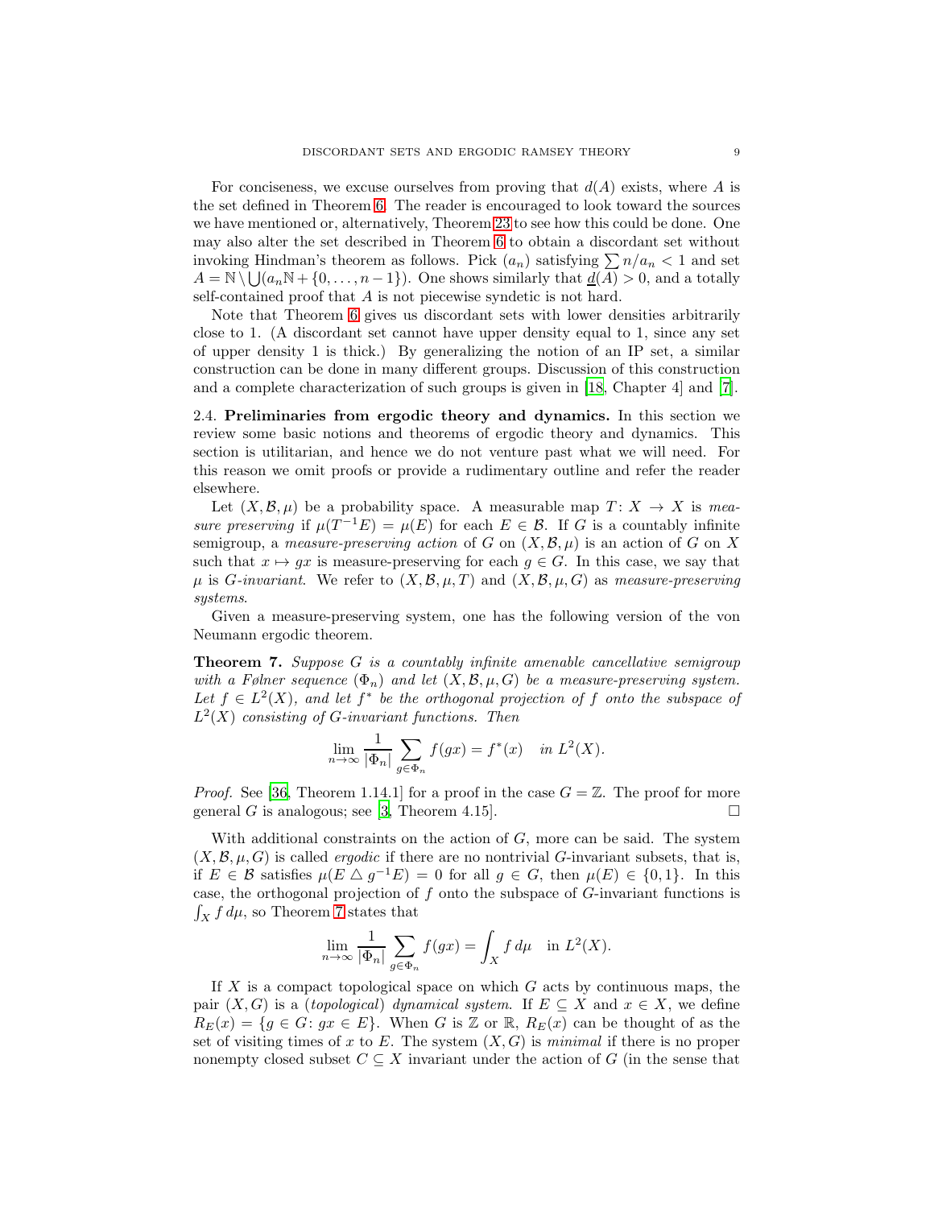For conciseness, we excuse ourselves from proving that $d(A)$ exists, where $A$ is the set defined in Theorem 6. The reader is encouraged to look toward the sources we have mentioned or, alternatively, Theorem 23 to see how this could be done. One may also alter the set described in Theorem 6 to obtain a discordant set without invoking Hindman's theorem as follows. Pick $(a_n)$ satisfying $\sum n/a_n < 1$ and set $A = \mathbb{N} \setminus \bigcup (a_n\mathbb{N} + \{0, \ldots, n-1\})$. One shows similarly that $\underline{d}(A) > 0$, and a totally self-contained proof that $A$ is not piecewise syndetic is not hard.

Note that Theorem 6 gives us discordant sets with lower densities arbitrarily close to 1. (A discordant set cannot have upper density equal to 1, since any set of upper density 1 is thick.) By generalizing the notion of an IP set, a similar construction can be done in many different groups. Discussion of this construction and a complete characterization of such groups is given in [18, Chapter 4] and [7].

## 2.4. Preliminaries from ergodic theory and dynamics.

In this section we review some basic notions and theorems of ergodic theory and dynamics. This section is utilitarian, and hence we do not venture past what we will need. For this reason we omit proofs or provide a rudimentary outline and refer the reader elsewhere.

Let $(X, \mathcal{B}, \mu)$ be a probability space. A measurable map $T\colon X \to X$ is *measure preserving* if $\mu(T^{-1}E) = \mu(E)$ for each $E \in \mathcal{B}$. If $G$ is a countably infinite semigroup, a *measure-preserving action* of $G$ on $(X, \mathcal{B}, \mu)$ is an action of $G$ on $X$ such that $x \mapsto gx$ is measure-preserving for each $g \in G$. In this case, we say that $\mu$ is *$G$-invariant*. We refer to $(X, \mathcal{B}, \mu, T)$ and $(X, \mathcal{B}, \mu, G)$ as *measure-preserving systems*.

Given a measure-preserving system, one has the following version of the von Neumann ergodic theorem.

**Theorem 7.** *Suppose $G$ is a countably infinite amenable cancellative semigroup with a Følner sequence $(\Phi_n)$ and let $(X, \mathcal{B}, \mu, G)$ be a measure-preserving system. Let $f \in L^2(X)$, and let $f^*$ be the orthogonal projection of $f$ onto the subspace of $L^2(X)$ consisting of $G$-invariant functions. Then*

$$\lim_{n\to\infty} \frac{1}{|\Phi_n|} \sum_{g \in \Phi_n} f(gx) = f^*(x) \quad \text{in } L^2(X).$$

*Proof.* See [36, Theorem 1.14.1] for a proof in the case $G = \mathbb{Z}$. The proof for more general $G$ is analogous; see [3, Theorem 4.15]. $\square$

With additional constraints on the action of $G$, more can be said. The system $(X, \mathcal{B}, \mu, G)$ is called *ergodic* if there are no nontrivial $G$-invariant subsets, that is, if $E \in \mathcal{B}$ satisfies $\mu(E \triangle g^{-1}E) = 0$ for all $g \in G$, then $\mu(E) \in \{0, 1\}$. In this case, the orthogonal projection of $f$ onto the subspace of $G$-invariant functions is $\int_X f\, d\mu$, so Theorem 7 states that

$$\lim_{n\to\infty} \frac{1}{|\Phi_n|} \sum_{g \in \Phi_n} f(gx) = \int_X f\, d\mu \quad \text{in } L^2(X).$$

If $X$ is a compact topological space on which $G$ acts by continuous maps, the pair $(X, G)$ is a (*topological*) *dynamical system*. If $E \subseteq X$ and $x \in X$, we define $R_E(x) = \{g \in G\colon gx \in E\}$. When $G$ is $\mathbb{Z}$ or $\mathbb{R}$, $R_E(x)$ can be thought of as the set of visiting times of $x$ to $E$. The system $(X, G)$ is *minimal* if there is no proper nonempty closed subset $C \subseteq X$ invariant under the action of $G$ (in the sense that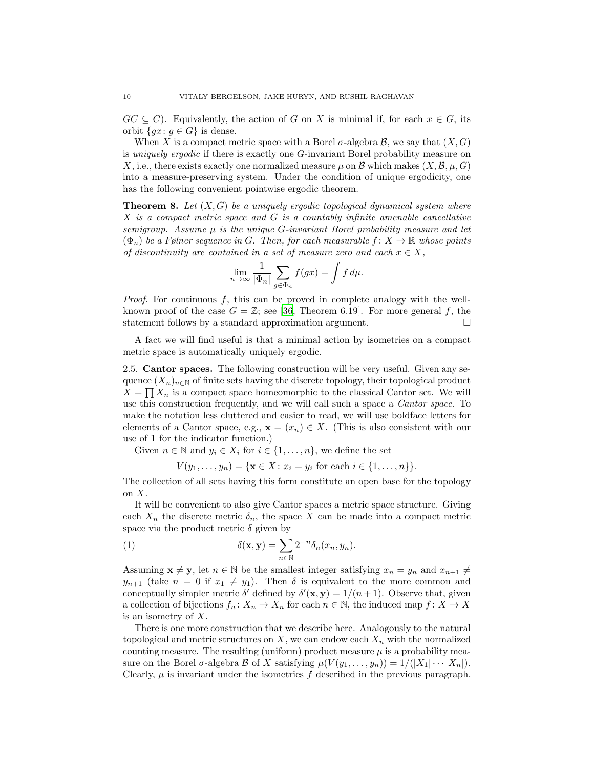$GC \subseteq C$). Equivalently, the action of $G$ on $X$ is minimal if, for each $x \in G$, its orbit $\{gx : g \in G\}$ is dense.

When $X$ is a compact metric space with a Borel $\sigma$-algebra $\mathcal{B}$, we say that $(X, G)$ is *uniquely ergodic* if there is exactly one $G$-invariant Borel probability measure on $X$, i.e., there exists exactly one normalized measure $\mu$ on $\mathcal{B}$ which makes $(X, \mathcal{B}, \mu, G)$ into a measure-preserving system. Under the condition of unique ergodicity, one has the following convenient pointwise ergodic theorem.

**Theorem 8.** *Let $(X, G)$ be a uniquely ergodic topological dynamical system where $X$ is a compact metric space and $G$ is a countably infinite amenable cancellative semigroup. Assume $\mu$ is the unique $G$-invariant Borel probability measure and let $(\Phi_n)$ be a Følner sequence in $G$. Then, for each measurable $f : X \to \mathbb{R}$ whose points of discontinuity are contained in a set of measure zero and each $x \in X$,*

$$\lim_{n\to\infty} \frac{1}{|\Phi_n|} \sum_{g\in\Phi_n} f(gx) = \int f \, d\mu.$$

*Proof.* For continuous $f$, this can be proved in complete analogy with the well-known proof of the case $G = \mathbb{Z}$; see [36, Theorem 6.19]. For more general $f$, the statement follows by a standard approximation argument. □

A fact we will find useful is that a minimal action by isometries on a compact metric space is automatically uniquely ergodic.

2.5. **Cantor spaces.** The following construction will be very useful. Given any sequence $(X_n)_{n\in\mathbb{N}}$ of finite sets having the discrete topology, their topological product $X = \prod X_n$ is a compact space homeomorphic to the classical Cantor set. We will use this construction frequently, and we will call such a space a *Cantor space*. To make the notation less cluttered and easier to read, we will use boldface letters for elements of a Cantor space, e.g., $\mathbf{x} = (x_n) \in X$. (This is also consistent with our use of $\mathbf{1}$ for the indicator function.)

Given $n \in \mathbb{N}$ and $y_i \in X_i$ for $i \in \{1, \dots, n\}$, we define the set

$$V(y_1, \dots, y_n) = \{\mathbf{x} \in X : x_i = y_i \text{ for each } i \in \{1, \dots, n\}\}.$$

The collection of all sets having this form constitute an open base for the topology on $X$.

It will be convenient to also give Cantor spaces a metric space structure. Giving each $X_n$ the discrete metric $\delta_n$, the space $X$ can be made into a compact metric space via the product metric $\delta$ given by

$$\delta(\mathbf{x}, \mathbf{y}) = \sum_{n\in\mathbb{N}} 2^{-n} \delta_n(x_n, y_n). \tag{1}$$

Assuming $\mathbf{x} \neq \mathbf{y}$, let $n \in \mathbb{N}$ be the smallest integer satisfying $x_n = y_n$ and $x_{n+1} \neq y_{n+1}$ (take $n = 0$ if $x_1 \neq y_1$). Then $\delta$ is equivalent to the more common and conceptually simpler metric $\delta'$ defined by $\delta'(\mathbf{x}, \mathbf{y}) = 1/(n+1)$. Observe that, given a collection of bijections $f_n : X_n \to X_n$ for each $n \in \mathbb{N}$, the induced map $f : X \to X$ is an isometry of $X$.

There is one more construction that we describe here. Analogously to the natural topological and metric structures on $X$, we can endow each $X_n$ with the normalized counting measure. The resulting (uniform) product measure $\mu$ is a probability measure on the Borel $\sigma$-algebra $\mathcal{B}$ of $X$ satisfying $\mu(V(y_1, \dots, y_n)) = 1/(|X_1| \cdots |X_n|)$. Clearly, $\mu$ is invariant under the isometries $f$ described in the previous paragraph.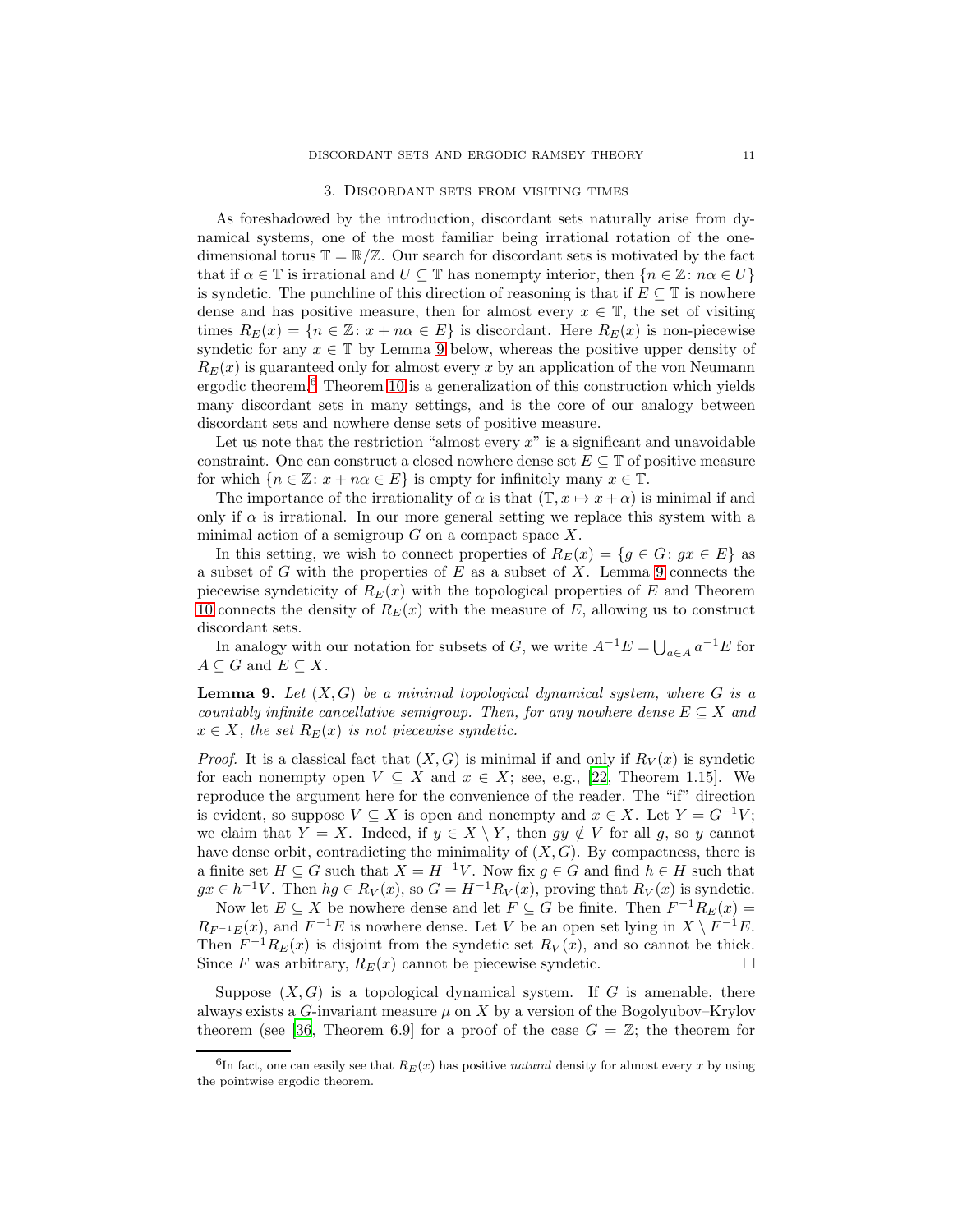## 3. Discordant sets from visiting times

As foreshadowed by the introduction, discordant sets naturally arise from dynamical systems, one of the most familiar being irrational rotation of the one-dimensional torus $\mathbb{T} = \mathbb{R}/\mathbb{Z}$. Our search for discordant sets is motivated by the fact that if $\alpha \in \mathbb{T}$ is irrational and $U \subseteq \mathbb{T}$ has nonempty interior, then $\{n \in \mathbb{Z} \colon n\alpha \in U\}$ is syndetic. The punchline of this direction of reasoning is that if $E \subseteq \mathbb{T}$ is nowhere dense and has positive measure, then for almost every $x \in \mathbb{T}$, the set of visiting times $R_E(x) = \{n \in \mathbb{Z} \colon x + n\alpha \in E\}$ is discordant. Here $R_E(x)$ is non-piecewise syndetic for any $x \in \mathbb{T}$ by Lemma 9 below, whereas the positive upper density of $R_E(x)$ is guaranteed only for almost every $x$ by an application of the von Neumann ergodic theorem.[6] Theorem 10 is a generalization of this construction which yields many discordant sets in many settings, and is the core of our analogy between discordant sets and nowhere dense sets of positive measure.

Let us note that the restriction "almost every $x$" is a significant and unavoidable constraint. One can construct a closed nowhere dense set $E \subseteq \mathbb{T}$ of positive measure for which $\{n \in \mathbb{Z} \colon x + n\alpha \in E\}$ is empty for infinitely many $x \in \mathbb{T}$.

The importance of the irrationality of $\alpha$ is that $(\mathbb{T}, x \mapsto x + \alpha)$ is minimal if and only if $\alpha$ is irrational. In our more general setting we replace this system with a minimal action of a semigroup $G$ on a compact space $X$.

In this setting, we wish to connect properties of $R_E(x) = \{g \in G \colon gx \in E\}$ as a subset of $G$ with the properties of $E$ as a subset of $X$. Lemma 9 connects the piecewise syndeticity of $R_E(x)$ with the topological properties of $E$ and Theorem 10 connects the density of $R_E(x)$ with the measure of $E$, allowing us to construct discordant sets.

In analogy with our notation for subsets of $G$, we write $A^{-1}E = \bigcup_{a \in A} a^{-1}E$ for $A \subseteq G$ and $E \subseteq X$.

**Lemma 9.** *Let $(X, G)$ be a minimal topological dynamical system, where $G$ is a countably infinite cancellative semigroup. Then, for any nowhere dense $E \subseteq X$ and $x \in X$, the set $R_E(x)$ is not piecewise syndetic.*

*Proof.* It is a classical fact that $(X, G)$ is minimal if and only if $R_V(x)$ is syndetic for each nonempty open $V \subseteq X$ and $x \in X$; see, e.g., [22, Theorem 1.15]. We reproduce the argument here for the convenience of the reader. The "if" direction is evident, so suppose $V \subseteq X$ is open and nonempty and $x \in X$. Let $Y = G^{-1}V$; we claim that $Y = X$. Indeed, if $y \in X \setminus Y$, then $gy \notin V$ for all $g$, so $y$ cannot have dense orbit, contradicting the minimality of $(X, G)$. By compactness, there is a finite set $H \subseteq G$ such that $X = H^{-1}V$. Now fix $g \in G$ and find $h \in H$ such that $gx \in h^{-1}V$. Then $hg \in R_V(x)$, so $G = H^{-1}R_V(x)$, proving that $R_V(x)$ is syndetic.

Now let $E \subseteq X$ be nowhere dense and let $F \subseteq G$ be finite. Then $F^{-1}R_E(x) = R_{F^{-1}E}(x)$, and $F^{-1}E$ is nowhere dense. Let $V$ be an open set lying in $X \setminus F^{-1}E$. Then $F^{-1}R_E(x)$ is disjoint from the syndetic set $R_V(x)$, and so cannot be thick. Since $F$ was arbitrary, $R_E(x)$ cannot be piecewise syndetic. $\square$

Suppose $(X, G)$ is a topological dynamical system. If $G$ is amenable, there always exists a $G$-invariant measure $\mu$ on $X$ by a version of the Bogolyubov–Krylov theorem (see [36, Theorem 6.9] for a proof of the case $G = \mathbb{Z}$; the theorem for

[6] In fact, one can easily see that $R_E(x)$ has positive *natural* density for almost every $x$ by using the pointwise ergodic theorem.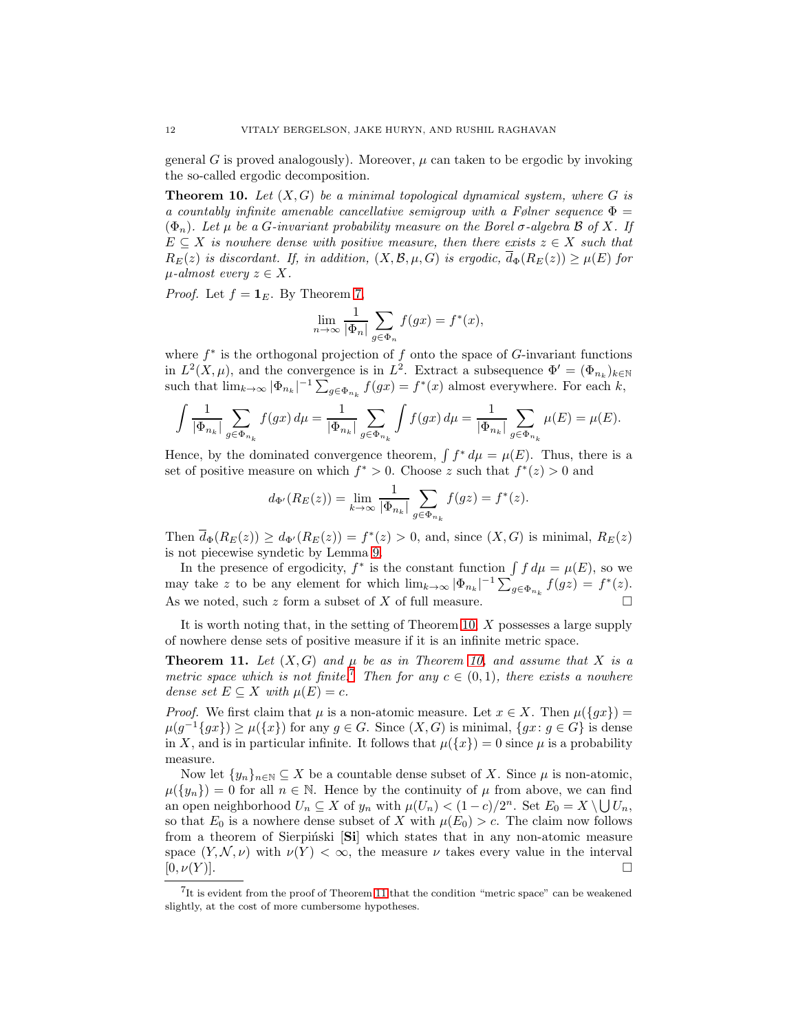general $G$ is proved analogously). Moreover, $\mu$ can taken to be ergodic by invoking the so-called ergodic decomposition.

**Theorem 10.** *Let $(X, G)$ be a minimal topological dynamical system, where $G$ is a countably infinite amenable cancellative semigroup with a Følner sequence $\Phi = (\Phi_n)$. Let $\mu$ be a $G$-invariant probability measure on the Borel $\sigma$-algebra $\mathcal{B}$ of $X$. If $E \subseteq X$ is nowhere dense with positive measure, then there exists $z \in X$ such that $R_E(z)$ is discordant. If, in addition, $(X, \mathcal{B}, \mu, G)$ is ergodic, $\overline{d}_\Phi(R_E(z)) \geq \mu(E)$ for $\mu$-almost every $z \in X$.*

*Proof.* Let $f = \mathbf{1}_E$. By Theorem 7,

$$\lim_{n\to\infty} \frac{1}{|\Phi_n|} \sum_{g\in\Phi_n} f(gx) = f^*(x),$$

where $f^*$ is the orthogonal projection of $f$ onto the space of $G$-invariant functions in $L^2(X, \mu)$, and the convergence is in $L^2$. Extract a subsequence $\Phi' = (\Phi_{n_k})_{k\in\mathbb{N}}$ such that $\lim_{k\to\infty} |\Phi_{n_k}|^{-1} \sum_{g\in\Phi_{n_k}} f(gx) = f^*(x)$ almost everywhere. For each $k$,

$$\int \frac{1}{|\Phi_{n_k}|} \sum_{g\in\Phi_{n_k}} f(gx)\, d\mu = \frac{1}{|\Phi_{n_k}|} \sum_{g\in\Phi_{n_k}} \int f(gx)\, d\mu = \frac{1}{|\Phi_{n_k}|} \sum_{g\in\Phi_{n_k}} \mu(E) = \mu(E).$$

Hence, by the dominated convergence theorem, $\int f^*\, d\mu = \mu(E)$. Thus, there is a set of positive measure on which $f^* > 0$. Choose $z$ such that $f^*(z) > 0$ and

$$d_{\Phi'}(R_E(z)) = \lim_{k\to\infty} \frac{1}{|\Phi_{n_k}|} \sum_{g\in\Phi_{n_k}} f(gz) = f^*(z).$$

Then $\overline{d}_\Phi(R_E(z)) \geq d_{\Phi'}(R_E(z)) = f^*(z) > 0$, and, since $(X, G)$ is minimal, $R_E(z)$ is not piecewise syndetic by Lemma 9.

In the presence of ergodicity, $f^*$ is the constant function $\int f\, d\mu = \mu(E)$, so we may take $z$ to be any element for which $\lim_{k\to\infty} |\Phi_{n_k}|^{-1} \sum_{g\in\Phi_{n_k}} f(gz) = f^*(z)$. As we noted, such $z$ form a subset of $X$ of full measure. □

It is worth noting that, in the setting of Theorem 10, $X$ possesses a large supply of nowhere dense sets of positive measure if it is an infinite metric space.

**Theorem 11.** *Let $(X, G)$ and $\mu$ be as in Theorem 10, and assume that $X$ is a metric space which is not finite.*[7] *Then for any $c \in (0, 1)$, there exists a nowhere dense set $E \subseteq X$ with $\mu(E) = c$.*

*Proof.* We first claim that $\mu$ is a non-atomic measure. Let $x \in X$. Then $\mu(\{gx\}) = \mu(g^{-1}\{gx\}) \geq \mu(\{x\})$ for any $g \in G$. Since $(X, G)$ is minimal, $\{gx : g \in G\}$ is dense in $X$, and is in particular infinite. It follows that $\mu(\{x\}) = 0$ since $\mu$ is a probability measure.

Now let $\{y_n\}_{n\in\mathbb{N}} \subseteq X$ be a countable dense subset of $X$. Since $\mu$ is non-atomic, $\mu(\{y_n\}) = 0$ for all $n \in \mathbb{N}$. Hence by the continuity of $\mu$ from above, we can find an open neighborhood $U_n \subseteq X$ of $y_n$ with $\mu(U_n) < (1-c)/2^n$. Set $E_0 = X \setminus \bigcup U_n$, so that $E_0$ is a nowhere dense subset of $X$ with $\mu(E_0) > c$. The claim now follows from a theorem of Sierpiński [**Si**] which states that in any non-atomic measure space $(Y, \mathcal{N}, \nu)$ with $\nu(Y) < \infty$, the measure $\nu$ takes every value in the interval $[0, \nu(Y)]$. □

[7] It is evident from the proof of Theorem 11 that the condition "metric space" can be weakened slightly, at the cost of more cumbersome hypotheses.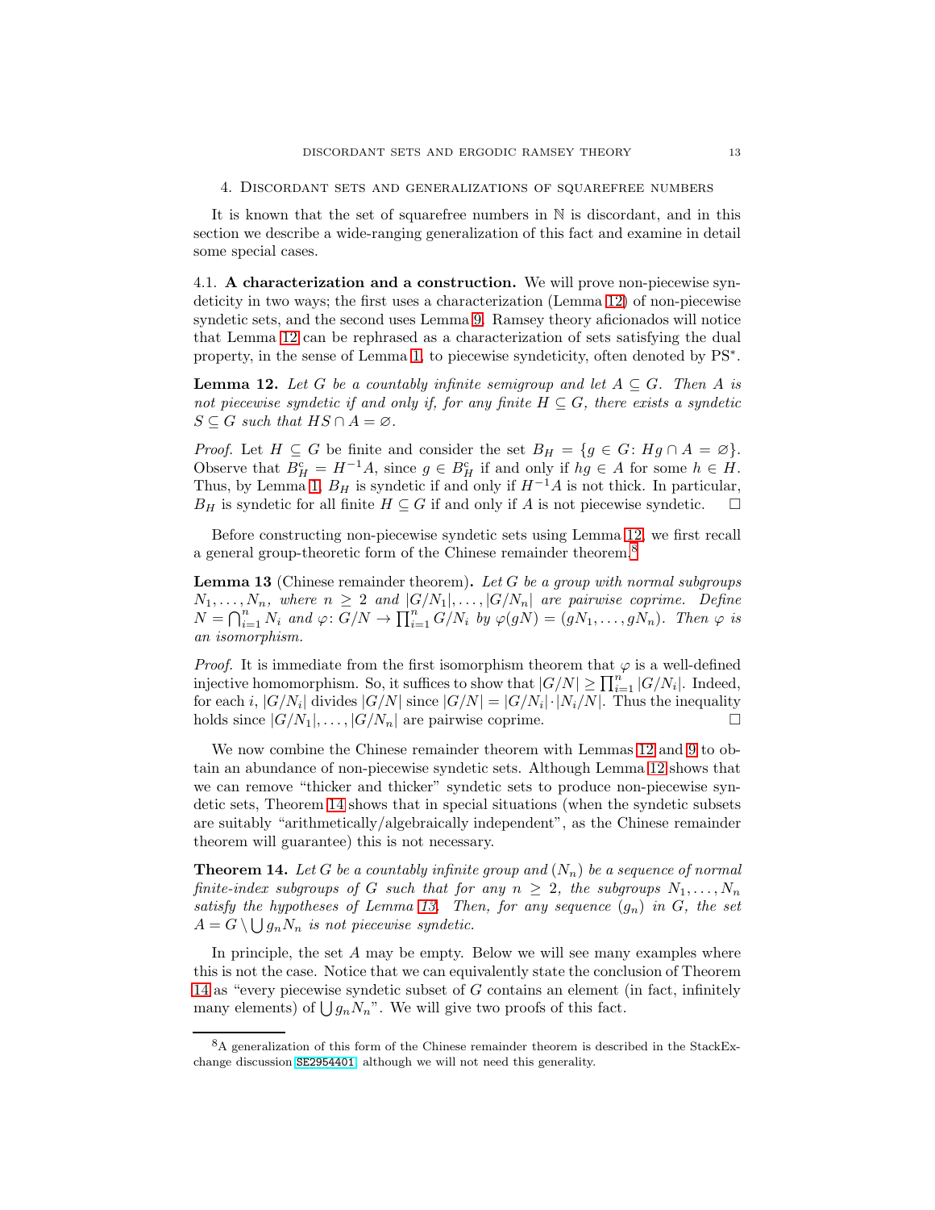## 4. Discordant sets and generalizations of squarefree numbers

It is known that the set of squarefree numbers in $\mathbb{N}$ is discordant, and in this section we describe a wide-ranging generalization of this fact and examine in detail some special cases.

### 4.1. A characterization and a construction.

We will prove non-piecewise syndeticity in two ways; the first uses a characterization (Lemma 12) of non-piecewise syndetic sets, and the second uses Lemma 9. Ramsey theory aficionados will notice that Lemma 12 can be rephrased as a characterization of sets satisfying the dual property, in the sense of Lemma 1, to piecewise syndeticity, often denoted by $\mathrm{PS}^*$.

**Lemma 12.** *Let $G$ be a countably infinite semigroup and let $A \subseteq G$. Then $A$ is not piecewise syndetic if and only if, for any finite $H \subseteq G$, there exists a syndetic $S \subseteq G$ such that $HS \cap A = \varnothing$.*

*Proof.* Let $H \subseteq G$ be finite and consider the set $B_H = \{g \in G \colon Hg \cap A = \varnothing\}$. Observe that $B_H^c = H^{-1}A$, since $g \in B_H^c$ if and only if $hg \in A$ for some $h \in H$. Thus, by Lemma 1, $B_H$ is syndetic if and only if $H^{-1}A$ is not thick. In particular, $B_H$ is syndetic for all finite $H \subseteq G$ if and only if $A$ is not piecewise syndetic. □

Before constructing non-piecewise syndetic sets using Lemma 12, we first recall a general group-theoretic form of the Chinese remainder theorem.[8]

**Lemma 13** (Chinese remainder theorem)**.** *Let $G$ be a group with normal subgroups $N_1, \ldots, N_n$, where $n \geq 2$ and $|G/N_1|, \ldots, |G/N_n|$ are pairwise coprime. Define $N = \bigcap_{i=1}^n N_i$ and $\varphi \colon G/N \to \prod_{i=1}^n G/N_i$ by $\varphi(gN) = (gN_1, \ldots, gN_n)$. Then $\varphi$ is an isomorphism.*

*Proof.* It is immediate from the first isomorphism theorem that $\varphi$ is a well-defined injective homomorphism. So, it suffices to show that $|G/N| \geq \prod_{i=1}^n |G/N_i|$. Indeed, for each $i$, $|G/N_i|$ divides $|G/N|$ since $|G/N| = |G/N_i| \cdot |N_i/N|$. Thus the inequality holds since $|G/N_1|, \ldots, |G/N_n|$ are pairwise coprime. □

We now combine the Chinese remainder theorem with Lemmas 12 and 9 to obtain an abundance of non-piecewise syndetic sets. Although Lemma 12 shows that we can remove "thicker and thicker" syndetic sets to produce non-piecewise syndetic sets, Theorem 14 shows that in special situations (when the syndetic subsets are suitably "arithmetically/algebraically independent", as the Chinese remainder theorem will guarantee) this is not necessary.

**Theorem 14.** *Let $G$ be a countably infinite group and $(N_n)$ be a sequence of normal finite-index subgroups of $G$ such that for any $n \geq 2$, the subgroups $N_1, \ldots, N_n$ satisfy the hypotheses of Lemma 13. Then, for any sequence $(g_n)$ in $G$, the set $A = G \setminus \bigcup g_n N_n$ is not piecewise syndetic.*

In principle, the set $A$ may be empty. Below we will see many examples where this is not the case. Notice that we can equivalently state the conclusion of Theorem 14 as "every piecewise syndetic subset of $G$ contains an element (in fact, infinitely many elements) of $\bigcup g_n N_n$". We will give two proofs of this fact.

---

[8] A generalization of this form of the Chinese remainder theorem is described in the StackExchange discussion [SE2954401], although we will not need this generality.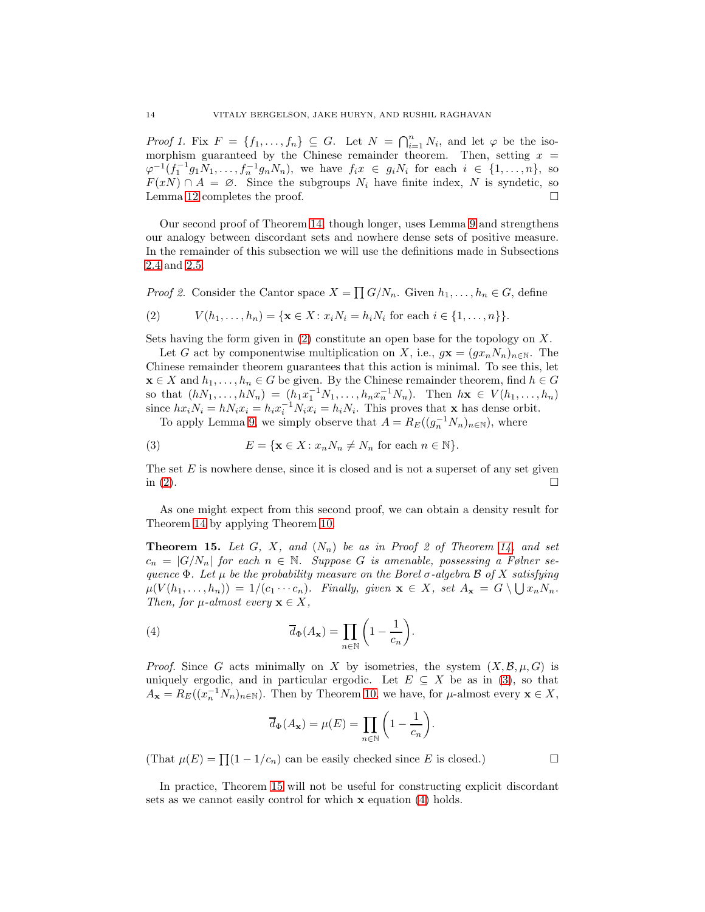*Proof 1.* Fix $F = \{f_1, \ldots, f_n\} \subseteq G$. Let $N = \bigcap_{i=1}^n N_i$, and let $\varphi$ be the isomorphism guaranteed by the Chinese remainder theorem. Then, setting $x = \varphi^{-1}(f_1^{-1}g_1N_1, \ldots, f_n^{-1}g_nN_n)$, we have $f_ix \in g_iN_i$ for each $i \in \{1, \ldots, n\}$, so $F(xN) \cap A = \varnothing$. Since the subgroups $N_i$ have finite index, $N$ is syndetic, so Lemma 12 completes the proof. □

Our second proof of Theorem 14, though longer, uses Lemma 9 and strengthens our analogy between discordant sets and nowhere dense sets of positive measure. In the remainder of this subsection we will use the definitions made in Subsections 2.4 and 2.5.

*Proof 2.* Consider the Cantor space $X = \prod G/N_n$. Given $h_1, \ldots, h_n \in G$, define

$$V(h_1, \ldots, h_n) = \{\mathbf{x} \in X \colon x_iN_i = h_iN_i \text{ for each } i \in \{1, \ldots, n\}\}. \tag{2}$$

Sets having the form given in (2) constitute an open base for the topology on $X$.

Let $G$ act by componentwise multiplication on $X$, i.e., $g\mathbf{x} = (gx_nN_n)_{n\in\mathbb{N}}$. The Chinese remainder theorem guarantees that this action is minimal. To see this, let $\mathbf{x} \in X$ and $h_1, \ldots, h_n \in G$ be given. By the Chinese remainder theorem, find $h \in G$ so that $(hN_1, \ldots, hN_n) = (h_1x_1^{-1}N_1, \ldots, h_nx_n^{-1}N_n)$. Then $h\mathbf{x} \in V(h_1, \ldots, h_n)$ since $hx_iN_i = hN_ix_i = h_ix_i^{-1}N_ix_i = h_iN_i$. This proves that $\mathbf{x}$ has dense orbit.

To apply Lemma 9, we simply observe that $A = R_E((g_n^{-1}N_n)_{n\in\mathbb{N}})$, where

$$E = \{\mathbf{x} \in X \colon x_nN_n \neq N_n \text{ for each } n \in \mathbb{N}\}. \tag{3}$$

The set $E$ is nowhere dense, since it is closed and is not a superset of any set given in (2). □

As one might expect from this second proof, we can obtain a density result for Theorem 14 by applying Theorem 10.

**Theorem 15.** *Let $G$, $X$, and $(N_n)$ be as in Proof 2 of Theorem 14, and set $c_n = |G/N_n|$ for each $n \in \mathbb{N}$. Suppose $G$ is amenable, possessing a Følner sequence $\Phi$. Let $\mu$ be the probability measure on the Borel $\sigma$-algebra $\mathcal{B}$ of $X$ satisfying $\mu(V(h_1, \ldots, h_n)) = 1/(c_1 \cdots c_n)$. Finally, given $\mathbf{x} \in X$, set $A_{\mathbf{x}} = G \setminus \bigcup x_nN_n$. Then, for $\mu$-almost every $\mathbf{x} \in X$,*

$$\overline{d}_\Phi(A_{\mathbf{x}}) = \prod_{n\in\mathbb{N}} \left(1 - \frac{1}{c_n}\right). \tag{4}$$

*Proof.* Since $G$ acts minimally on $X$ by isometries, the system $(X, \mathcal{B}, \mu, G)$ is uniquely ergodic, and in particular ergodic. Let $E \subseteq X$ be as in (3), so that $A_{\mathbf{x}} = R_E((x_n^{-1}N_n)_{n\in\mathbb{N}})$. Then by Theorem 10, we have, for $\mu$-almost every $\mathbf{x} \in X$,

$$\overline{d}_\Phi(A_{\mathbf{x}}) = \mu(E) = \prod_{n\in\mathbb{N}} \left(1 - \frac{1}{c_n}\right).$$

(That $\mu(E) = \prod(1 - 1/c_n)$ can be easily checked since $E$ is closed.) □

In practice, Theorem 15 will not be useful for constructing explicit discordant sets as we cannot easily control for which $\mathbf{x}$ equation (4) holds.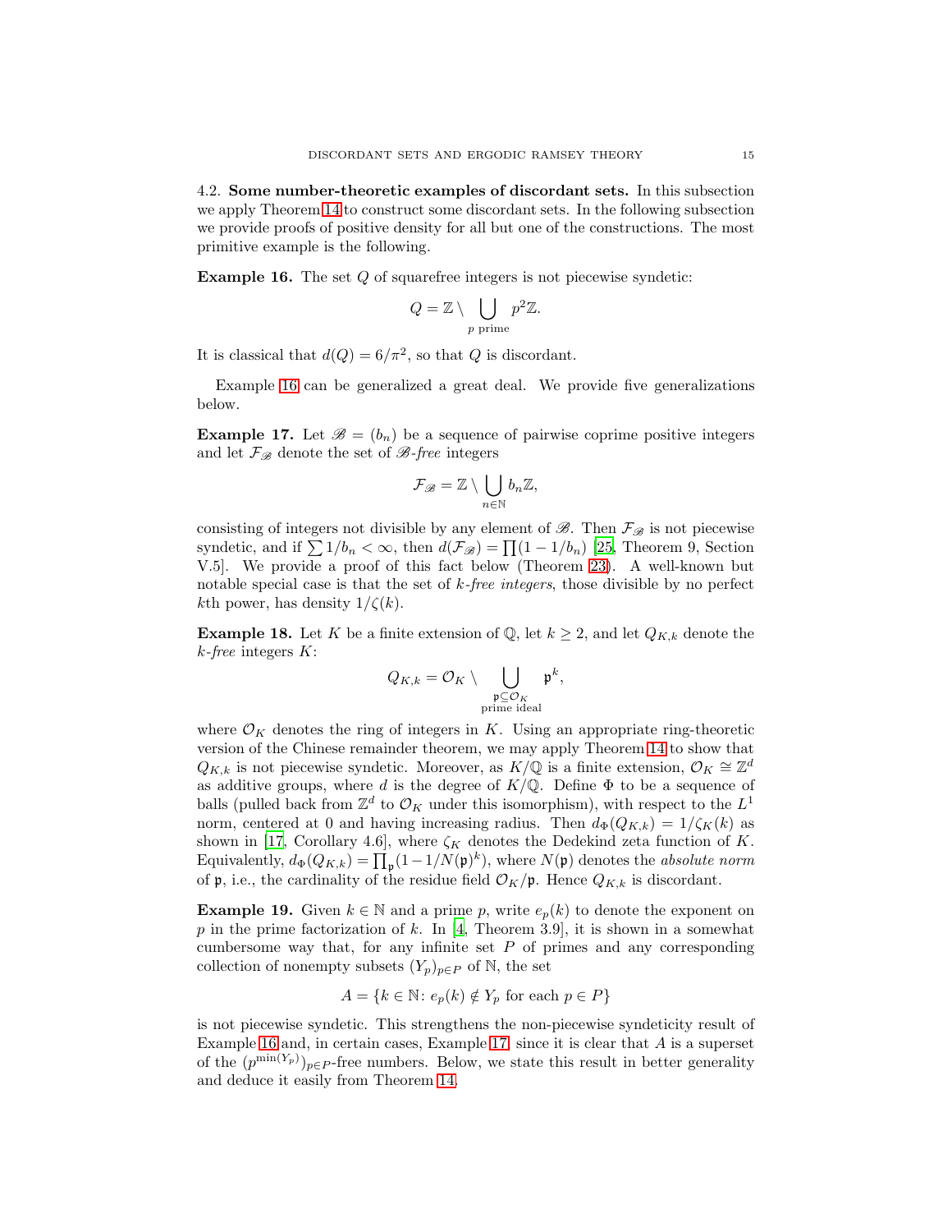### 4.2. Some number-theoretic examples of discordant sets.

In this subsection we apply Theorem 14 to construct some discordant sets. In the following subsection we provide proofs of positive density for all but one of the constructions. The most primitive example is the following.

**Example 16.** The set $Q$ of squarefree integers is not piecewise syndetic:

$$Q = \mathbb{Z} \setminus \bigcup_{p \text{ prime}} p^2\mathbb{Z}.$$

It is classical that $d(Q) = 6/\pi^2$, so that $Q$ is discordant.

Example 16 can be generalized a great deal. We provide five generalizations below.

**Example 17.** Let $\mathscr{B} = (b_n)$ be a sequence of pairwise coprime positive integers and let $\mathcal{F}_{\mathscr{B}}$ denote the set of *$\mathscr{B}$-free* integers

$$\mathcal{F}_{\mathscr{B}} = \mathbb{Z} \setminus \bigcup_{n\in\mathbb{N}} b_n\mathbb{Z},$$

consisting of integers not divisible by any element of $\mathscr{B}$. Then $\mathcal{F}_{\mathscr{B}}$ is not piecewise syndetic, and if $\sum 1/b_n < \infty$, then $d(\mathcal{F}_{\mathscr{B}}) = \prod(1 - 1/b_n)$ [25, Theorem 9, Section V.5]. We provide a proof of this fact below (Theorem 23). A well-known but notable special case is that the set of *$k$-free integers*, those divisible by no perfect $k$th power, has density $1/\zeta(k)$.

**Example 18.** Let $K$ be a finite extension of $\mathbb{Q}$, let $k \geq 2$, and let $Q_{K,k}$ denote the *$k$-free* integers $K$:

$$Q_{K,k} = \mathcal{O}_K \setminus \bigcup_{\substack{\mathfrak{p}\subseteq\mathcal{O}_K \\ \text{prime ideal}}} \mathfrak{p}^k,$$

where $\mathcal{O}_K$ denotes the ring of integers in $K$. Using an appropriate ring-theoretic version of the Chinese remainder theorem, we may apply Theorem 14 to show that $Q_{K,k}$ is not piecewise syndetic. Moreover, as $K/\mathbb{Q}$ is a finite extension, $\mathcal{O}_K \cong \mathbb{Z}^d$ as additive groups, where $d$ is the degree of $K/\mathbb{Q}$. Define $\Phi$ to be a sequence of balls (pulled back from $\mathbb{Z}^d$ to $\mathcal{O}_K$ under this isomorphism), with respect to the $L^1$ norm, centered at 0 and having increasing radius. Then $d_\Phi(Q_{K,k}) = 1/\zeta_K(k)$ as shown in [17, Corollary 4.6], where $\zeta_K$ denotes the Dedekind zeta function of $K$. Equivalently, $d_\Phi(Q_{K,k}) = \prod_{\mathfrak{p}}(1 - 1/N(\mathfrak{p})^k)$, where $N(\mathfrak{p})$ denotes the *absolute norm* of $\mathfrak{p}$, i.e., the cardinality of the residue field $\mathcal{O}_K/\mathfrak{p}$. Hence $Q_{K,k}$ is discordant.

**Example 19.** Given $k \in \mathbb{N}$ and a prime $p$, write $e_p(k)$ to denote the exponent on $p$ in the prime factorization of $k$. In [4, Theorem 3.9], it is shown in a somewhat cumbersome way that, for any infinite set $P$ of primes and any corresponding collection of nonempty subsets $(Y_p)_{p\in P}$ of $\mathbb{N}$, the set

$$A = \{k \in \mathbb{N} \colon e_p(k) \notin Y_p \text{ for each } p \in P\}$$

is not piecewise syndetic. This strengthens the non-piecewise syndeticity result of Example 16 and, in certain cases, Example 17, since it is clear that $A$ is a superset of the $(p^{\min(Y_p)})_{p\in P}$-free numbers. Below, we state this result in better generality and deduce it easily from Theorem 14.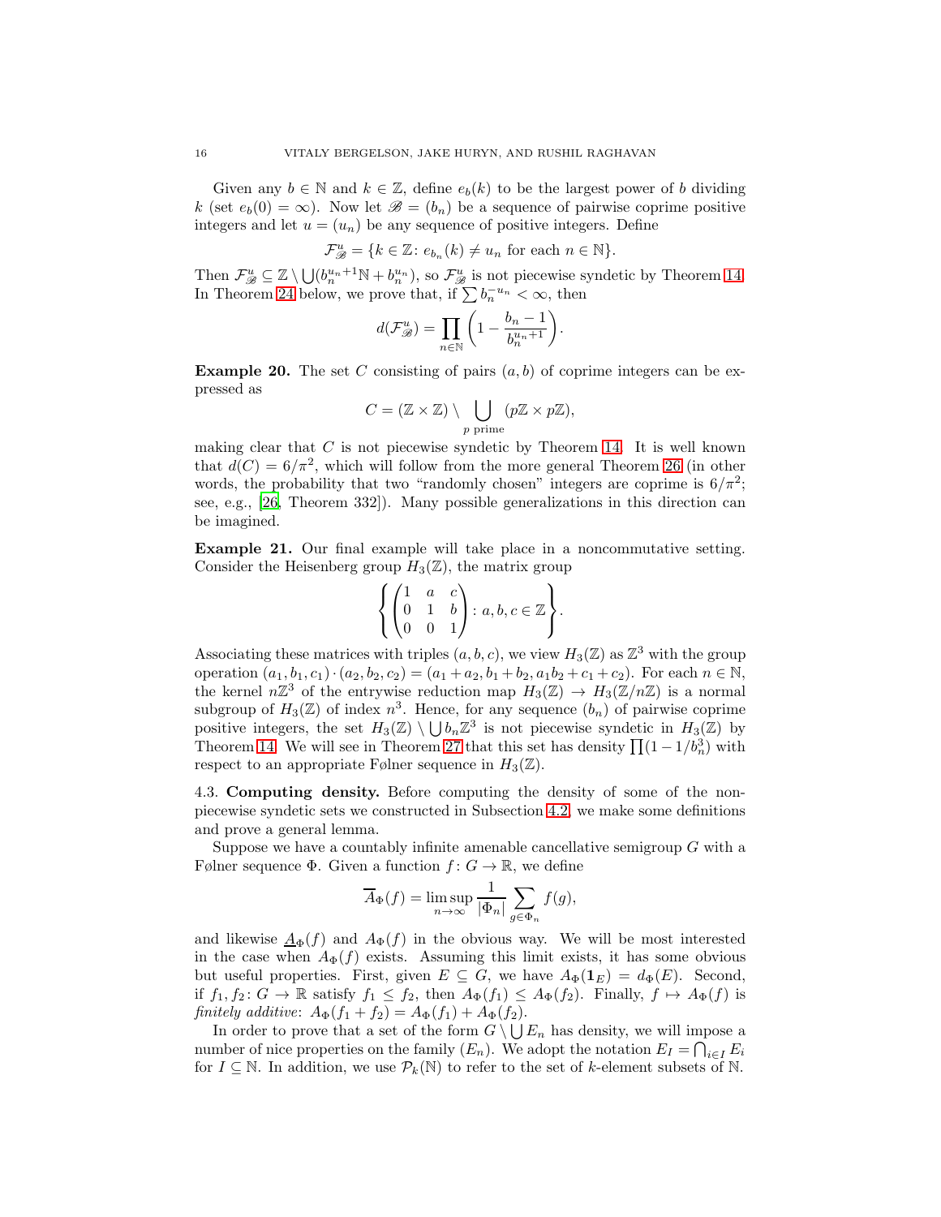Given any $b \in \mathbb{N}$ and $k \in \mathbb{Z}$, define $e_b(k)$ to be the largest power of $b$ dividing $k$ (set $e_b(0) = \infty$). Now let $\mathscr{B} = (b_n)$ be a sequence of pairwise coprime positive integers and let $u = (u_n)$ be any sequence of positive integers. Define

$$\mathcal{F}_{\mathscr{B}}^u = \{k \in \mathbb{Z} \colon e_{b_n}(k) \neq u_n \text{ for each } n \in \mathbb{N}\}.$$

Then $\mathcal{F}_{\mathscr{B}}^u \subseteq \mathbb{Z} \setminus \bigcup (b_n^{u_n+1}\mathbb{N} + b_n^{u_n})$, so $\mathcal{F}_{\mathscr{B}}^u$ is not piecewise syndetic by Theorem 14. In Theorem 24 below, we prove that, if $\sum b_n^{-u_n} < \infty$, then

$$d(\mathcal{F}_{\mathscr{B}}^u) = \prod_{n \in \mathbb{N}} \left(1 - \frac{b_n - 1}{b_n^{u_n+1}}\right).$$

**Example 20.** The set $C$ consisting of pairs $(a, b)$ of coprime integers can be expressed as

$$C = (\mathbb{Z} \times \mathbb{Z}) \setminus \bigcup_{p \text{ prime}} (p\mathbb{Z} \times p\mathbb{Z}),$$

making clear that $C$ is not piecewise syndetic by Theorem 14. It is well known that $d(C) = 6/\pi^2$, which will follow from the more general Theorem 26 (in other words, the probability that two "randomly chosen" integers are coprime is $6/\pi^2$; see, e.g., [26, Theorem 332]). Many possible generalizations in this direction can be imagined.

**Example 21.** Our final example will take place in a noncommutative setting. Consider the Heisenberg group $H_3(\mathbb{Z})$, the matrix group

$$\left\{ \begin{pmatrix} 1 & a & c \\ 0 & 1 & b \\ 0 & 0 & 1 \end{pmatrix} : a, b, c \in \mathbb{Z} \right\}.$$

Associating these matrices with triples $(a, b, c)$, we view $H_3(\mathbb{Z})$ as $\mathbb{Z}^3$ with the group operation $(a_1, b_1, c_1) \cdot (a_2, b_2, c_2) = (a_1 + a_2, b_1 + b_2, a_1 b_2 + c_1 + c_2)$. For each $n \in \mathbb{N}$, the kernel $n\mathbb{Z}^3$ of the entrywise reduction map $H_3(\mathbb{Z}) \to H_3(\mathbb{Z}/n\mathbb{Z})$ is a normal subgroup of $H_3(\mathbb{Z})$ of index $n^3$. Hence, for any sequence $(b_n)$ of pairwise coprime positive integers, the set $H_3(\mathbb{Z}) \setminus \bigcup b_n \mathbb{Z}^3$ is not piecewise syndetic in $H_3(\mathbb{Z})$ by Theorem 14. We will see in Theorem 27 that this set has density $\prod(1 - 1/b_n^3)$ with respect to an appropriate Følner sequence in $H_3(\mathbb{Z})$.

## 4.3. Computing density.

Before computing the density of some of the non-piecewise syndetic sets we constructed in Subsection 4.2, we make some definitions and prove a general lemma.

Suppose we have a countably infinite amenable cancellative semigroup $G$ with a Følner sequence $\Phi$. Given a function $f \colon G \to \mathbb{R}$, we define

$$\overline{A}_\Phi(f) = \limsup_{n \to \infty} \frac{1}{|\Phi_n|} \sum_{g \in \Phi_n} f(g),$$

and likewise $\underline{A}_\Phi(f)$ and $A_\Phi(f)$ in the obvious way. We will be most interested in the case when $A_\Phi(f)$ exists. Assuming this limit exists, it has some obvious but useful properties. First, given $E \subseteq G$, we have $A_\Phi(\mathbf{1}_E) = d_\Phi(E)$. Second, if $f_1, f_2 \colon G \to \mathbb{R}$ satisfy $f_1 \leq f_2$, then $A_\Phi(f_1) \leq A_\Phi(f_2)$. Finally, $f \mapsto A_\Phi(f)$ is *finitely additive*: $A_\Phi(f_1 + f_2) = A_\Phi(f_1) + A_\Phi(f_2)$.

In order to prove that a set of the form $G \setminus \bigcup E_n$ has density, we will impose a number of nice properties on the family $(E_n)$. We adopt the notation $E_I = \bigcap_{i \in I} E_i$ for $I \subseteq \mathbb{N}$. In addition, we use $\mathcal{P}_k(\mathbb{N})$ to refer to the set of $k$-element subsets of $\mathbb{N}$.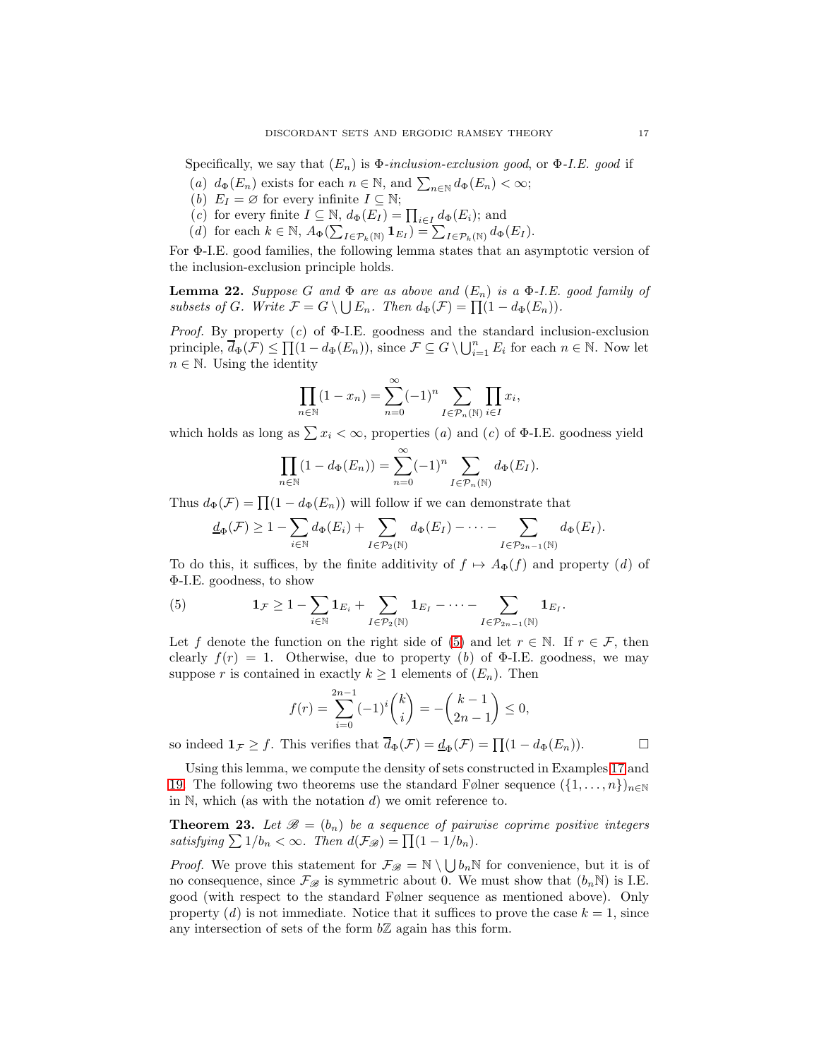Specifically, we say that $(E_n)$ is *$\Phi$-inclusion-exclusion good*, or *$\Phi$-I.E. good* if

(a) $d_\Phi(E_n)$ exists for each $n \in \mathbb{N}$, and $\sum_{n\in\mathbb{N}} d_\Phi(E_n) < \infty$;
(b) $E_I = \varnothing$ for every infinite $I \subseteq \mathbb{N}$;
(c) for every finite $I \subseteq \mathbb{N}$, $d_\Phi(E_I) = \prod_{i\in I} d_\Phi(E_i)$; and
(d) for each $k \in \mathbb{N}$, $A_\Phi(\sum_{I\in\mathcal{P}_k(\mathbb{N})} \mathbf{1}_{E_I}) = \sum_{I\in\mathcal{P}_k(\mathbb{N})} d_\Phi(E_I)$.

For $\Phi$-I.E. good families, the following lemma states that an asymptotic version of the inclusion-exclusion principle holds.

**Lemma 22.** *Suppose $G$ and $\Phi$ are as above and $(E_n)$ is a $\Phi$-I.E. good family of subsets of $G$. Write $\mathcal{F} = G \setminus \bigcup E_n$. Then $d_\Phi(\mathcal{F}) = \prod(1 - d_\Phi(E_n))$.*

*Proof.* By property $(c)$ of $\Phi$-I.E. goodness and the standard inclusion-exclusion principle, $\overline{d}_\Phi(\mathcal{F}) \leq \prod(1 - d_\Phi(E_n))$, since $\mathcal{F} \subseteq G \setminus \bigcup_{i=1}^n E_i$ for each $n \in \mathbb{N}$. Now let $n \in \mathbb{N}$. Using the identity

$$\prod_{n\in\mathbb{N}}(1 - x_n) = \sum_{n=0}^{\infty}(-1)^n \sum_{I\in\mathcal{P}_n(\mathbb{N})} \prod_{i\in I} x_i,$$

which holds as long as $\sum x_i < \infty$, properties $(a)$ and $(c)$ of $\Phi$-I.E. goodness yield

$$\prod_{n\in\mathbb{N}}(1 - d_\Phi(E_n)) = \sum_{n=0}^{\infty}(-1)^n \sum_{I\in\mathcal{P}_n(\mathbb{N})} d_\Phi(E_I).$$

Thus $d_\Phi(\mathcal{F}) = \prod(1 - d_\Phi(E_n))$ will follow if we can demonstrate that

$$\underline{d}_\Phi(\mathcal{F}) \geq 1 - \sum_{i\in\mathbb{N}} d_\Phi(E_i) + \sum_{I\in\mathcal{P}_2(\mathbb{N})} d_\Phi(E_I) - \cdots - \sum_{I\in\mathcal{P}_{2n-1}(\mathbb{N})} d_\Phi(E_I).$$

To do this, it suffices, by the finite additivity of $f \mapsto A_\Phi(f)$ and property $(d)$ of $\Phi$-I.E. goodness, to show

$$\mathbf{1}_\mathcal{F} \geq 1 - \sum_{i\in\mathbb{N}} \mathbf{1}_{E_i} + \sum_{I\in\mathcal{P}_2(\mathbb{N})} \mathbf{1}_{E_I} - \cdots - \sum_{I\in\mathcal{P}_{2n-1}(\mathbb{N})} \mathbf{1}_{E_I}. \tag{5}$$

Let $f$ denote the function on the right side of (5) and let $r \in \mathbb{N}$. If $r \in \mathcal{F}$, then clearly $f(r) = 1$. Otherwise, due to property $(b)$ of $\Phi$-I.E. goodness, we may suppose $r$ is contained in exactly $k \geq 1$ elements of $(E_n)$. Then

$$f(r) = \sum_{i=0}^{2n-1}(-1)^i \binom{k}{i} = -\binom{k-1}{2n-1} \leq 0,$$

so indeed $\mathbf{1}_\mathcal{F} \geq f$. This verifies that $\overline{d}_\Phi(\mathcal{F}) = \underline{d}_\Phi(\mathcal{F}) = \prod(1 - d_\Phi(E_n))$. $\square$

Using this lemma, we compute the density of sets constructed in Examples 17 and 19. The following two theorems use the standard Følner sequence $(\{1, \ldots, n\})_{n\in\mathbb{N}}$ in $\mathbb{N}$, which (as with the notation $d$) we omit reference to.

**Theorem 23.** *Let $\mathscr{B} = (b_n)$ be a sequence of pairwise coprime positive integers satisfying $\sum 1/b_n < \infty$. Then $d(\mathcal{F}_\mathscr{B}) = \prod(1 - 1/b_n)$.*

*Proof.* We prove this statement for $\mathcal{F}_\mathscr{B} = \mathbb{N} \setminus \bigcup b_n\mathbb{N}$ for convenience, but it is of no consequence, since $\mathcal{F}_\mathscr{B}$ is symmetric about 0. We must show that $(b_n\mathbb{N})$ is I.E. good (with respect to the standard Følner sequence as mentioned above). Only property $(d)$ is not immediate. Notice that it suffices to prove the case $k = 1$, since any intersection of sets of the form $b\mathbb{Z}$ again has this form.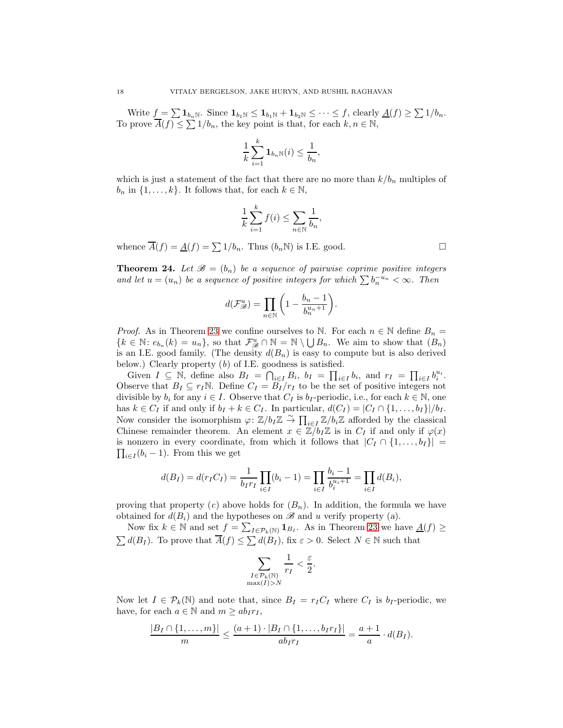Write $f = \sum \mathbf{1}_{b_n\mathbb{N}}$. Since $\mathbf{1}_{b_1\mathbb{N}} \le \mathbf{1}_{b_1\mathbb{N}} + \mathbf{1}_{b_2\mathbb{N}} \le \cdots \le f$, clearly $\underline{A}(f) \ge \sum 1/b_n$. To prove $\overline{A}(f) \le \sum 1/b_n$, the key point is that, for each $k, n \in \mathbb{N}$,

$$\frac{1}{k}\sum_{i=1}^{k} \mathbf{1}_{b_n\mathbb{N}}(i) \le \frac{1}{b_n},$$

which is just a statement of the fact that there are no more than $k/b_n$ multiples of $b_n$ in $\{1, \dots, k\}$. It follows that, for each $k \in \mathbb{N}$,

$$\frac{1}{k}\sum_{i=1}^{k} f(i) \le \sum_{n\in\mathbb{N}} \frac{1}{b_n},$$

whence $\overline{A}(f) = \underline{A}(f) = \sum 1/b_n$. Thus $(b_n\mathbb{N})$ is I.E. good. $\square$

**Theorem 24.** *Let $\mathscr{B} = (b_n)$ be a sequence of pairwise coprime positive integers and let $u = (u_n)$ be a sequence of positive integers for which $\sum b_n^{-u_n} < \infty$. Then*

$$d(\mathcal{F}^u_{\mathscr{B}}) = \prod_{n\in\mathbb{N}} \left(1 - \frac{b_n - 1}{b_n^{u_n+1}}\right).$$

*Proof.* As in Theorem 23 we confine ourselves to $\mathbb{N}$. For each $n \in \mathbb{N}$ define $B_n = \{k \in \mathbb{N} \colon e_{b_n}(k) = u_n\}$, so that $\mathcal{F}^u_{\mathscr{B}} \cap \mathbb{N} = \mathbb{N} \setminus \bigcup B_n$. We aim to show that $(B_n)$ is an I.E. good family. (The density $d(B_n)$ is easy to compute but is also derived below.) Clearly property $(b)$ of I.E. goodness is satisfied.

Given $I \subseteq \mathbb{N}$, define also $B_I = \bigcap_{i\in I} B_i$, $b_I = \prod_{i\in I} b_i$, and $r_I = \prod_{i\in I} b_i^{u_i}$. Observe that $B_I \subseteq r_I\mathbb{N}$. Define $C_I = B_I/r_I$ to be the set of positive integers not divisible by $b_i$ for any $i \in I$. Observe that $C_I$ is $b_I$-periodic, i.e., for each $k \in \mathbb{N}$, one has $k \in C_I$ if and only if $b_I + k \in C_I$. In particular, $d(C_I) = |C_I \cap \{1, \dots, b_I\}|/b_I$. Now consider the isomorphism $\varphi \colon \mathbb{Z}/b_I\mathbb{Z} \xrightarrow{\sim} \prod_{i\in I} \mathbb{Z}/b_i\mathbb{Z}$ afforded by the classical Chinese remainder theorem. An element $x \in \mathbb{Z}/b_I\mathbb{Z}$ is in $C_I$ if and only if $\varphi(x)$ is nonzero in every coordinate, from which it follows that $|C_I \cap \{1, \dots, b_I\}| = \prod_{i\in I}(b_i - 1)$. From this we get

$$d(B_I) = d(r_I C_I) = \frac{1}{b_I r_I}\prod_{i\in I}(b_i - 1) = \prod_{i\in I} \frac{b_i - 1}{b_i^{u_i+1}} = \prod_{i\in I} d(B_i),$$

proving that property $(c)$ above holds for $(B_n)$. In addition, the formula we have obtained for $d(B_i)$ and the hypotheses on $\mathscr{B}$ and $u$ verify property (a).

Now fix $k \in \mathbb{N}$ and set $f = \sum_{I\in\mathcal{P}_k(\mathbb{N})} \mathbf{1}_{B_I}$. As in Theorem 23 we have $\underline{A}(f) \ge \sum d(B_I)$. To prove that $\overline{A}(f) \le \sum d(B_I)$, fix $\varepsilon > 0$. Select $N \in \mathbb{N}$ such that

$$\sum_{\substack{I\in\mathcal{P}_k(\mathbb{N}) \\ \max(I) > N}} \frac{1}{r_I} < \frac{\varepsilon}{2}.$$

Now let $I \in \mathcal{P}_k(\mathbb{N})$ and note that, since $B_I = r_I C_I$ where $C_I$ is $b_I$-periodic, we have, for each $a \in \mathbb{N}$ and $m \ge a b_I r_I$,

$$\frac{|B_I \cap \{1, \dots, m\}|}{m} \le \frac{(a+1)\cdot|B_I \cap \{1, \dots, b_I r_I\}|}{a b_I r_I} = \frac{a+1}{a}\cdot d(B_I).$$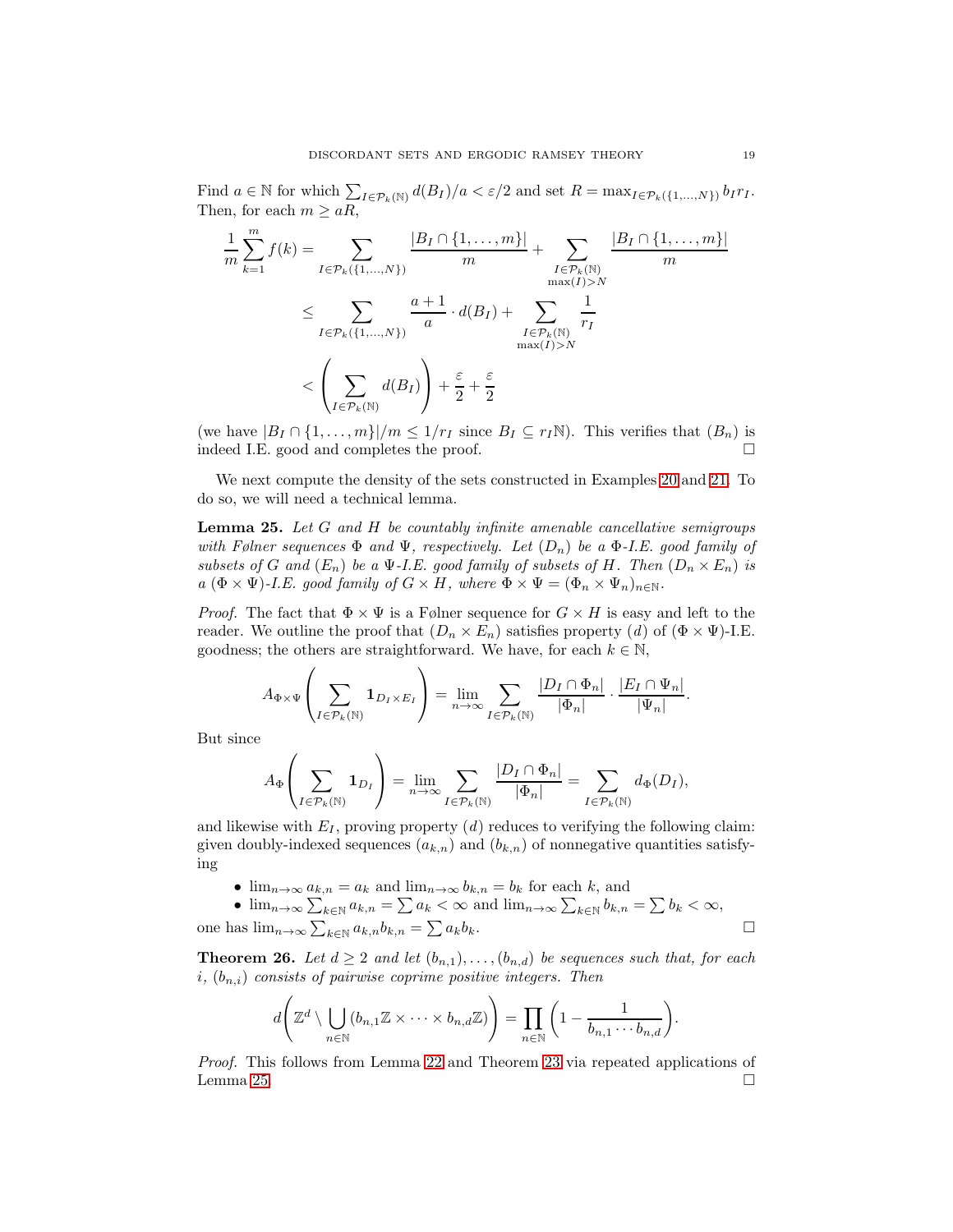Find $a \in \mathbb{N}$ for which $\sum_{I \in \mathcal{P}_k(\mathbb{N})} d(B_I)/a < \varepsilon/2$ and set $R = \max_{I \in \mathcal{P}_k(\{1,\dots,N\})} b_I r_I$. Then, for each $m \geq aR$,

$$
\begin{aligned}
\frac{1}{m}\sum_{k=1}^{m} f(k) &= \sum_{I \in \mathcal{P}_k(\{1,\dots,N\})} \frac{|B_I \cap \{1,\dots,m\}|}{m} + \sum_{\substack{I \in \mathcal{P}_k(\mathbb{N}) \\ \max(I) > N}} \frac{|B_I \cap \{1,\dots,m\}|}{m} \\
&\leq \sum_{I \in \mathcal{P}_k(\{1,\dots,N\})} \frac{a+1}{a} \cdot d(B_I) + \sum_{\substack{I \in \mathcal{P}_k(\mathbb{N}) \\ \max(I) > N}} \frac{1}{r_I} \\
&< \left( \sum_{I \in \mathcal{P}_k(\mathbb{N})} d(B_I) \right) + \frac{\varepsilon}{2} + \frac{\varepsilon}{2}
\end{aligned}
$$

(we have $|B_I \cap \{1,\dots,m\}|/m \leq 1/r_I$ since $B_I \subseteq r_I\mathbb{N}$). This verifies that $(B_n)$ is indeed I.E. good and completes the proof. □

We next compute the density of the sets constructed in Examples 20 and 21. To do so, we will need a technical lemma.

**Lemma 25.** *Let $G$ and $H$ be countably infinite amenable cancellative semigroups with Følner sequences $\Phi$ and $\Psi$, respectively. Let $(D_n)$ be a $\Phi$-I.E. good family of subsets of $G$ and $(E_n)$ be a $\Psi$-I.E. good family of subsets of $H$. Then $(D_n \times E_n)$ is a $(\Phi \times \Psi)$-I.E. good family of $G \times H$, where $\Phi \times \Psi = (\Phi_n \times \Psi_n)_{n \in \mathbb{N}}$.*

*Proof.* The fact that $\Phi \times \Psi$ is a Følner sequence for $G \times H$ is easy and left to the reader. We outline the proof that $(D_n \times E_n)$ satisfies property $(d)$ of $(\Phi \times \Psi)$-I.E. goodness; the others are straightforward. We have, for each $k \in \mathbb{N}$,

$$
A_{\Phi \times \Psi}\left( \sum_{I \in \mathcal{P}_k(\mathbb{N})} \mathbf{1}_{D_I \times E_I} \right) = \lim_{n \to \infty} \sum_{I \in \mathcal{P}_k(\mathbb{N})} \frac{|D_I \cap \Phi_n|}{|\Phi_n|} \cdot \frac{|E_I \cap \Psi_n|}{|\Psi_n|}.
$$

But since

$$
A_{\Phi}\left( \sum_{I \in \mathcal{P}_k(\mathbb{N})} \mathbf{1}_{D_I} \right) = \lim_{n \to \infty} \sum_{I \in \mathcal{P}_k(\mathbb{N})} \frac{|D_I \cap \Phi_n|}{|\Phi_n|} = \sum_{I \in \mathcal{P}_k(\mathbb{N})} d_{\Phi}(D_I),
$$

and likewise with $E_I$, proving property $(d)$ reduces to verifying the following claim: given doubly-indexed sequences $(a_{k,n})$ and $(b_{k,n})$ of nonnegative quantities satisfying

- $\lim_{n \to \infty} a_{k,n} = a_k$ and $\lim_{n \to \infty} b_{k,n} = b_k$ for each $k$, and
- $\lim_{n \to \infty} \sum_{k \in \mathbb{N}} a_{k,n} = \sum a_k < \infty$ and $\lim_{n \to \infty} \sum_{k \in \mathbb{N}} b_{k,n} = \sum b_k < \infty$,

one has $\lim_{n \to \infty} \sum_{k \in \mathbb{N}} a_{k,n} b_{k,n} = \sum a_k b_k$. □

**Theorem 26.** *Let $d \geq 2$ and let $(b_{n,1}), \dots, (b_{n,d})$ be sequences such that, for each $i$, $(b_{n,i})$ consists of pairwise coprime positive integers. Then*

$$
d\left( \mathbb{Z}^d \setminus \bigcup_{n \in \mathbb{N}} (b_{n,1}\mathbb{Z} \times \cdots \times b_{n,d}\mathbb{Z}) \right) = \prod_{n \in \mathbb{N}} \left( 1 - \frac{1}{b_{n,1} \cdots b_{n,d}} \right).
$$

*Proof.* This follows from Lemma 22 and Theorem 23 via repeated applications of Lemma 25. □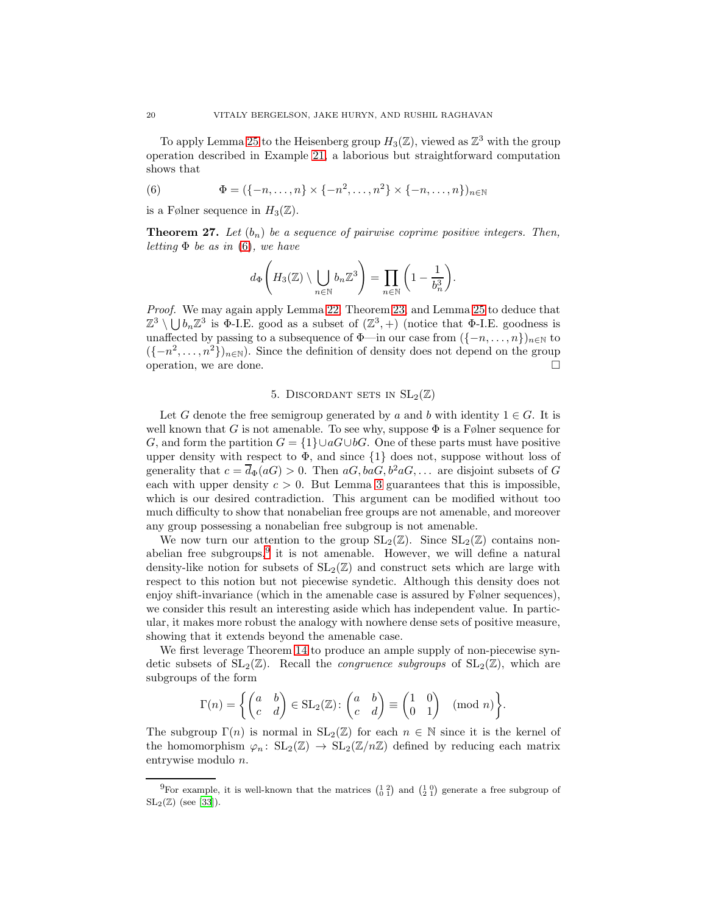To apply Lemma 25 to the Heisenberg group $H_3(\mathbb{Z})$, viewed as $\mathbb{Z}^3$ with the group operation described in Example 21, a laborious but straightforward computation shows that

$$\Phi = (\{-n, \dots, n\} \times \{-n^2, \dots, n^2\} \times \{-n, \dots, n\})_{n \in \mathbb{N}} \tag{6}$$

is a Følner sequence in $H_3(\mathbb{Z})$.

**Theorem 27.** *Let $(b_n)$ be a sequence of pairwise coprime positive integers. Then, letting $\Phi$ be as in (6), we have*

$$d_\Phi\left(H_3(\mathbb{Z}) \setminus \bigcup_{n \in \mathbb{N}} b_n \mathbb{Z}^3\right) = \prod_{n \in \mathbb{N}} \left(1 - \frac{1}{b_n^3}\right).$$

*Proof.* We may again apply Lemma 22, Theorem 23, and Lemma 25 to deduce that $\mathbb{Z}^3 \setminus \bigcup b_n \mathbb{Z}^3$ is $\Phi$-I.E. good as a subset of $(\mathbb{Z}^3, +)$ (notice that $\Phi$-I.E. goodness is unaffected by passing to a subsequence of $\Phi$—in our case from $(\{-n, \dots, n\})_{n \in \mathbb{N}}$ to $(\{-n^2, \dots, n^2\})_{n \in \mathbb{N}}$). Since the definition of density does not depend on the group operation, we are done. □

## 5. Discordant sets in $\mathrm{SL}_2(\mathbb{Z})$

Let $G$ denote the free semigroup generated by $a$ and $b$ with identity $1 \in G$. It is well known that $G$ is not amenable. To see why, suppose $\Phi$ is a Følner sequence for $G$, and form the partition $G = \{1\} \cup aG \cup bG$. One of these parts must have positive upper density with respect to $\Phi$, and since $\{1\}$ does not, suppose without loss of generality that $c = \overline{d}_\Phi(aG) > 0$. Then $aG, baG, b^2aG, \dots$ are disjoint subsets of $G$ each with upper density $c > 0$. But Lemma 3 guarantees that this is impossible, which is our desired contradiction. This argument can be modified without too much difficulty to show that nonabelian free groups are not amenable, and moreover any group possessing a nonabelian free subgroup is not amenable.

We now turn our attention to the group $\mathrm{SL}_2(\mathbb{Z})$. Since $\mathrm{SL}_2(\mathbb{Z})$ contains nonabelian free subgroups,[9] it is not amenable. However, we will define a natural density-like notion for subsets of $\mathrm{SL}_2(\mathbb{Z})$ and construct sets which are large with respect to this notion but not piecewise syndetic. Although this density does not enjoy shift-invariance (which in the amenable case is assured by Følner sequences), we consider this result an interesting aside which has independent value. In particular, it makes more robust the analogy with nowhere dense sets of positive measure, showing that it extends beyond the amenable case.

We first leverage Theorem 14 to produce an ample supply of non-piecewise syndetic subsets of $\mathrm{SL}_2(\mathbb{Z})$. Recall the *congruence subgroups* of $\mathrm{SL}_2(\mathbb{Z})$, which are subgroups of the form

$$\Gamma(n) = \left\{ \begin{pmatrix} a & b \\ c & d \end{pmatrix} \in \mathrm{SL}_2(\mathbb{Z}) \colon \begin{pmatrix} a & b \\ c & d \end{pmatrix} \equiv \begin{pmatrix} 1 & 0 \\ 0 & 1 \end{pmatrix} \pmod{n} \right\}.$$

The subgroup $\Gamma(n)$ is normal in $\mathrm{SL}_2(\mathbb{Z})$ for each $n \in \mathbb{N}$ since it is the kernel of the homomorphism $\varphi_n \colon \mathrm{SL}_2(\mathbb{Z}) \to \mathrm{SL}_2(\mathbb{Z}/n\mathbb{Z})$ defined by reducing each matrix entrywise modulo $n$.

---

[9] For example, it is well-known that the matrices $\left(\begin{smallmatrix} 1 & 2 \\ 0 & 1 \end{smallmatrix}\right)$ and $\left(\begin{smallmatrix} 1 & 0 \\ 2 & 1 \end{smallmatrix}\right)$ generate a free subgroup of $\mathrm{SL}_2(\mathbb{Z})$ (see [33]).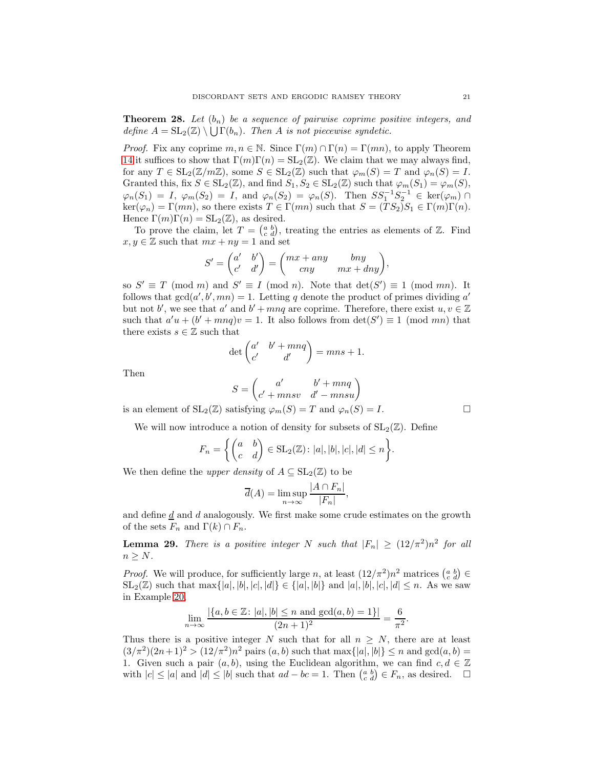**Theorem 28.** *Let $(b_n)$ be a sequence of pairwise coprime positive integers, and define $A = \mathrm{SL}_2(\mathbb{Z}) \setminus \bigcup \Gamma(b_n)$. Then $A$ is not piecewise syndetic.*

*Proof.* Fix any coprime $m, n \in \mathbb{N}$. Since $\Gamma(m) \cap \Gamma(n) = \Gamma(mn)$, to apply Theorem 14 it suffices to show that $\Gamma(m)\Gamma(n) = \mathrm{SL}_2(\mathbb{Z})$. We claim that we may always find, for any $T \in \mathrm{SL}_2(\mathbb{Z}/m\mathbb{Z})$, some $S \in \mathrm{SL}_2(\mathbb{Z})$ such that $\varphi_m(S) = T$ and $\varphi_n(S) = I$. Granted this, fix $S \in \mathrm{SL}_2(\mathbb{Z})$, and find $S_1, S_2 \in \mathrm{SL}_2(\mathbb{Z})$ such that $\varphi_m(S_1) = \varphi_m(S)$, $\varphi_n(S_1) = I$, $\varphi_m(S_2) = I$, and $\varphi_n(S_2) = \varphi_n(S)$. Then $SS_1^{-1}S_2^{-1} \in \ker(\varphi_m) \cap \ker(\varphi_n) = \Gamma(mn)$, so there exists $T \in \Gamma(mn)$ such that $S = (TS_2)S_1 \in \Gamma(m)\Gamma(n)$. Hence $\Gamma(m)\Gamma(n) = \mathrm{SL}_2(\mathbb{Z})$, as desired.

To prove the claim, let $T = \left(\begin{smallmatrix} a & b \\ c & d \end{smallmatrix}\right)$, treating the entries as elements of $\mathbb{Z}$. Find $x, y \in \mathbb{Z}$ such that $mx + ny = 1$ and set

$$S' = \begin{pmatrix} a' & b' \\ c' & d' \end{pmatrix} = \begin{pmatrix} mx + any & bny \\ cny & mx + dny \end{pmatrix},$$

so $S' \equiv T \pmod{m}$ and $S' \equiv I \pmod{n}$. Note that $\det(S') \equiv 1 \pmod{mn}$. It follows that $\gcd(a', b', mn) = 1$. Letting $q$ denote the product of primes dividing $a'$ but not $b'$, we see that $a'$ and $b' + mnq$ are coprime. Therefore, there exist $u, v \in \mathbb{Z}$ such that $a'u + (b' + mnq)v = 1$. It also follows from $\det(S') \equiv 1 \pmod{mn}$ that there exists $s \in \mathbb{Z}$ such that

$$\det \begin{pmatrix} a' & b' + mnq \\ c' & d' \end{pmatrix} = mns + 1.$$

Then

$$S = \begin{pmatrix} a' & b' + mnq \\ c' + mnsv & d' - mnsu \end{pmatrix}$$

is an element of $\mathrm{SL}_2(\mathbb{Z})$ satisfying $\varphi_m(S) = T$ and $\varphi_n(S) = I$. □

We will now introduce a notion of density for subsets of $\mathrm{SL}_2(\mathbb{Z})$. Define

$$F_n = \left\{ \begin{pmatrix} a & b \\ c & d \end{pmatrix} \in \mathrm{SL}_2(\mathbb{Z}) \colon |a|, |b|, |c|, |d| \le n \right\}.$$

We then define the *upper density* of $A \subseteq \mathrm{SL}_2(\mathbb{Z})$ to be

$$\overline{d}(A) = \limsup_{n \to \infty} \frac{|A \cap F_n|}{|F_n|},$$

and define $\underline{d}$ and $d$ analogously. We first make some crude estimates on the growth of the sets $F_n$ and $\Gamma(k) \cap F_n$.

**Lemma 29.** *There is a positive integer $N$ such that $|F_n| \ge (12/\pi^2)n^2$ for all $n \ge N$.*

*Proof.* We will produce, for sufficiently large $n$, at least $(12/\pi^2)n^2$ matrices $\left(\begin{smallmatrix} a & b \\ c & d \end{smallmatrix}\right) \in \mathrm{SL}_2(\mathbb{Z})$ such that $\max\{|a|, |b|, |c|, |d|\} \in \{|a|, |b|\}$ and $|a|, |b|, |c|, |d| \le n$. As we saw in Example 20,

$$\lim_{n \to \infty} \frac{|\{a, b \in \mathbb{Z} \colon |a|, |b| \le n \text{ and } \gcd(a, b) = 1\}|}{(2n+1)^2} = \frac{6}{\pi^2}.$$

Thus there is a positive integer $N$ such that for all $n \ge N$, there are at least $(3/\pi^2)(2n+1)^2 > (12/\pi^2)n^2$ pairs $(a, b)$ such that $\max\{|a|, |b|\} \le n$ and $\gcd(a, b) = 1$. Given such a pair $(a, b)$, using the Euclidean algorithm, we can find $c, d \in \mathbb{Z}$ with $|c| \le |a|$ and $|d| \le |b|$ such that $ad - bc = 1$. Then $\left(\begin{smallmatrix} a & b \\ c & d \end{smallmatrix}\right) \in F_n$, as desired. □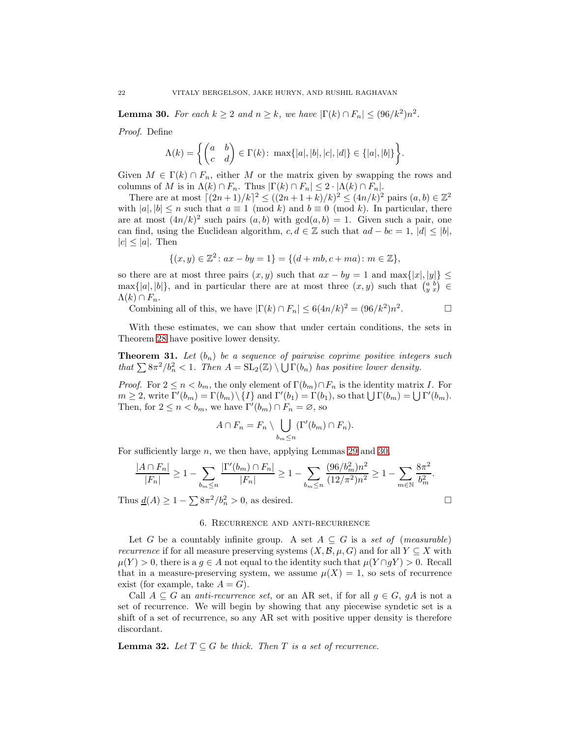**Lemma 30.** *For each $k \geq 2$ and $n \geq k$, we have $|\Gamma(k) \cap F_n| \leq (96/k^2)n^2$.*

*Proof.* Define

$$\Lambda(k) = \left\{ \begin{pmatrix} a & b \\ c & d \end{pmatrix} \in \Gamma(k) \colon \max\{|a|, |b|, |c|, |d|\} \in \{|a|, |b|\} \right\}.$$

Given $M \in \Gamma(k) \cap F_n$, either $M$ or the matrix given by swapping the rows and columns of $M$ is in $\Lambda(k) \cap F_n$. Thus $|\Gamma(k) \cap F_n| \leq 2 \cdot |\Lambda(k) \cap F_n|$.

There are at most $\lceil (2n+1)/k \rceil^2 \leq ((2n+1+k)/k)^2 \leq (4n/k)^2$ pairs $(a, b) \in \mathbb{Z}^2$ with $|a|, |b| \leq n$ such that $a \equiv 1 \pmod{k}$ and $b \equiv 0 \pmod{k}$. In particular, there are at most $(4n/k)^2$ such pairs $(a, b)$ with $\gcd(a, b) = 1$. Given such a pair, one can find, using the Euclidean algorithm, $c, d \in \mathbb{Z}$ such that $ad - bc = 1$, $|d| \leq |b|$, $|c| \leq |a|$. Then

$$\{(x, y) \in \mathbb{Z}^2 \colon ax - by = 1\} = \{(d + mb, c + ma) \colon m \in \mathbb{Z}\},$$

so there are at most three pairs $(x, y)$ such that $ax - by = 1$ and $\max\{|x|, |y|\} \leq \max\{|a|, |b|\}$, and in particular there are at most three $(x, y)$ such that $\left(\begin{smallmatrix} a & b \\ y & x \end{smallmatrix}\right) \in \Lambda(k) \cap F_n$.

Combining all of this, we have $|\Gamma(k) \cap F_n| \leq 6(4n/k)^2 = (96/k^2)n^2$. $\square$

With these estimates, we can show that under certain conditions, the sets in Theorem 28 have positive lower density.

**Theorem 31.** *Let $(b_n)$ be a sequence of pairwise coprime positive integers such that $\sum 8\pi^2/b_n^2 < 1$. Then $A = \mathrm{SL}_2(\mathbb{Z}) \setminus \bigcup \Gamma(b_n)$ has positive lower density.*

*Proof.* For $2 \leq n < b_m$, the only element of $\Gamma(b_m) \cap F_n$ is the identity matrix $I$. For $m \geq 2$, write $\Gamma'(b_m) = \Gamma(b_m) \setminus \{I\}$ and $\Gamma'(b_1) = \Gamma(b_1)$, so that $\bigcup \Gamma(b_m) = \bigcup \Gamma'(b_m)$. Then, for $2 \leq n < b_m$, we have $\Gamma'(b_m) \cap F_n = \varnothing$, so

$$A \cap F_n = F_n \setminus \bigcup_{b_m \leq n} (\Gamma'(b_m) \cap F_n).$$

For sufficiently large $n$, we then have, applying Lemmas 29 and 30,

$$\frac{|A \cap F_n|}{|F_n|} \geq 1 - \sum_{b_m \leq n} \frac{|\Gamma'(b_m) \cap F_n|}{|F_n|} \geq 1 - \sum_{b_m \leq n} \frac{(96/b_m^2)n^2}{(12/\pi^2)n^2} \geq 1 - \sum_{m \in \mathbb{N}} \frac{8\pi^2}{b_m^2}.$$

Thus $\underline{d}(A) \geq 1 - \sum 8\pi^2/b_n^2 > 0$, as desired. $\square$

## 6. Recurrence and anti-recurrence

Let $G$ be a countably infinite group. A set $A \subseteq G$ is a *set of (measurable) recurrence* if for all measure preserving systems $(X, \mathcal{B}, \mu, G)$ and for all $Y \subseteq X$ with $\mu(Y) > 0$, there is a $g \in A$ not equal to the identity such that $\mu(Y \cap gY) > 0$. Recall that in a measure-preserving system, we assume $\mu(X) = 1$, so sets of recurrence exist (for example, take $A = G$).

Call $A \subseteq G$ an *anti-recurrence set*, or an AR set, if for all $g \in G$, $gA$ is not a set of recurrence. We will begin by showing that any piecewise syndetic set is a shift of a set of recurrence, so any AR set with positive upper density is therefore discordant.

**Lemma 32.** *Let $T \subseteq G$ be thick. Then $T$ is a set of recurrence.*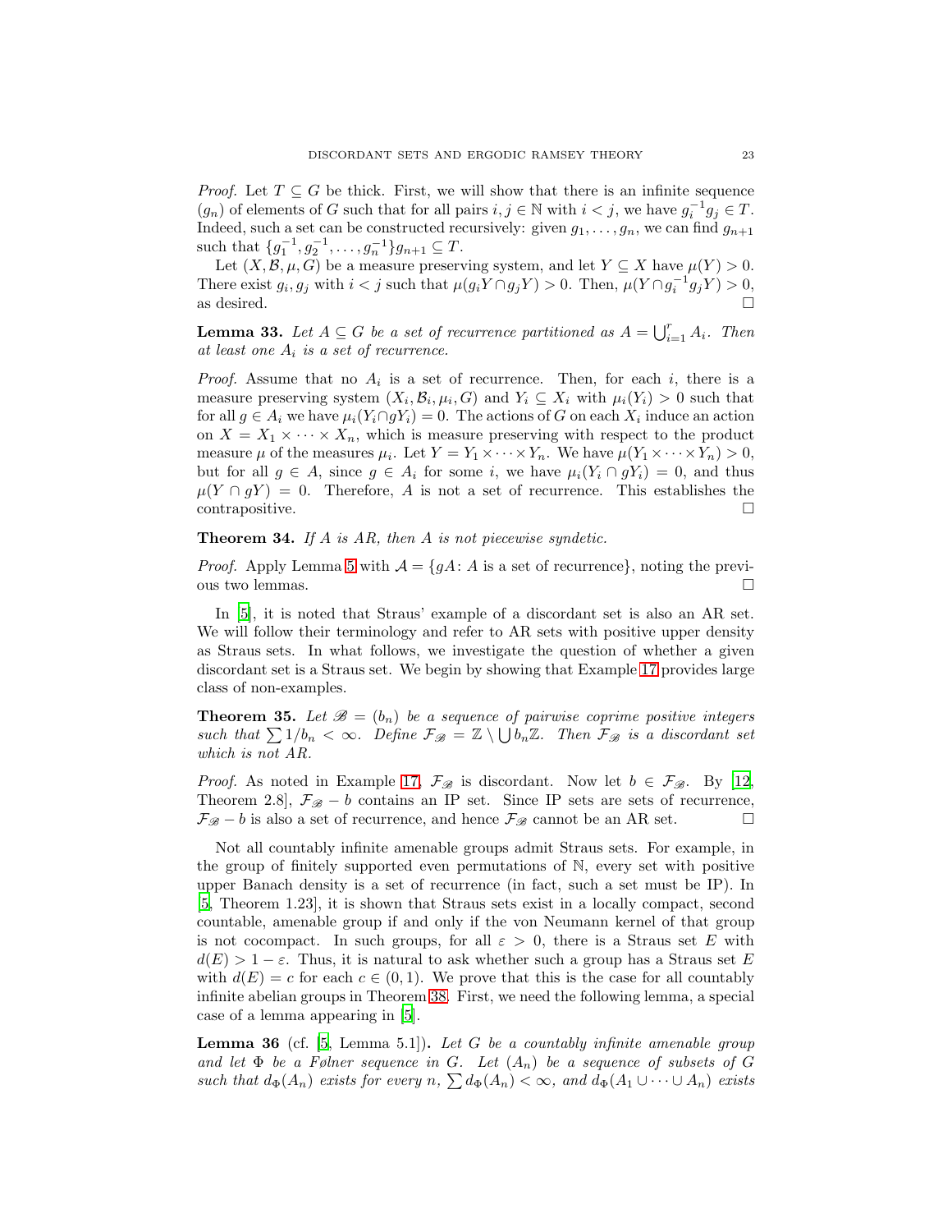*Proof.* Let $T \subseteq G$ be thick. First, we will show that there is an infinite sequence $(g_n)$ of elements of $G$ such that for all pairs $i, j \in \mathbb{N}$ with $i < j$, we have $g_i^{-1}g_j \in T$. Indeed, such a set can be constructed recursively: given $g_1, \ldots, g_n$, we can find $g_{n+1}$ such that $\{g_1^{-1}, g_2^{-1}, \ldots, g_n^{-1}\}g_{n+1} \subseteq T$.

Let $(X, \mathcal{B}, \mu, G)$ be a measure preserving system, and let $Y \subseteq X$ have $\mu(Y) > 0$. There exist $g_i, g_j$ with $i < j$ such that $\mu(g_iY \cap g_jY) > 0$. Then, $\mu(Y \cap g_i^{-1}g_jY) > 0$, as desired. □

**Lemma 33.** *Let $A \subseteq G$ be a set of recurrence partitioned as $A = \bigcup_{i=1}^r A_i$. Then at least one $A_i$ is a set of recurrence.*

*Proof.* Assume that no $A_i$ is a set of recurrence. Then, for each $i$, there is a measure preserving system $(X_i, \mathcal{B}_i, \mu_i, G)$ and $Y_i \subseteq X_i$ with $\mu_i(Y_i) > 0$ such that for all $g \in A_i$ we have $\mu_i(Y_i \cap gY_i) = 0$. The actions of $G$ on each $X_i$ induce an action on $X = X_1 \times \cdots \times X_n$, which is measure preserving with respect to the product measure $\mu$ of the measures $\mu_i$. Let $Y = Y_1 \times \cdots \times Y_n$. We have $\mu(Y_1 \times \cdots \times Y_n) > 0$, but for all $g \in A$, since $g \in A_i$ for some $i$, we have $\mu_i(Y_i \cap gY_i) = 0$, and thus $\mu(Y \cap gY) = 0$. Therefore, $A$ is not a set of recurrence. This establishes the contrapositive. □

**Theorem 34.** *If $A$ is AR, then $A$ is not piecewise syndetic.*

*Proof.* Apply Lemma 5 with $\mathcal{A} = \{gA \colon A \text{ is a set of recurrence}\}$, noting the previous two lemmas. □

In [5], it is noted that Straus' example of a discordant set is also an AR set. We will follow their terminology and refer to AR sets with positive upper density as Straus sets. In what follows, we investigate the question of whether a given discordant set is a Straus set. We begin by showing that Example 17 provides large class of non-examples.

**Theorem 35.** *Let $\mathscr{B} = (b_n)$ be a sequence of pairwise coprime positive integers such that $\sum 1/b_n < \infty$. Define $\mathcal{F}_{\mathscr{B}} = \mathbb{Z} \setminus \bigcup b_n\mathbb{Z}$. Then $\mathcal{F}_{\mathscr{B}}$ is a discordant set which is not AR.*

*Proof.* As noted in Example 17, $\mathcal{F}_{\mathscr{B}}$ is discordant. Now let $b \in \mathcal{F}_{\mathscr{B}}$. By [12, Theorem 2.8], $\mathcal{F}_{\mathscr{B}} - b$ contains an IP set. Since IP sets are sets of recurrence, $\mathcal{F}_{\mathscr{B}} - b$ is also a set of recurrence, and hence $\mathcal{F}_{\mathscr{B}}$ cannot be an AR set. □

Not all countably infinite amenable groups admit Straus sets. For example, in the group of finitely supported even permutations of $\mathbb{N}$, every set with positive upper Banach density is a set of recurrence (in fact, such a set must be IP). In [5, Theorem 1.23], it is shown that Straus sets exist in a locally compact, second countable, amenable group if and only if the von Neumann kernel of that group is not cocompact. In such groups, for all $\varepsilon > 0$, there is a Straus set $E$ with $d(E) > 1 - \varepsilon$. Thus, it is natural to ask whether such a group has a Straus set $E$ with $d(E) = c$ for each $c \in (0, 1)$. We prove that this is the case for all countably infinite abelian groups in Theorem 38. First, we need the following lemma, a special case of a lemma appearing in [5].

**Lemma 36** (cf. [5, Lemma 5.1])**.** *Let $G$ be a countably infinite amenable group and let $\Phi$ be a Følner sequence in $G$. Let $(A_n)$ be a sequence of subsets of $G$ such that $d_\Phi(A_n)$ exists for every $n$, $\sum d_\Phi(A_n) < \infty$, and $d_\Phi(A_1 \cup \cdots \cup A_n)$ exists*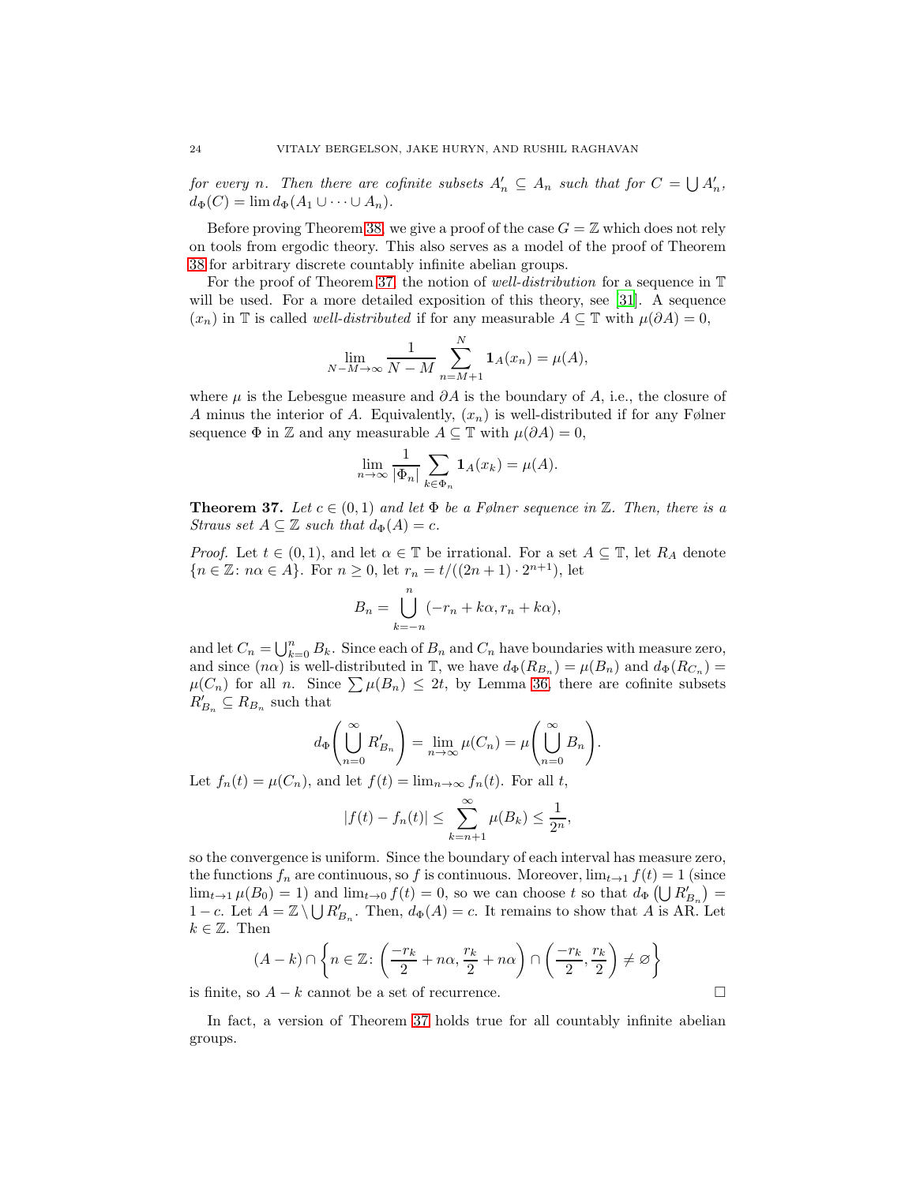*for every $n$. Then there are cofinite subsets $A'_n \subseteq A_n$ such that for $C = \bigcup A'_n$, $d_\Phi(C) = \lim d_\Phi(A_1 \cup \cdots \cup A_n)$.*

Before proving Theorem 38, we give a proof of the case $G = \mathbb{Z}$ which does not rely on tools from ergodic theory. This also serves as a model of the proof of Theorem 38 for arbitrary discrete countably infinite abelian groups.

For the proof of Theorem 37, the notion of *well-distribution* for a sequence in $\mathbb{T}$ will be used. For a more detailed exposition of this theory, see [31]. A sequence $(x_n)$ in $\mathbb{T}$ is called *well-distributed* if for any measurable $A \subseteq \mathbb{T}$ with $\mu(\partial A) = 0$,

$$\lim_{N-M\to\infty} \frac{1}{N-M} \sum_{n=M+1}^{N} \mathbf{1}_A(x_n) = \mu(A),$$

where $\mu$ is the Lebesgue measure and $\partial A$ is the boundary of $A$, i.e., the closure of $A$ minus the interior of $A$. Equivalently, $(x_n)$ is well-distributed if for any Følner sequence $\Phi$ in $\mathbb{Z}$ and any measurable $A \subseteq \mathbb{T}$ with $\mu(\partial A) = 0$,

$$\lim_{n\to\infty} \frac{1}{|\Phi_n|} \sum_{k\in\Phi_n} \mathbf{1}_A(x_k) = \mu(A).$$

**Theorem 37.** *Let $c \in (0,1)$ and let $\Phi$ be a Følner sequence in $\mathbb{Z}$. Then, there is a Straus set $A \subseteq \mathbb{Z}$ such that $d_\Phi(A) = c$.*

*Proof.* Let $t \in (0,1)$, and let $\alpha \in \mathbb{T}$ be irrational. For a set $A \subseteq \mathbb{T}$, let $R_A$ denote $\{n \in \mathbb{Z} \colon n\alpha \in A\}$. For $n \geq 0$, let $r_n = t/((2n+1)\cdot 2^{n+1})$, let

$$B_n = \bigcup_{k=-n}^{n} (-r_n + k\alpha, r_n + k\alpha),$$

and let $C_n = \bigcup_{k=0}^{n} B_k$. Since each of $B_n$ and $C_n$ have boundaries with measure zero, and since $(n\alpha)$ is well-distributed in $\mathbb{T}$, we have $d_\Phi(R_{B_n}) = \mu(B_n)$ and $d_\Phi(R_{C_n}) = \mu(C_n)$ for all $n$. Since $\sum \mu(B_n) \leq 2t$, by Lemma 36, there are cofinite subsets $R'_{B_n} \subseteq R_{B_n}$ such that

$$d_\Phi\left(\bigcup_{n=0}^{\infty} R'_{B_n}\right) = \lim_{n\to\infty} \mu(C_n) = \mu\left(\bigcup_{n=0}^{\infty} B_n\right).$$

Let $f_n(t) = \mu(C_n)$, and let $f(t) = \lim_{n\to\infty} f_n(t)$. For all $t$,

$$|f(t) - f_n(t)| \leq \sum_{k=n+1}^{\infty} \mu(B_k) \leq \frac{1}{2^n},$$

so the convergence is uniform. Since the boundary of each interval has measure zero, the functions $f_n$ are continuous, so $f$ is continuous. Moreover, $\lim_{t\to 1} f(t) = 1$ (since $\lim_{t\to 1} \mu(B_0) = 1$) and $\lim_{t\to 0} f(t) = 0$, so we can choose $t$ so that $d_\Phi\left(\bigcup R'_{B_n}\right) = 1 - c$. Let $A = \mathbb{Z} \setminus \bigcup R'_{B_n}$. Then, $d_\Phi(A) = c$. It remains to show that $A$ is AR. Let $k \in \mathbb{Z}$. Then

$$(A-k) \cap \left\{ n \in \mathbb{Z} \colon \left(\frac{-r_k}{2} + n\alpha, \frac{r_k}{2} + n\alpha\right) \cap \left(\frac{-r_k}{2}, \frac{r_k}{2}\right) \neq \varnothing \right\}$$

is finite, so $A - k$ cannot be a set of recurrence. $\square$

In fact, a version of Theorem 37 holds true for all countably infinite abelian groups.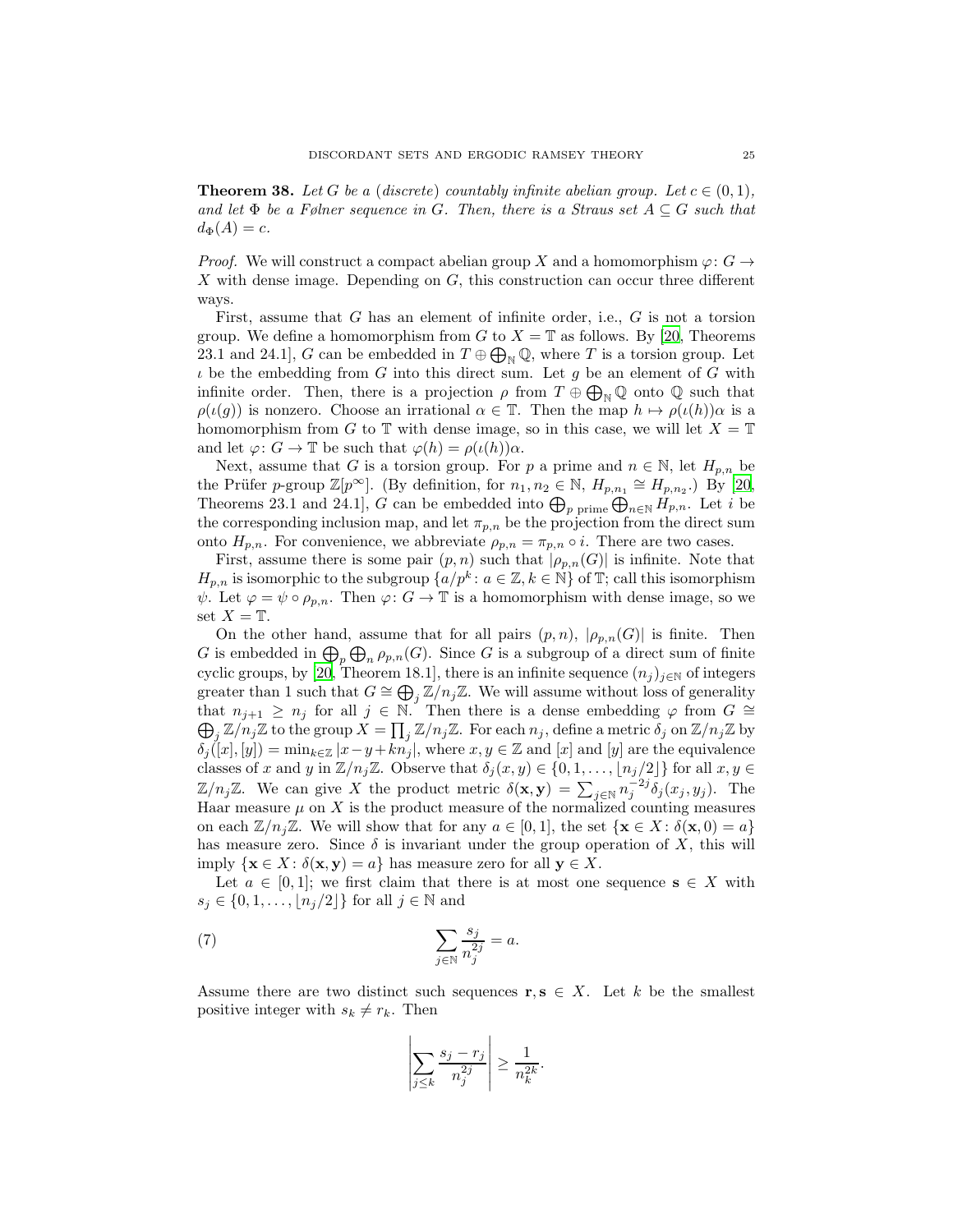**Theorem 38.** *Let $G$ be a (discrete) countably infinite abelian group. Let $c \in (0,1)$, and let $\Phi$ be a Følner sequence in $G$. Then, there is a Straus set $A \subseteq G$ such that $d_\Phi(A) = c$.*

*Proof.* We will construct a compact abelian group $X$ and a homomorphism $\varphi\colon G \to X$ with dense image. Depending on $G$, this construction can occur three different ways.

First, assume that $G$ has an element of infinite order, i.e., $G$ is not a torsion group. We define a homomorphism from $G$ to $X = \mathbb{T}$ as follows. By [20, Theorems 23.1 and 24.1], $G$ can be embedded in $T \oplus \bigoplus_{\mathbb{N}} \mathbb{Q}$, where $T$ is a torsion group. Let $\iota$ be the embedding from $G$ into this direct sum. Let $g$ be an element of $G$ with infinite order. Then, there is a projection $\rho$ from $T \oplus \bigoplus_{\mathbb{N}} \mathbb{Q}$ onto $\mathbb{Q}$ such that $\rho(\iota(g))$ is nonzero. Choose an irrational $\alpha \in \mathbb{T}$. Then the map $h \mapsto \rho(\iota(h))\alpha$ is a homomorphism from $G$ to $\mathbb{T}$ with dense image, so in this case, we will let $X = \mathbb{T}$ and let $\varphi\colon G \to \mathbb{T}$ be such that $\varphi(h) = \rho(\iota(h))\alpha$.

Next, assume that $G$ is a torsion group. For $p$ a prime and $n \in \mathbb{N}$, let $H_{p,n}$ be the Prüfer $p$-group $\mathbb{Z}[p^\infty]$. (By definition, for $n_1, n_2 \in \mathbb{N}$, $H_{p,n_1} \cong H_{p,n_2}$.) By [20, Theorems 23.1 and 24.1], $G$ can be embedded into $\bigoplus_{p \text{ prime}} \bigoplus_{n \in \mathbb{N}} H_{p,n}$. Let $i$ be the corresponding inclusion map, and let $\pi_{p,n}$ be the projection from the direct sum onto $H_{p,n}$. For convenience, we abbreviate $\rho_{p,n} = \pi_{p,n} \circ i$. There are two cases.

First, assume there is some pair $(p,n)$ such that $|\rho_{p,n}(G)|$ is infinite. Note that $H_{p,n}$ is isomorphic to the subgroup $\{a/p^k \colon a \in \mathbb{Z}, k \in \mathbb{N}\}$ of $\mathbb{T}$; call this isomorphism $\psi$. Let $\varphi = \psi \circ \rho_{p,n}$. Then $\varphi\colon G \to \mathbb{T}$ is a homomorphism with dense image, so we set $X = \mathbb{T}$.

On the other hand, assume that for all pairs $(p,n)$, $|\rho_{p,n}(G)|$ is finite. Then $G$ is embedded in $\bigoplus_p \bigoplus_n \rho_{p,n}(G)$. Since $G$ is a subgroup of a direct sum of finite cyclic groups, by [20, Theorem 18.1], there is an infinite sequence $(n_j)_{j \in \mathbb{N}}$ of integers greater than 1 such that $G \cong \bigoplus_j \mathbb{Z}/n_j\mathbb{Z}$. We will assume without loss of generality that $n_{j+1} \geq n_j$ for all $j \in \mathbb{N}$. Then there is a dense embedding $\varphi$ from $G \cong \bigoplus_j \mathbb{Z}/n_j\mathbb{Z}$ to the group $X = \prod_j \mathbb{Z}/n_j\mathbb{Z}$. For each $n_j$, define a metric $\delta_j$ on $\mathbb{Z}/n_j\mathbb{Z}$ by $\delta_j([x],[y]) = \min_{k \in \mathbb{Z}} |x - y + kn_j|$, where $x, y \in \mathbb{Z}$ and $[x]$ and $[y]$ are the equivalence classes of $x$ and $y$ in $\mathbb{Z}/n_j\mathbb{Z}$. Observe that $\delta_j(x,y) \in \{0, 1, \dots, \lfloor n_j/2 \rfloor\}$ for all $x, y \in \mathbb{Z}/n_j\mathbb{Z}$. We can give $X$ the product metric $\delta(\mathbf{x}, \mathbf{y}) = \sum_{j \in \mathbb{N}} n_j^{-2j} \delta_j(x_j, y_j)$. The Haar measure $\mu$ on $X$ is the product measure of the normalized counting measures on each $\mathbb{Z}/n_j\mathbb{Z}$. We will show that for any $a \in [0,1]$, the set $\{\mathbf{x} \in X \colon \delta(\mathbf{x}, 0) = a\}$ has measure zero. Since $\delta$ is invariant under the group operation of $X$, this will imply $\{\mathbf{x} \in X \colon \delta(\mathbf{x}, \mathbf{y}) = a\}$ has measure zero for all $\mathbf{y} \in X$.

Let $a \in [0,1]$; we first claim that there is at most one sequence $\mathbf{s} \in X$ with $s_j \in \{0, 1, \dots, \lfloor n_j/2 \rfloor\}$ for all $j \in \mathbb{N}$ and

$$\sum_{j \in \mathbb{N}} \frac{s_j}{n_j^{2j}} = a. \tag{7}$$

Assume there are two distinct such sequences $\mathbf{r}, \mathbf{s} \in X$. Let $k$ be the smallest positive integer with $s_k \neq r_k$. Then

$$\left| \sum_{j \leq k} \frac{s_j - r_j}{n_j^{2j}} \right| \geq \frac{1}{n_k^{2k}}.$$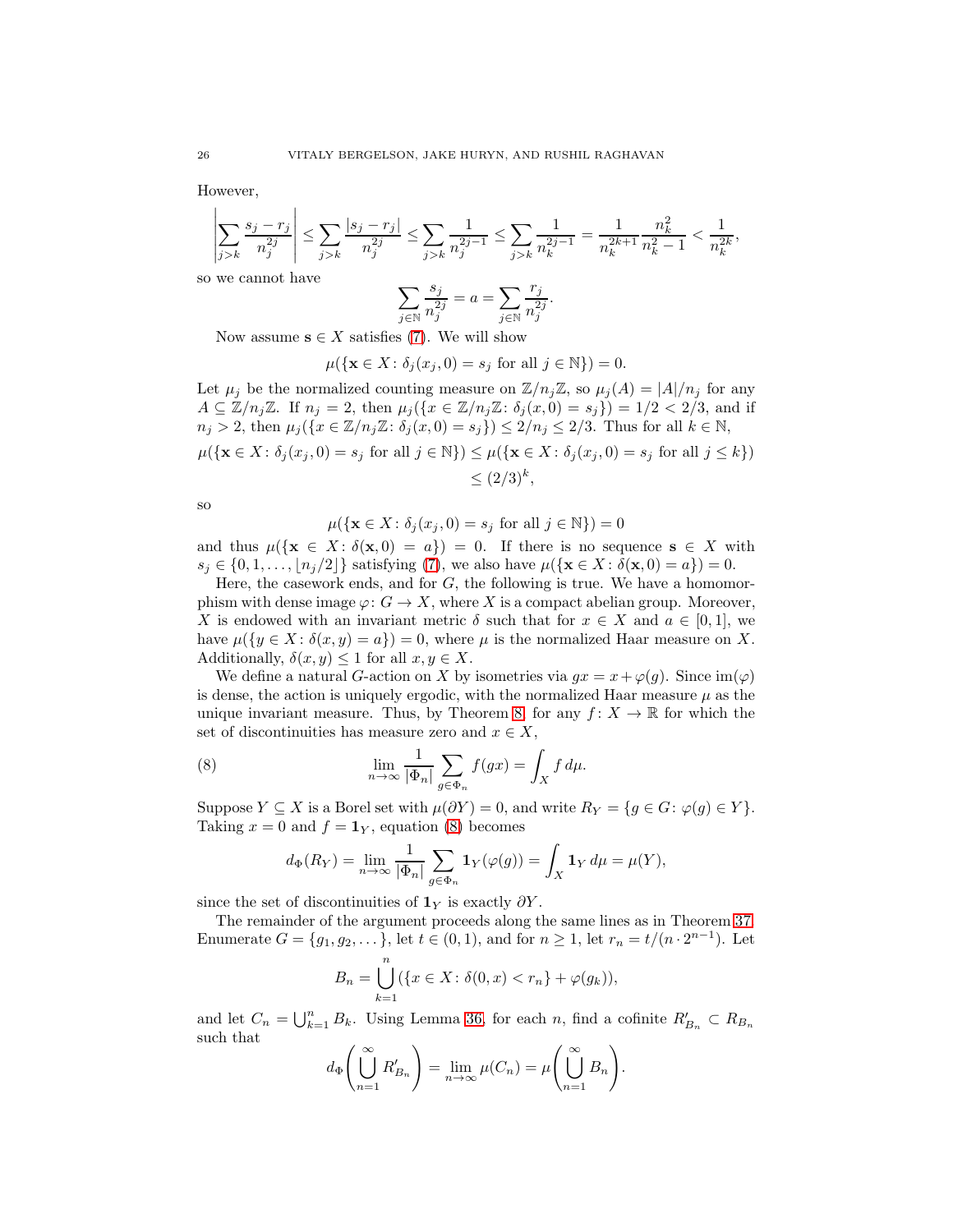However,

$$\left|\sum_{j>k} \frac{s_j - r_j}{n_j^{2j}}\right| \le \sum_{j>k} \frac{|s_j - r_j|}{n_j^{2j}} \le \sum_{j>k} \frac{1}{n_j^{2j-1}} \le \sum_{j>k} \frac{1}{n_k^{2j-1}} = \frac{1}{n_k^{2k+1}} \frac{n_k^2}{n_k^2 - 1} < \frac{1}{n_k^{2k}},$$

so we cannot have

$$\sum_{j\in\mathbb{N}} \frac{s_j}{n_j^{2j}} = a = \sum_{j\in\mathbb{N}} \frac{r_j}{n_j^{2j}}.$$

Now assume $\mathbf{s} \in X$ satisfies (7). We will show

$$\mu(\{\mathbf{x} \in X \colon \delta_j(x_j, 0) = s_j \text{ for all } j \in \mathbb{N}\}) = 0.$$

Let $\mu_j$ be the normalized counting measure on $\mathbb{Z}/n_j\mathbb{Z}$, so $\mu_j(A) = |A|/n_j$ for any $A \subseteq \mathbb{Z}/n_j\mathbb{Z}$. If $n_j = 2$, then $\mu_j(\{x \in \mathbb{Z}/n_j\mathbb{Z} \colon \delta_j(x, 0) = s_j\}) = 1/2 < 2/3$, and if $n_j > 2$, then $\mu_j(\{x \in \mathbb{Z}/n_j\mathbb{Z} \colon \delta_j(x, 0) = s_j\}) \le 2/n_j \le 2/3$. Thus for all $k \in \mathbb{N}$,

$$\begin{aligned}\mu(\{\mathbf{x} \in X \colon \delta_j(x_j, 0) = s_j \text{ for all } j \in \mathbb{N}\}) &\le \mu(\{\mathbf{x} \in X \colon \delta_j(x_j, 0) = s_j \text{ for all } j \le k\}) \\ &\le (2/3)^k,\end{aligned}$$

so

$$\mu(\{\mathbf{x} \in X \colon \delta_j(x_j, 0) = s_j \text{ for all } j \in \mathbb{N}\}) = 0$$

and thus $\mu(\{\mathbf{x} \in X \colon \delta(\mathbf{x}, 0) = a\}) = 0$. If there is no sequence $\mathbf{s} \in X$ with $s_j \in \{0, 1, \dots, \lfloor n_j/2 \rfloor\}$ satisfying (7), we also have $\mu(\{\mathbf{x} \in X \colon \delta(\mathbf{x}, 0) = a\}) = 0$.

Here, the casework ends, and for $G$, the following is true. We have a homomorphism with dense image $\varphi \colon G \to X$, where $X$ is a compact abelian group. Moreover, $X$ is endowed with an invariant metric $\delta$ such that for $x \in X$ and $a \in [0, 1]$, we have $\mu(\{y \in X \colon \delta(x, y) = a\}) = 0$, where $\mu$ is the normalized Haar measure on $X$. Additionally, $\delta(x, y) \le 1$ for all $x, y \in X$.

We define a natural $G$-action on $X$ by isometries via $gx = x + \varphi(g)$. Since $\operatorname{im}(\varphi)$ is dense, the action is uniquely ergodic, with the normalized Haar measure $\mu$ as the unique invariant measure. Thus, by Theorem 8, for any $f \colon X \to \mathbb{R}$ for which the set of discontinuities has measure zero and $x \in X$,

$$\lim_{n\to\infty} \frac{1}{|\Phi_n|} \sum_{g\in\Phi_n} f(gx) = \int_X f \, d\mu. \tag{8}$$

Suppose $Y \subseteq X$ is a Borel set with $\mu(\partial Y) = 0$, and write $R_Y = \{g \in G \colon \varphi(g) \in Y\}$. Taking $x = 0$ and $f = \mathbf{1}_Y$, equation (8) becomes

$$d_\Phi(R_Y) = \lim_{n\to\infty} \frac{1}{|\Phi_n|} \sum_{g\in\Phi_n} \mathbf{1}_Y(\varphi(g)) = \int_X \mathbf{1}_Y \, d\mu = \mu(Y),$$

since the set of discontinuities of $\mathbf{1}_Y$ is exactly $\partial Y$.

The remainder of the argument proceeds along the same lines as in Theorem 37. Enumerate $G = \{g_1, g_2, \dots\}$, let $t \in (0, 1)$, and for $n \ge 1$, let $r_n = t/(n \cdot 2^{n-1})$. Let

$$B_n = \bigcup_{k=1}^{n} (\{x \in X \colon \delta(0, x) < r_n\} + \varphi(g_k)),$$

and let $C_n = \bigcup_{k=1}^{n} B_k$. Using Lemma 36, for each $n$, find a cofinite $R'_{B_n} \subset R_{B_n}$ such that

$$d_\Phi\left(\bigcup_{n=1}^{\infty} R'_{B_n}\right) = \lim_{n\to\infty} \mu(C_n) = \mu\left(\bigcup_{n=1}^{\infty} B_n\right).$$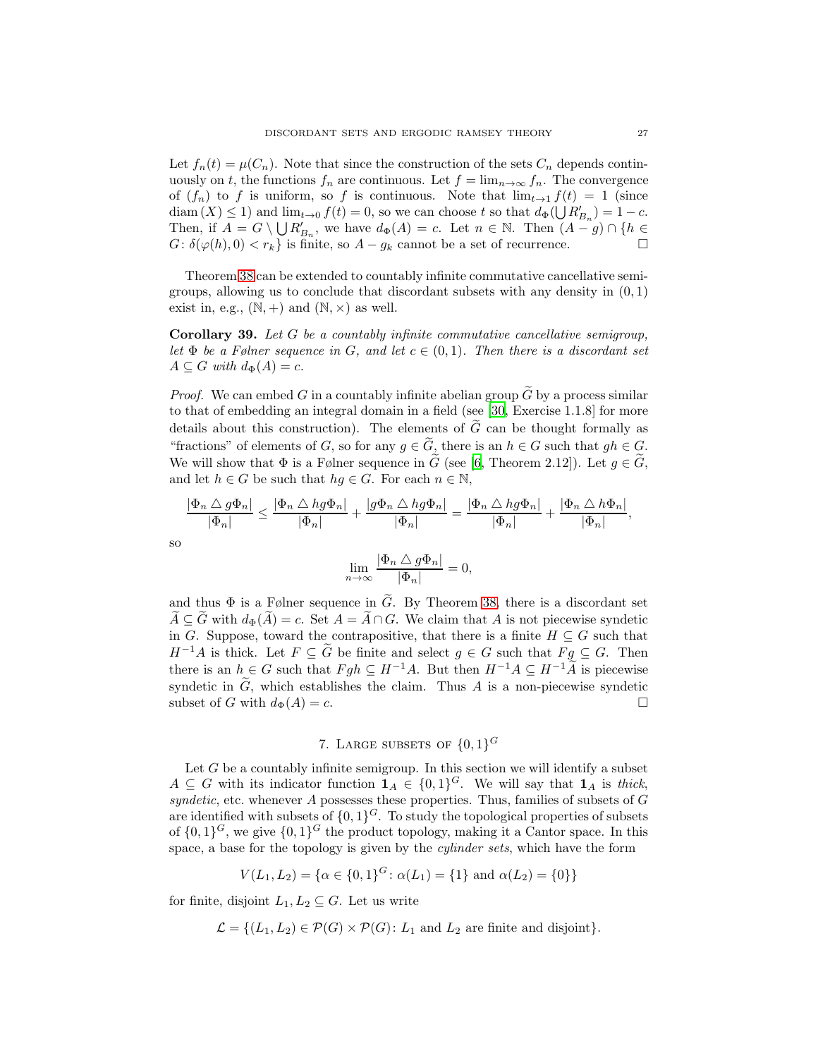Let $f_n(t) = \mu(C_n)$. Note that since the construction of the sets $C_n$ depends continuously on $t$, the functions $f_n$ are continuous. Let $f = \lim_{n\to\infty} f_n$. The convergence of $(f_n)$ to $f$ is uniform, so $f$ is continuous. Note that $\lim_{t\to 1} f(t) = 1$ (since $\operatorname{diam}(X) \leq 1$) and $\lim_{t\to 0} f(t) = 0$, so we can choose $t$ so that $d_\Phi(\bigcup R'_{B_n}) = 1 - c$. Then, if $A = G \setminus \bigcup R'_{B_n}$, we have $d_\Phi(A) = c$. Let $n \in \mathbb{N}$. Then $(A - g) \cap \{h \in G : \delta(\varphi(h), 0) < r_k\}$ is finite, so $A - g_k$ cannot be a set of recurrence. □

Theorem 38 can be extended to countably infinite commutative cancellative semigroups, allowing us to conclude that discordant subsets with any density in $(0, 1)$ exist in, e.g., $(\mathbb{N}, +)$ and $(\mathbb{N}, \times)$ as well.

**Corollary 39.** *Let $G$ be a countably infinite commutative cancellative semigroup, let $\Phi$ be a Følner sequence in $G$, and let $c \in (0, 1)$. Then there is a discordant set $A \subseteq G$ with $d_\Phi(A) = c$.*

*Proof.* We can embed $G$ in a countably infinite abelian group $\widetilde{G}$ by a process similar to that of embedding an integral domain in a field (see [30, Exercise 1.1.8] for more details about this construction). The elements of $\widetilde{G}$ can be thought formally as "fractions" of elements of $G$, so for any $g \in \widetilde{G}$, there is an $h \in G$ such that $gh \in G$. We will show that $\Phi$ is a Følner sequence in $\widetilde{G}$ (see [6, Theorem 2.12]). Let $g \in \widetilde{G}$, and let $h \in G$ be such that $hg \in G$. For each $n \in \mathbb{N}$,

$$\frac{|\Phi_n \triangle g\Phi_n|}{|\Phi_n|} \leq \frac{|\Phi_n \triangle hg\Phi_n|}{|\Phi_n|} + \frac{|g\Phi_n \triangle hg\Phi_n|}{|\Phi_n|} = \frac{|\Phi_n \triangle hg\Phi_n|}{|\Phi_n|} + \frac{|\Phi_n \triangle h\Phi_n|}{|\Phi_n|},$$

so

$$\lim_{n\to\infty} \frac{|\Phi_n \triangle g\Phi_n|}{|\Phi_n|} = 0,$$

and thus $\Phi$ is a Følner sequence in $\widetilde{G}$. By Theorem 38, there is a discordant set $\widetilde{A} \subseteq \widetilde{G}$ with $d_\Phi(\widetilde{A}) = c$. Set $A = \widetilde{A} \cap G$. We claim that $A$ is not piecewise syndetic in $G$. Suppose, toward the contrapositive, that there is a finite $H \subseteq G$ such that $H^{-1}A$ is thick. Let $F \subseteq \widetilde{G}$ be finite and select $g \in G$ such that $Fg \subseteq G$. Then there is an $h \in G$ such that $Fgh \subseteq H^{-1}A$. But then $H^{-1}A \subseteq H^{-1}\widetilde{A}$ is piecewise syndetic in $\widetilde{G}$, which establishes the claim. Thus $A$ is a non-piecewise syndetic subset of $G$ with $d_\Phi(A) = c$. □

## 7. Large subsets of $\{0, 1\}^G$

Let $G$ be a countably infinite semigroup. In this section we will identify a subset $A \subseteq G$ with its indicator function $\mathbf{1}_A \in \{0, 1\}^G$. We will say that $\mathbf{1}_A$ is *thick*, *syndetic*, etc. whenever $A$ possesses these properties. Thus, families of subsets of $G$ are identified with subsets of $\{0, 1\}^G$. To study the topological properties of subsets of $\{0, 1\}^G$, we give $\{0, 1\}^G$ the product topology, making it a Cantor space. In this space, a base for the topology is given by the *cylinder sets*, which have the form

$$V(L_1, L_2) = \{\alpha \in \{0, 1\}^G : \alpha(L_1) = \{1\} \text{ and } \alpha(L_2) = \{0\}\}$$

for finite, disjoint $L_1, L_2 \subseteq G$. Let us write

$$\mathcal{L} = \{(L_1, L_2) \in \mathcal{P}(G) \times \mathcal{P}(G) : L_1 \text{ and } L_2 \text{ are finite and disjoint}\}.$$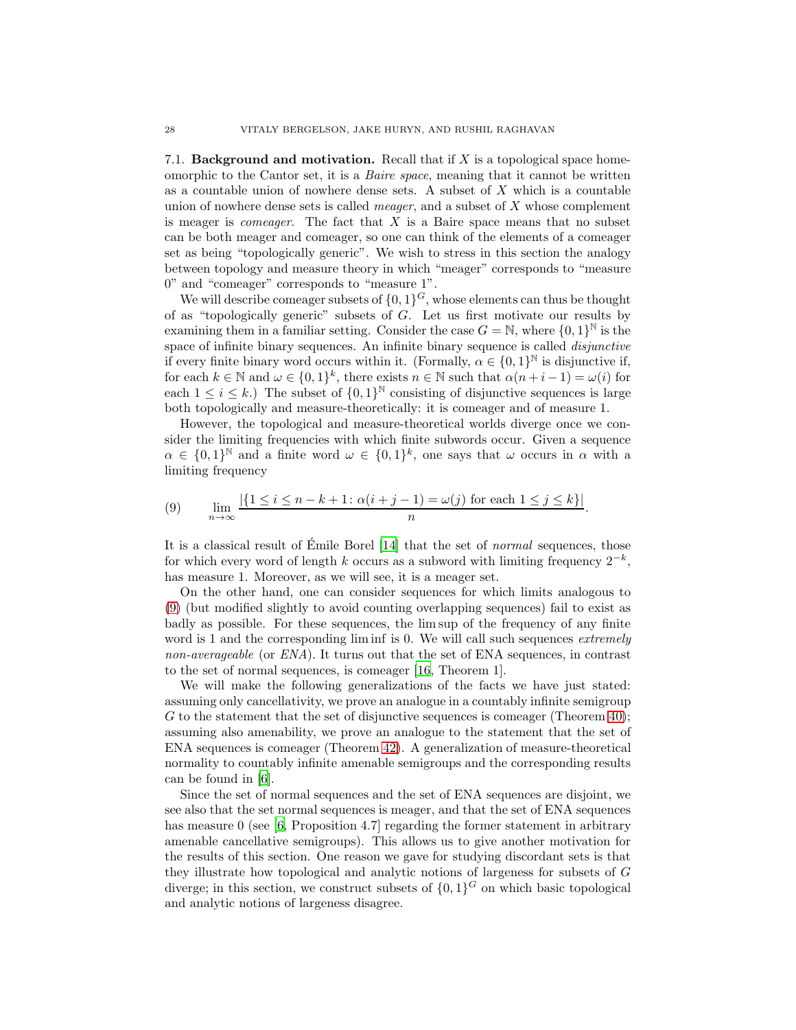### 7.1. Background and motivation.

Recall that if $X$ is a topological space homeomorphic to the Cantor set, it is a *Baire space*, meaning that it cannot be written as a countable union of nowhere dense sets. A subset of $X$ which is a countable union of nowhere dense sets is called *meager*, and a subset of $X$ whose complement is meager is *comeager*. The fact that $X$ is a Baire space means that no subset can be both meager and comeager, so one can think of the elements of a comeager set as being "topologically generic". We wish to stress in this section the analogy between topology and measure theory in which "meager" corresponds to "measure 0" and "comeager" corresponds to "measure 1".

We will describe comeager subsets of $\{0,1\}^G$, whose elements can thus be thought of as "topologically generic" subsets of $G$. Let us first motivate our results by examining them in a familiar setting. Consider the case $G = \mathbb{N}$, where $\{0,1\}^{\mathbb{N}}$ is the space of infinite binary sequences. An infinite binary sequence is called *disjunctive* if every finite binary word occurs within it. (Formally, $\alpha \in \{0,1\}^{\mathbb{N}}$ is disjunctive if, for each $k \in \mathbb{N}$ and $\omega \in \{0,1\}^k$, there exists $n \in \mathbb{N}$ such that $\alpha(n+i-1) = \omega(i)$ for each $1 \leq i \leq k$.) The subset of $\{0,1\}^{\mathbb{N}}$ consisting of disjunctive sequences is large both topologically and measure-theoretically: it is comeager and of measure 1.

However, the topological and measure-theoretical worlds diverge once we consider the limiting frequencies with which finite subwords occur. Given a sequence $\alpha \in \{0,1\}^{\mathbb{N}}$ and a finite word $\omega \in \{0,1\}^k$, one says that $\omega$ occurs in $\alpha$ with a limiting frequency

$$\lim_{n\to\infty} \frac{|\{1 \leq i \leq n-k+1 \colon \alpha(i+j-1) = \omega(j) \text{ for each } 1 \leq j \leq k\}|}{n}. \tag{9}$$

It is a classical result of Émile Borel [14] that the set of *normal* sequences, those for which every word of length $k$ occurs as a subword with limiting frequency $2^{-k}$, has measure 1. Moreover, as we will see, it is a meager set.

On the other hand, one can consider sequences for which limits analogous to (9) (but modified slightly to avoid counting overlapping sequences) fail to exist as badly as possible. For these sequences, the lim sup of the frequency of any finite word is 1 and the corresponding lim inf is 0. We will call such sequences *extremely non-averageable* (or *ENA*). It turns out that the set of ENA sequences, in contrast to the set of normal sequences, is comeager [16, Theorem 1].

We will make the following generalizations of the facts we have just stated: assuming only cancellativity, we prove an analogue in a countably infinite semigroup $G$ to the statement that the set of disjunctive sequences is comeager (Theorem 40); assuming also amenability, we prove an analogue to the statement that the set of ENA sequences is comeager (Theorem 42). A generalization of measure-theoretical normality to countably infinite amenable semigroups and the corresponding results can be found in [6].

Since the set of normal sequences and the set of ENA sequences are disjoint, we see also that the set normal sequences is meager, and that the set of ENA sequences has measure 0 (see [6, Proposition 4.7] regarding the former statement in arbitrary amenable cancellative semigroups). This allows us to give another motivation for the results of this section. One reason we gave for studying discordant sets is that they illustrate how topological and analytic notions of largeness for subsets of $G$ diverge; in this section, we construct subsets of $\{0,1\}^G$ on which basic topological and analytic notions of largeness disagree.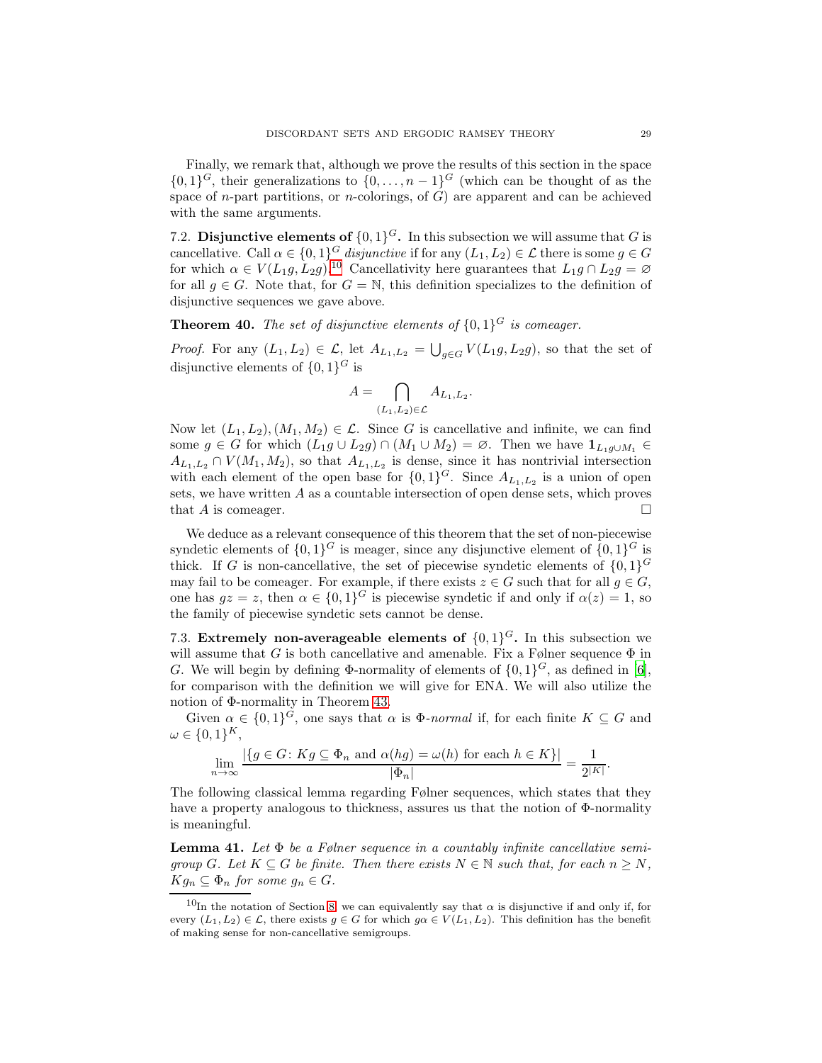Finally, we remark that, although we prove the results of this section in the space $\{0,1\}^G$, their generalizations to $\{0,\dots,n-1\}^G$ (which can be thought of as the space of $n$-part partitions, or $n$-colorings, of $G$) are apparent and can be achieved with the same arguments.

### 7.2. Disjunctive elements of $\{0,1\}^G$.

In this subsection we will assume that $G$ is cancellative. Call $\alpha \in \{0,1\}^G$ *disjunctive* if for any $(L_1, L_2) \in \mathcal{L}$ there is some $g \in G$ for which $\alpha \in V(L_1 g, L_2 g)$.[10] Cancellativity here guarantees that $L_1 g \cap L_2 g = \varnothing$ for all $g \in G$. Note that, for $G = \mathbb{N}$, this definition specializes to the definition of disjunctive sequences we gave above.

**Theorem 40.** *The set of disjunctive elements of $\{0,1\}^G$ is comeager.*

*Proof.* For any $(L_1, L_2) \in \mathcal{L}$, let $A_{L_1,L_2} = \bigcup_{g\in G} V(L_1 g, L_2 g)$, so that the set of disjunctive elements of $\{0,1\}^G$ is

$$A = \bigcap_{(L_1,L_2)\in\mathcal{L}} A_{L_1,L_2}.$$

Now let $(L_1, L_2), (M_1, M_2) \in \mathcal{L}$. Since $G$ is cancellative and infinite, we can find some $g \in G$ for which $(L_1 g \cup L_2 g) \cap (M_1 \cup M_2) = \varnothing$. Then we have $\mathbf{1}_{L_1 g \cup M_1} \in A_{L_1,L_2} \cap V(M_1, M_2)$, so that $A_{L_1,L_2}$ is dense, since it has nontrivial intersection with each element of the open base for $\{0,1\}^G$. Since $A_{L_1,L_2}$ is a union of open sets, we have written $A$ as a countable intersection of open dense sets, which proves that $A$ is comeager. $\square$

We deduce as a relevant consequence of this theorem that the set of non-piecewise syndetic elements of $\{0,1\}^G$ is meager, since any disjunctive element of $\{0,1\}^G$ is thick. If $G$ is non-cancellative, the set of piecewise syndetic elements of $\{0,1\}^G$ may fail to be comeager. For example, if there exists $z \in G$ such that for all $g \in G$, one has $gz = z$, then $\alpha \in \{0,1\}^G$ is piecewise syndetic if and only if $\alpha(z) = 1$, so the family of piecewise syndetic sets cannot be dense.

### 7.3. Extremely non-averageable elements of $\{0,1\}^G$.

In this subsection we will assume that $G$ is both cancellative and amenable. Fix a Følner sequence $\Phi$ in $G$. We will begin by defining $\Phi$-normality of elements of $\{0,1\}^G$, as defined in [6], for comparison with the definition we will give for ENA. We will also utilize the notion of $\Phi$-normality in Theorem 43.

Given $\alpha \in \{0,1\}^G$, one says that $\alpha$ is $\Phi$-*normal* if, for each finite $K \subseteq G$ and $\omega \in \{0,1\}^K$,

$$\lim_{n\to\infty} \frac{|\{g \in G \colon Kg \subseteq \Phi_n \text{ and } \alpha(hg) = \omega(h) \text{ for each } h \in K\}|}{|\Phi_n|} = \frac{1}{2^{|K|}}.$$

The following classical lemma regarding Følner sequences, which states that they have a property analogous to thickness, assures us that the notion of $\Phi$-normality is meaningful.

**Lemma 41.** *Let $\Phi$ be a Følner sequence in a countably infinite cancellative semigroup $G$. Let $K \subseteq G$ be finite. Then there exists $N \in \mathbb{N}$ such that, for each $n \geq N$, $Kg_n \subseteq \Phi_n$ for some $g_n \in G$.*

---

[10] In the notation of Section 8, we can equivalently say that $\alpha$ is disjunctive if and only if, for every $(L_1, L_2) \in \mathcal{L}$, there exists $g \in G$ for which $g\alpha \in V(L_1, L_2)$. This definition has the benefit of making sense for non-cancellative semigroups.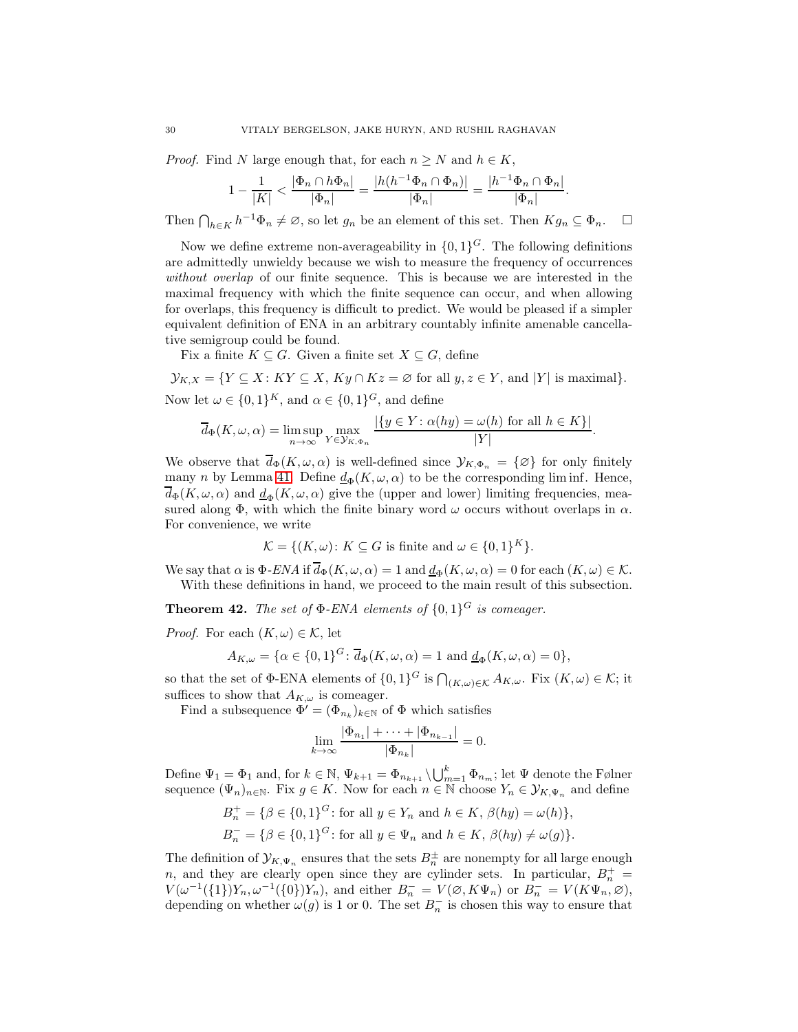*Proof.* Find $N$ large enough that, for each $n \geq N$ and $h \in K$,

$$1 - \frac{1}{|K|} < \frac{|\Phi_n \cap h\Phi_n|}{|\Phi_n|} = \frac{|h(h^{-1}\Phi_n \cap \Phi_n)|}{|\Phi_n|} = \frac{|h^{-1}\Phi_n \cap \Phi_n|}{|\Phi_n|}.$$

Then $\bigcap_{h \in K} h^{-1}\Phi_n \neq \varnothing$, so let $g_n$ be an element of this set. Then $Kg_n \subseteq \Phi_n$. $\square$

Now we define extreme non-averageability in $\{0,1\}^G$. The following definitions are admittedly unwieldy because we wish to measure the frequency of occurrences *without overlap* of our finite sequence. This is because we are interested in the maximal frequency with which the finite sequence can occur, and when allowing for overlaps, this frequency is difficult to predict. We would be pleased if a simpler equivalent definition of ENA in an arbitrary countably infinite amenable cancellative semigroup could be found.

Fix a finite $K \subseteq G$. Given a finite set $X \subseteq G$, define

$$\mathcal{Y}_{K,X} = \{Y \subseteq X \colon KY \subseteq X,\ Ky \cap Kz = \varnothing \text{ for all } y, z \in Y, \text{ and } |Y| \text{ is maximal}\}.$$

Now let $\omega \in \{0,1\}^K$, and $\alpha \in \{0,1\}^G$, and define

$$\overline{d}_\Phi(K, \omega, \alpha) = \limsup_{n \to \infty} \max_{Y \in \mathcal{Y}_{K,\Phi_n}} \frac{|\{y \in Y \colon \alpha(hy) = \omega(h) \text{ for all } h \in K\}|}{|Y|}.$$

We observe that $\overline{d}_\Phi(K, \omega, \alpha)$ is well-defined since $\mathcal{Y}_{K,\Phi_n} = \{\varnothing\}$ for only finitely many $n$ by Lemma 41. Define $\underline{d}_\Phi(K, \omega, \alpha)$ to be the corresponding lim inf. Hence, $\overline{d}_\Phi(K, \omega, \alpha)$ and $\underline{d}_\Phi(K, \omega, \alpha)$ give the (upper and lower) limiting frequencies, measured along $\Phi$, with which the finite binary word $\omega$ occurs without overlaps in $\alpha$. For convenience, we write

$$\mathcal{K} = \{(K, \omega) \colon K \subseteq G \text{ is finite and } \omega \in \{0,1\}^K\}.$$

We say that $\alpha$ is $\Phi$*-ENA* if $\overline{d}_\Phi(K, \omega, \alpha) = 1$ and $\underline{d}_\Phi(K, \omega, \alpha) = 0$ for each $(K, \omega) \in \mathcal{K}$.

With these definitions in hand, we proceed to the main result of this subsection.

**Theorem 42.** *The set of* $\Phi$*-ENA elements of* $\{0,1\}^G$ *is comeager.*

*Proof.* For each $(K, \omega) \in \mathcal{K}$, let

$$A_{K,\omega} = \{\alpha \in \{0,1\}^G \colon \overline{d}_\Phi(K, \omega, \alpha) = 1 \text{ and } \underline{d}_\Phi(K, \omega, \alpha) = 0\},$$

so that the set of $\Phi$-ENA elements of $\{0,1\}^G$ is $\bigcap_{(K,\omega) \in \mathcal{K}} A_{K,\omega}$. Fix $(K, \omega) \in \mathcal{K}$; it suffices to show that $A_{K,\omega}$ is comeager.

Find a subsequence $\Phi' = (\Phi_{n_k})_{k \in \mathbb{N}}$ of $\Phi$ which satisfies

$$\lim_{k \to \infty} \frac{|\Phi_{n_1}| + \cdots + |\Phi_{n_{k-1}}|}{|\Phi_{n_k}|} = 0.$$

Define $\Psi_1 = \Phi_1$ and, for $k \in \mathbb{N}$, $\Psi_{k+1} = \Phi_{n_{k+1}} \setminus \bigcup_{m=1}^k \Phi_{n_m}$; let $\Psi$ denote the Følner sequence $(\Psi_n)_{n \in \mathbb{N}}$. Fix $g \in K$. Now for each $n \in \mathbb{N}$ choose $Y_n \in \mathcal{Y}_{K,\Psi_n}$ and define

$$B_n^+ = \{\beta \in \{0,1\}^G \colon \text{for all } y \in Y_n \text{ and } h \in K,\ \beta(hy) = \omega(h)\},$$
$$B_n^- = \{\beta \in \{0,1\}^G \colon \text{for all } y \in \Psi_n \text{ and } h \in K,\ \beta(hy) \neq \omega(g)\}.$$

The definition of $\mathcal{Y}_{K,\Psi_n}$ ensures that the sets $B_n^\pm$ are nonempty for all large enough $n$, and they are clearly open since they are cylinder sets. In particular, $B_n^+ = V(\omega^{-1}(\{1\})Y_n, \omega^{-1}(\{0\})Y_n)$, and either $B_n^- = V(\varnothing, K\Psi_n)$ or $B_n^- = V(K\Psi_n, \varnothing)$, depending on whether $\omega(g)$ is 1 or 0. The set $B_n^-$ is chosen this way to ensure that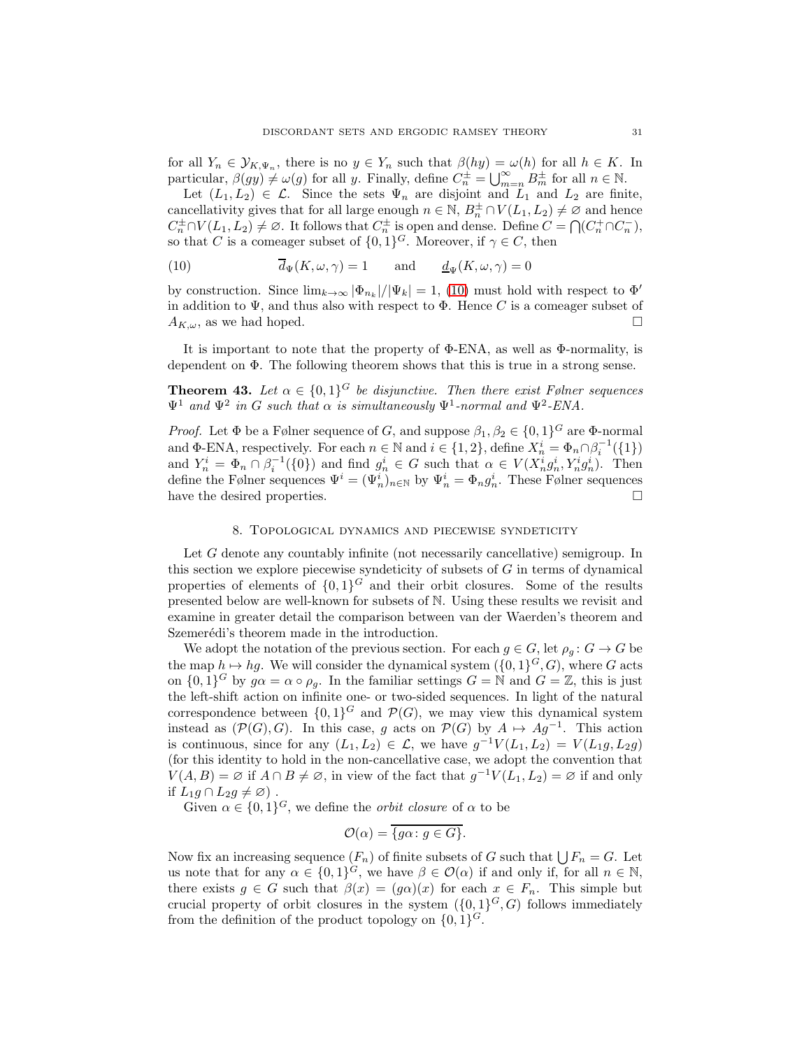for all $Y_n \in \mathcal{Y}_{K,\Psi_n}$, there is no $y \in Y_n$ such that $\beta(hy) = \omega(h)$ for all $h \in K$. In particular, $\beta(gy) \neq \omega(g)$ for all $y$. Finally, define $C_n^{\pm} = \bigcup_{m=n}^{\infty} B_m^{\pm}$ for all $n \in \mathbb{N}$.

Let $(L_1, L_2) \in \mathcal{L}$. Since the sets $\Psi_n$ are disjoint and $L_1$ and $L_2$ are finite, cancellativity gives that for all large enough $n \in \mathbb{N}$, $B_n^{\pm} \cap V(L_1, L_2) \neq \varnothing$ and hence $C_n^{\pm} \cap V(L_1, L_2) \neq \varnothing$. It follows that $C_n^{\pm}$ is open and dense. Define $C = \bigcap (C_n^+ \cap C_n^-)$, so that $C$ is a comeager subset of $\{0,1\}^G$. Moreover, if $\gamma \in C$, then

$$\overline{d}_{\Psi}(K, \omega, \gamma) = 1 \qquad \text{and} \qquad \underline{d}_{\Psi}(K, \omega, \gamma) = 0 \tag{10}$$

by construction. Since $\lim_{k\to\infty} |\Phi_{n_k}|/|\Psi_k| = 1$, (10) must hold with respect to $\Phi'$ in addition to $\Psi$, and thus also with respect to $\Phi$. Hence $C$ is a comeager subset of $A_{K,\omega}$, as we had hoped. $\square$

It is important to note that the property of $\Phi$-ENA, as well as $\Phi$-normality, is dependent on $\Phi$. The following theorem shows that this is true in a strong sense.

**Theorem 43.** *Let $\alpha \in \{0,1\}^G$ be disjunctive. Then there exist Følner sequences $\Psi^1$ and $\Psi^2$ in $G$ such that $\alpha$ is simultaneously $\Psi^1$-normal and $\Psi^2$-ENA.*

*Proof.* Let $\Phi$ be a Følner sequence of $G$, and suppose $\beta_1, \beta_2 \in \{0,1\}^G$ are $\Phi$-normal and $\Phi$-ENA, respectively. For each $n \in \mathbb{N}$ and $i \in \{1,2\}$, define $X_n^i = \Phi_n \cap \beta_i^{-1}(\{1\})$ and $Y_n^i = \Phi_n \cap \beta_i^{-1}(\{0\})$ and find $g_n^i \in G$ such that $\alpha \in V(X_n^i g_n^i, Y_n^i g_n^i)$. Then define the Følner sequences $\Psi^i = (\Psi_n^i)_{n\in\mathbb{N}}$ by $\Psi_n^i = \Phi_n g_n^i$. These Følner sequences have the desired properties. $\square$

## 8. Topological dynamics and piecewise syndeticity

Let $G$ denote any countably infinite (not necessarily cancellative) semigroup. In this section we explore piecewise syndeticity of subsets of $G$ in terms of dynamical properties of elements of $\{0,1\}^G$ and their orbit closures. Some of the results presented below are well-known for subsets of $\mathbb{N}$. Using these results we revisit and examine in greater detail the comparison between van der Waerden's theorem and Szemerédi's theorem made in the introduction.

We adopt the notation of the previous section. For each $g \in G$, let $\rho_g \colon G \to G$ be the map $h \mapsto hg$. We will consider the dynamical system $(\{0,1\}^G, G)$, where $G$ acts on $\{0,1\}^G$ by $g\alpha = \alpha \circ \rho_g$. In the familiar settings $G = \mathbb{N}$ and $G = \mathbb{Z}$, this is just the left-shift action on infinite one- or two-sided sequences. In light of the natural correspondence between $\{0,1\}^G$ and $\mathcal{P}(G)$, we may view this dynamical system instead as $(\mathcal{P}(G), G)$. In this case, $g$ acts on $\mathcal{P}(G)$ by $A \mapsto Ag^{-1}$. This action is continuous, since for any $(L_1, L_2) \in \mathcal{L}$, we have $g^{-1}V(L_1, L_2) = V(L_1 g, L_2 g)$ (for this identity to hold in the non-cancellative case, we adopt the convention that $V(A, B) = \varnothing$ if $A \cap B \neq \varnothing$, in view of the fact that $g^{-1}V(L_1, L_2) = \varnothing$ if and only if $L_1 g \cap L_2 g \neq \varnothing$) .

Given $\alpha \in \{0,1\}^G$, we define the *orbit closure* of $\alpha$ to be

$$\mathcal{O}(\alpha) = \overline{\{g\alpha \colon g \in G\}}.$$

Now fix an increasing sequence $(F_n)$ of finite subsets of $G$ such that $\bigcup F_n = G$. Let us note that for any $\alpha \in \{0,1\}^G$, we have $\beta \in \mathcal{O}(\alpha)$ if and only if, for all $n \in \mathbb{N}$, there exists $g \in G$ such that $\beta(x) = (g\alpha)(x)$ for each $x \in F_n$. This simple but crucial property of orbit closures in the system $(\{0,1\}^G, G)$ follows immediately from the definition of the product topology on $\{0,1\}^G$.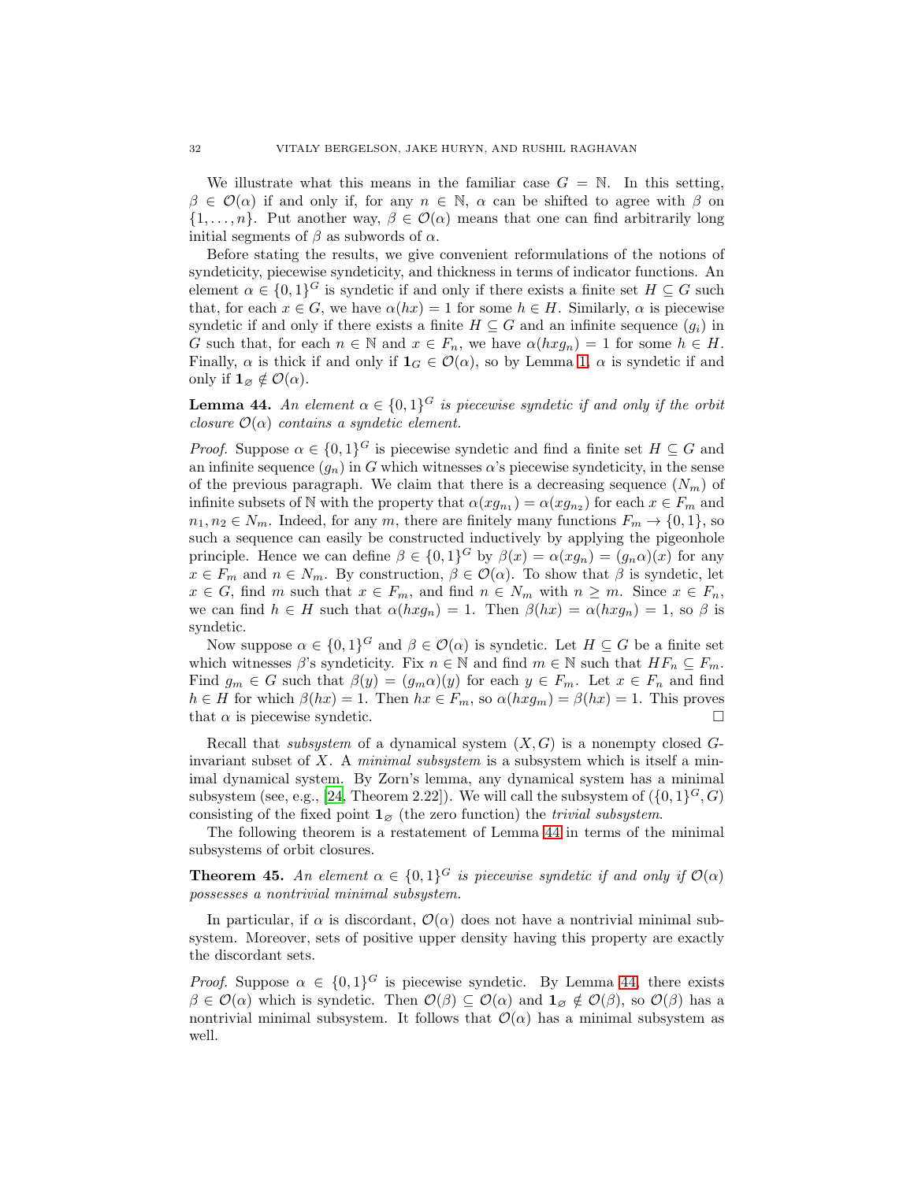We illustrate what this means in the familiar case $G = \mathbb{N}$. In this setting, $\beta \in \mathcal{O}(\alpha)$ if and only if, for any $n \in \mathbb{N}$, $\alpha$ can be shifted to agree with $\beta$ on $\{1, \ldots, n\}$. Put another way, $\beta \in \mathcal{O}(\alpha)$ means that one can find arbitrarily long initial segments of $\beta$ as subwords of $\alpha$.

Before stating the results, we give convenient reformulations of the notions of syndeticity, piecewise syndeticity, and thickness in terms of indicator functions. An element $\alpha \in \{0,1\}^G$ is syndetic if and only if there exists a finite set $H \subseteq G$ such that, for each $x \in G$, we have $\alpha(hx) = 1$ for some $h \in H$. Similarly, $\alpha$ is piecewise syndetic if and only if there exists a finite $H \subseteq G$ and an infinite sequence $(g_i)$ in $G$ such that, for each $n \in \mathbb{N}$ and $x \in F_n$, we have $\alpha(hxg_n) = 1$ for some $h \in H$. Finally, $\alpha$ is thick if and only if $\mathbf{1}_G \in \mathcal{O}(\alpha)$, so by Lemma 1, $\alpha$ is syndetic if and only if $\mathbf{1}_\varnothing \notin \mathcal{O}(\alpha)$.

**Lemma 44.** *An element $\alpha \in \{0,1\}^G$ is piecewise syndetic if and only if the orbit closure $\mathcal{O}(\alpha)$ contains a syndetic element.*

*Proof.* Suppose $\alpha \in \{0,1\}^G$ is piecewise syndetic and find a finite set $H \subseteq G$ and an infinite sequence $(g_n)$ in $G$ which witnesses $\alpha$'s piecewise syndeticity, in the sense of the previous paragraph. We claim that there is a decreasing sequence $(N_m)$ of infinite subsets of $\mathbb{N}$ with the property that $\alpha(xg_{n_1}) = \alpha(xg_{n_2})$ for each $x \in F_m$ and $n_1, n_2 \in N_m$. Indeed, for any $m$, there are finitely many functions $F_m \to \{0,1\}$, so such a sequence can easily be constructed inductively by applying the pigeonhole principle. Hence we can define $\beta \in \{0,1\}^G$ by $\beta(x) = \alpha(xg_n) = (g_n\alpha)(x)$ for any $x \in F_m$ and $n \in N_m$. By construction, $\beta \in \mathcal{O}(\alpha)$. To show that $\beta$ is syndetic, let $x \in G$, find $m$ such that $x \in F_m$, and find $n \in N_m$ with $n \geq m$. Since $x \in F_n$, we can find $h \in H$ such that $\alpha(hxg_n) = 1$. Then $\beta(hx) = \alpha(hxg_n) = 1$, so $\beta$ is syndetic.

Now suppose $\alpha \in \{0,1\}^G$ and $\beta \in \mathcal{O}(\alpha)$ is syndetic. Let $H \subseteq G$ be a finite set which witnesses $\beta$'s syndeticity. Fix $n \in \mathbb{N}$ and find $m \in \mathbb{N}$ such that $HF_n \subseteq F_m$. Find $g_m \in G$ such that $\beta(y) = (g_m\alpha)(y)$ for each $y \in F_m$. Let $x \in F_n$ and find $h \in H$ for which $\beta(hx) = 1$. Then $hx \in F_m$, so $\alpha(hxg_m) = \beta(hx) = 1$. This proves that $\alpha$ is piecewise syndetic. $\square$

Recall that *subsystem* of a dynamical system $(X, G)$ is a nonempty closed $G$-invariant subset of $X$. A *minimal subsystem* is a subsystem which is itself a minimal dynamical system. By Zorn's lemma, any dynamical system has a minimal subsystem (see, e.g., [24, Theorem 2.22]). We will call the subsystem of $(\{0,1\}^G, G)$ consisting of the fixed point $\mathbf{1}_\varnothing$ (the zero function) the *trivial subsystem*.

The following theorem is a restatement of Lemma 44 in terms of the minimal subsystems of orbit closures.

**Theorem 45.** *An element $\alpha \in \{0,1\}^G$ is piecewise syndetic if and only if $\mathcal{O}(\alpha)$ possesses a nontrivial minimal subsystem.*

In particular, if $\alpha$ is discordant, $\mathcal{O}(\alpha)$ does not have a nontrivial minimal subsystem. Moreover, sets of positive upper density having this property are exactly the discordant sets.

*Proof.* Suppose $\alpha \in \{0,1\}^G$ is piecewise syndetic. By Lemma 44, there exists $\beta \in \mathcal{O}(\alpha)$ which is syndetic. Then $\mathcal{O}(\beta) \subseteq \mathcal{O}(\alpha)$ and $\mathbf{1}_\varnothing \notin \mathcal{O}(\beta)$, so $\mathcal{O}(\beta)$ has a nontrivial minimal subsystem. It follows that $\mathcal{O}(\alpha)$ has a minimal subsystem as well.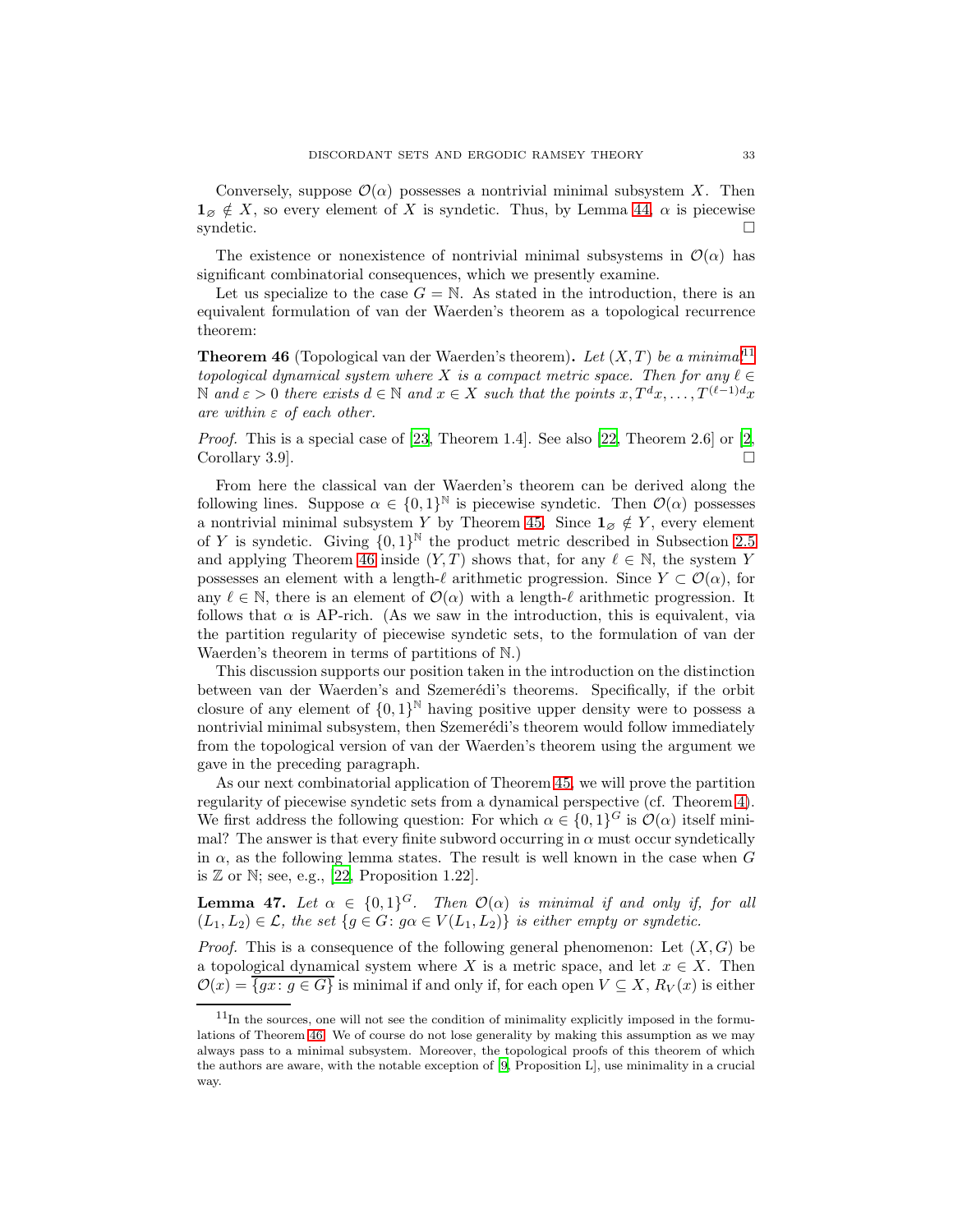Conversely, suppose $\mathcal{O}(\alpha)$ possesses a nontrivial minimal subsystem $X$. Then $\mathbf{1}_\varnothing \notin X$, so every element of $X$ is syndetic. Thus, by Lemma 44, $\alpha$ is piecewise syndetic. □

The existence or nonexistence of nontrivial minimal subsystems in $\mathcal{O}(\alpha)$ has significant combinatorial consequences, which we presently examine.

Let us specialize to the case $G = \mathbb{N}$. As stated in the introduction, there is an equivalent formulation of van der Waerden's theorem as a topological recurrence theorem:

**Theorem 46** (Topological van der Waerden's theorem)**.** *Let $(X, T)$ be a minimal*[11] *topological dynamical system where $X$ is a compact metric space. Then for any $\ell \in \mathbb{N}$ and $\varepsilon > 0$ there exists $d \in \mathbb{N}$ and $x \in X$ such that the points $x, T^d x, \ldots, T^{(\ell-1)d}x$ are within $\varepsilon$ of each other.*

*Proof.* This is a special case of [23, Theorem 1.4]. See also [22, Theorem 2.6] or [2, Corollary 3.9]. □

From here the classical van der Waerden's theorem can be derived along the following lines. Suppose $\alpha \in \{0,1\}^{\mathbb{N}}$ is piecewise syndetic. Then $\mathcal{O}(\alpha)$ possesses a nontrivial minimal subsystem $Y$ by Theorem 45. Since $\mathbf{1}_\varnothing \notin Y$, every element of $Y$ is syndetic. Giving $\{0,1\}^{\mathbb{N}}$ the product metric described in Subsection 2.5 and applying Theorem 46 inside $(Y, T)$ shows that, for any $\ell \in \mathbb{N}$, the system $Y$ possesses an element with a length-$\ell$ arithmetic progression. Since $Y \subset \mathcal{O}(\alpha)$, for any $\ell \in \mathbb{N}$, there is an element of $\mathcal{O}(\alpha)$ with a length-$\ell$ arithmetic progression. It follows that $\alpha$ is AP-rich. (As we saw in the introduction, this is equivalent, via the partition regularity of piecewise syndetic sets, to the formulation of van der Waerden's theorem in terms of partitions of $\mathbb{N}$.)

This discussion supports our position taken in the introduction on the distinction between van der Waerden's and Szemerédi's theorems. Specifically, if the orbit closure of any element of $\{0,1\}^{\mathbb{N}}$ having positive upper density were to possess a nontrivial minimal subsystem, then Szemerédi's theorem would follow immediately from the topological version of van der Waerden's theorem using the argument we gave in the preceding paragraph.

As our next combinatorial application of Theorem 45, we will prove the partition regularity of piecewise syndetic sets from a dynamical perspective (cf. Theorem 4). We first address the following question: For which $\alpha \in \{0,1\}^G$ is $\mathcal{O}(\alpha)$ itself minimal? The answer is that every finite subword occurring in $\alpha$ must occur syndetically in $\alpha$, as the following lemma states. The result is well known in the case when $G$ is $\mathbb{Z}$ or $\mathbb{N}$; see, e.g., [22, Proposition 1.22].

**Lemma 47.** *Let $\alpha \in \{0,1\}^G$. Then $\mathcal{O}(\alpha)$ is minimal if and only if, for all $(L_1, L_2) \in \mathcal{L}$, the set $\{g \in G \colon g\alpha \in V(L_1, L_2)\}$ is either empty or syndetic.*

*Proof.* This is a consequence of the following general phenomenon: Let $(X, G)$ be a topological dynamical system where $X$ is a metric space, and let $x \in X$. Then $\mathcal{O}(x) = \overline{\{gx \colon g \in G\}}$ is minimal if and only if, for each open $V \subseteq X$, $R_V(x)$ is either

[11] In the sources, one will not see the condition of minimality explicitly imposed in the formulations of Theorem 46. We of course do not lose generality by making this assumption as we may always pass to a minimal subsystem. Moreover, the topological proofs of this theorem of which the authors are aware, with the notable exception of [9, Proposition L], use minimality in a crucial way.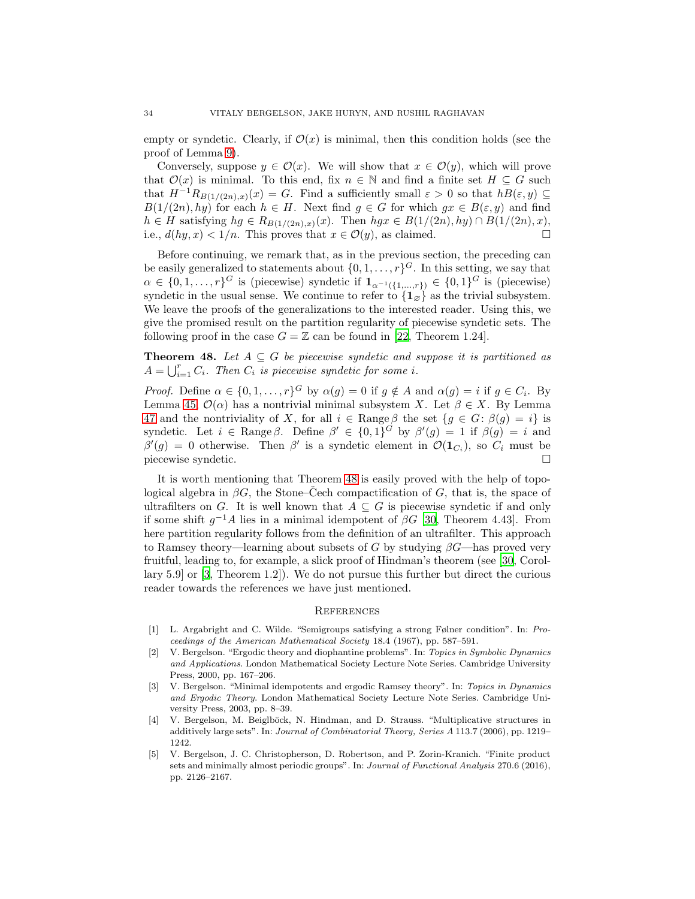empty or syndetic. Clearly, if $\mathcal{O}(x)$ is minimal, then this condition holds (see the proof of Lemma 9).

Conversely, suppose $y \in \mathcal{O}(x)$. We will show that $x \in \mathcal{O}(y)$, which will prove that $\mathcal{O}(x)$ is minimal. To this end, fix $n \in \mathbb{N}$ and find a finite set $H \subseteq G$ such that $H^{-1}R_{B(1/(2n),x)}(x) = G$. Find a sufficiently small $\varepsilon > 0$ so that $hB(\varepsilon, y) \subseteq B(1/(2n), hy)$ for each $h \in H$. Next find $g \in G$ for which $gx \in B(\varepsilon, y)$ and find $h \in H$ satisfying $hg \in R_{B(1/(2n),x)}(x)$. Then $hgx \in B(1/(2n), hy) \cap B(1/(2n), x)$, i.e., $d(hy, x) < 1/n$. This proves that $x \in \mathcal{O}(y)$, as claimed. $\square$

Before continuing, we remark that, as in the previous section, the preceding can be easily generalized to statements about $\{0, 1, \ldots, r\}^G$. In this setting, we say that $\alpha \in \{0, 1, \ldots, r\}^G$ is (piecewise) syndetic if $\mathbf{1}_{\alpha^{-1}(\{1,\ldots,r\})} \in \{0, 1\}^G$ is (piecewise) syndetic in the usual sense. We continue to refer to $\{\mathbf{1}_\varnothing\}$ as the trivial subsystem. We leave the proofs of the generalizations to the interested reader. Using this, we give the promised result on the partition regularity of piecewise syndetic sets. The following proof in the case $G = \mathbb{Z}$ can be found in [22, Theorem 1.24].

**Theorem 48.** *Let $A \subseteq G$ be piecewise syndetic and suppose it is partitioned as $A = \bigcup_{i=1}^r C_i$. Then $C_i$ is piecewise syndetic for some $i$.*

*Proof.* Define $\alpha \in \{0, 1, \ldots, r\}^G$ by $\alpha(g) = 0$ if $g \notin A$ and $\alpha(g) = i$ if $g \in C_i$. By Lemma 45, $\mathcal{O}(\alpha)$ has a nontrivial minimal subsystem $X$. Let $\beta \in X$. By Lemma 47 and the nontriviality of $X$, for all $i \in \operatorname{Range} \beta$ the set $\{g \in G \colon \beta(g) = i\}$ is syndetic. Let $i \in \operatorname{Range} \beta$. Define $\beta' \in \{0, 1\}^G$ by $\beta'(g) = 1$ if $\beta(g) = i$ and $\beta'(g) = 0$ otherwise. Then $\beta'$ is a syndetic element in $\mathcal{O}(\mathbf{1}_{C_i})$, so $C_i$ must be piecewise syndetic. $\square$

It is worth mentioning that Theorem 48 is easily proved with the help of topological algebra in $\beta G$, the Stone–Čech compactification of $G$, that is, the space of ultrafilters on $G$. It is well known that $A \subseteq G$ is piecewise syndetic if and only if some shift $g^{-1}A$ lies in a minimal idempotent of $\beta G$ [30, Theorem 4.43]. From here partition regularity follows from the definition of an ultrafilter. This approach to Ramsey theory—learning about subsets of $G$ by studying $\beta G$—has proved very fruitful, leading to, for example, a slick proof of Hindman's theorem (see [30, Corollary 5.9] or [3, Theorem 1.2]). We do not pursue this further but direct the curious reader towards the references we have just mentioned.

## References

[1] L. Argabright and C. Wilde. "Semigroups satisfying a strong Følner condition". In: *Proceedings of the American Mathematical Society* 18.4 (1967), pp. 587–591.

[2] V. Bergelson. "Ergodic theory and diophantine problems". In: *Topics in Symbolic Dynamics and Applications*. London Mathematical Society Lecture Note Series. Cambridge University Press, 2000, pp. 167–206.

[3] V. Bergelson. "Minimal idempotents and ergodic Ramsey theory". In: *Topics in Dynamics and Ergodic Theory*. London Mathematical Society Lecture Note Series. Cambridge University Press, 2003, pp. 8–39.

[4] V. Bergelson, M. Beiglböck, N. Hindman, and D. Strauss. "Multiplicative structures in additively large sets". In: *Journal of Combinatorial Theory, Series A* 113.7 (2006), pp. 1219–1242.

[5] V. Bergelson, J. C. Christopherson, D. Robertson, and P. Zorin-Kranich. "Finite product sets and minimally almost periodic groups". In: *Journal of Functional Analysis* 270.6 (2016), pp. 2126–2167.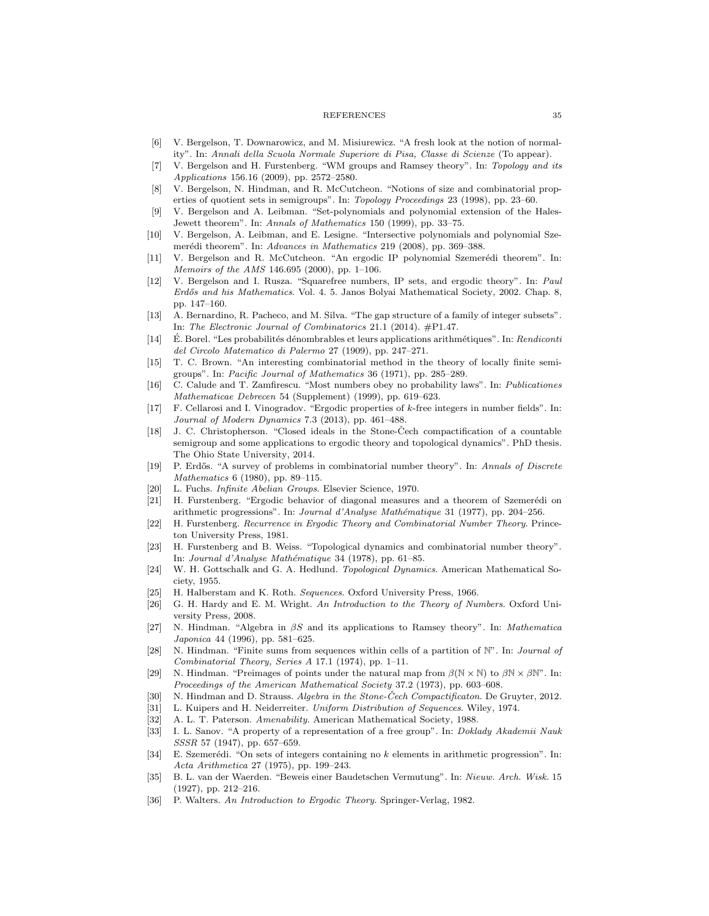[6] V. Bergelson, T. Downarowicz, and M. Misiurewicz. "A fresh look at the notion of normality". In: *Annali della Scuola Normale Superiore di Pisa, Classe di Scienze* (To appear).

[7] V. Bergelson and H. Furstenberg. "WM groups and Ramsey theory". In: *Topology and its Applications* 156.16 (2009), pp. 2572–2580.

[8] V. Bergelson, N. Hindman, and R. McCutcheon. "Notions of size and combinatorial properties of quotient sets in semigroups". In: *Topology Proceedings* 23 (1998), pp. 23–60.

[9] V. Bergelson and A. Leibman. "Set-polynomials and polynomial extension of the Hales-Jewett theorem". In: *Annals of Mathematics* 150 (1999), pp. 33–75.

[10] V. Bergelson, A. Leibman, and E. Lesigne. "Intersective polynomials and polynomial Szemerédi theorem". In: *Advances in Mathematics* 219 (2008), pp. 369–388.

[11] V. Bergelson and R. McCutcheon. "An ergodic IP polynomial Szemerédi theorem". In: *Memoirs of the AMS* 146.695 (2000), pp. 1–106.

[12] V. Bergelson and I. Rusza. "Squarefree numbers, IP sets, and ergodic theory". In: *Paul Erdős and his Mathematics*. Vol. 4. 5. Janos Bolyai Mathematical Society, 2002. Chap. 8, pp. 147–160.

[13] A. Bernardino, R. Pacheco, and M. Silva. "The gap structure of a family of integer subsets". In: *The Electronic Journal of Combinatorics* 21.1 (2014). #P1.47.

[14] É. Borel. "Les probabilités dénombrables et leurs applications arithmétiques". In: *Rendiconti del Circolo Matematico di Palermo* 27 (1909), pp. 247–271.

[15] T. C. Brown. "An interesting combinatorial method in the theory of locally finite semigroups". In: *Pacific Journal of Mathematics* 36 (1971), pp. 285–289.

[16] C. Calude and T. Zamfirescu. "Most numbers obey no probability laws". In: *Publicationes Mathematicae Debrecen* 54 (Supplement) (1999), pp. 619–623.

[17] F. Cellarosi and I. Vinogradov. "Ergodic properties of $k$-free integers in number fields". In: *Journal of Modern Dynamics* 7.3 (2013), pp. 461–488.

[18] J. C. Christopherson. "Closed ideals in the Stone-Čech compactification of a countable semigroup and some applications to ergodic theory and topological dynamics". PhD thesis. The Ohio State University, 2014.

[19] P. Erdős. "A survey of problems in combinatorial number theory". In: *Annals of Discrete Mathematics* 6 (1980), pp. 89–115.

[20] L. Fuchs. *Infinite Abelian Groups*. Elsevier Science, 1970.

[21] H. Furstenberg. "Ergodic behavior of diagonal measures and a theorem of Szemerédi on arithmetic progressions". In: *Journal d'Analyse Mathématique* 31 (1977), pp. 204–256.

[22] H. Furstenberg. *Recurrence in Ergodic Theory and Combinatorial Number Theory*. Princeton University Press, 1981.

[23] H. Furstenberg and B. Weiss. "Topological dynamics and combinatorial number theory". In: *Journal d'Analyse Mathématique* 34 (1978), pp. 61–85.

[24] W. H. Gottschalk and G. A. Hedlund. *Topological Dynamics*. American Mathematical Society, 1955.

[25] H. Halberstam and K. Roth. *Sequences*. Oxford University Press, 1966.

[26] G. H. Hardy and E. M. Wright. *An Introduction to the Theory of Numbers*. Oxford University Press, 2008.

[27] N. Hindman. "Algebra in $\beta S$ and its applications to Ramsey theory". In: *Mathematica Japonica* 44 (1996), pp. 581–625.

[28] N. Hindman. "Finite sums from sequences within cells of a partition of $\mathbb{N}$". In: *Journal of Combinatorial Theory, Series A* 17.1 (1974), pp. 1–11.

[29] N. Hindman. "Preimages of points under the natural map from $\beta(\mathbb{N}\times\mathbb{N})$ to $\beta\mathbb{N}\times\beta\mathbb{N}$". In: *Proceedings of the American Mathematical Society* 37.2 (1973), pp. 603–608.

[30] N. Hindman and D. Strauss. *Algebra in the Stone-Čech Compactificaton*. De Gruyter, 2012.

[31] L. Kuipers and H. Neiderreiter. *Uniform Distribution of Sequences*. Wiley, 1974.

[32] A. L. T. Paterson. *Amenability*. American Mathematical Society, 1988.

[33] I. L. Sanov. "A property of a representation of a free group". In: *Doklady Akademii Nauk SSSR* 57 (1947), pp. 657–659.

[34] E. Szemerédi. "On sets of integers containing no $k$ elements in arithmetic progression". In: *Acta Arithmetica* 27 (1975), pp. 199–243.

[35] B. L. van der Waerden. "Beweis einer Baudetschen Vermutung". In: *Nieuw. Arch. Wisk.* 15 (1927), pp. 212–216.

[36] P. Walters. *An Introduction to Ergodic Theory*. Springer-Verlag, 1982.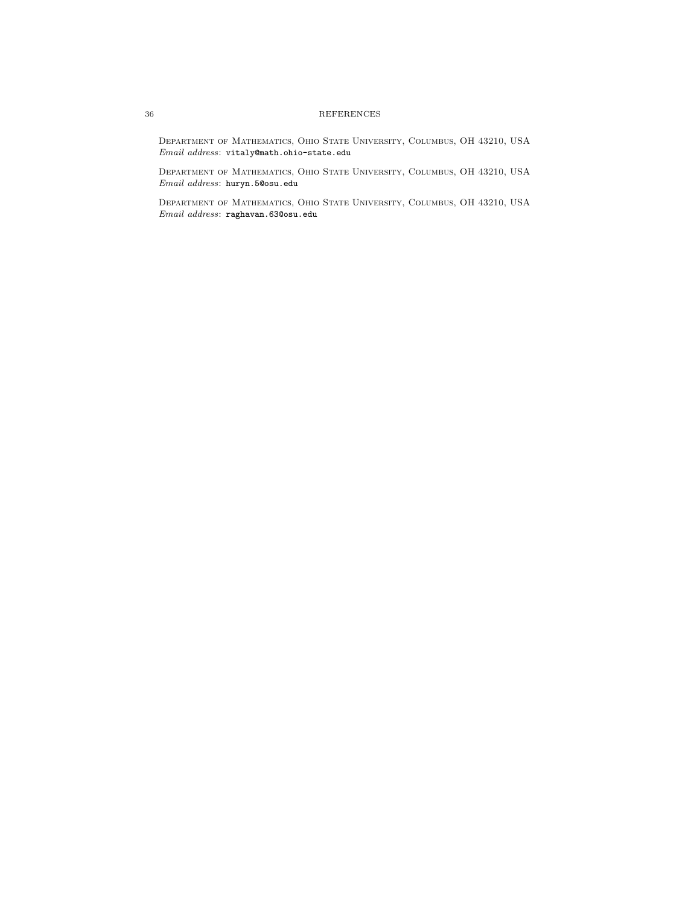Department of Mathematics, Ohio State University, Columbus, OH 43210, USA
*Email address*: vitaly@math.ohio-state.edu

Department of Mathematics, Ohio State University, Columbus, OH 43210, USA
*Email address*: huryn.5@osu.edu

Department of Mathematics, Ohio State University, Columbus, OH 43210, USA
*Email address*: raghavan.63@osu.edu